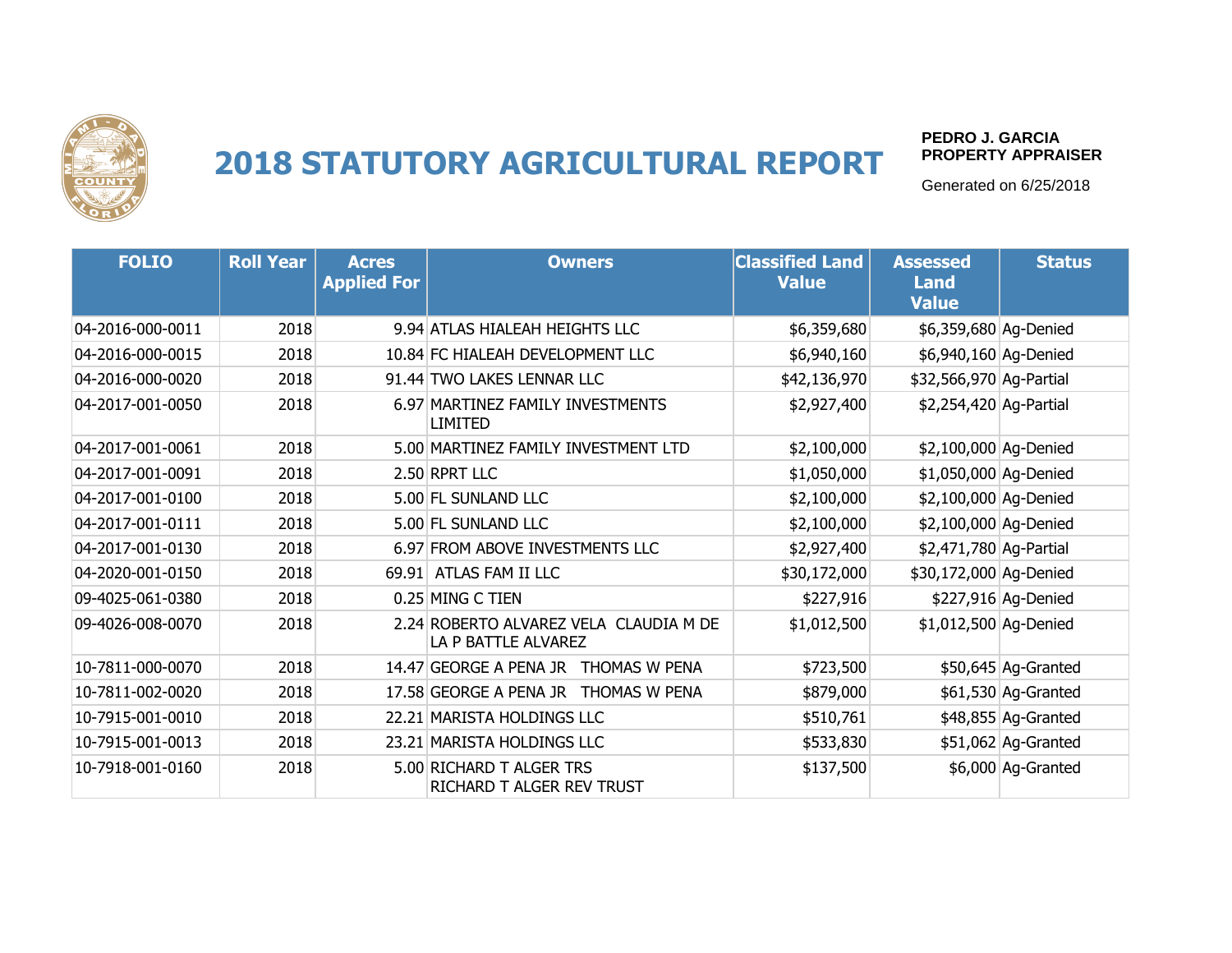# 2018 STATUTORY AGRICULTURAL REPORT

**PEDRO J. GARCIA**
**PROPERTY APPRAISER**

Generated on 6/25/2018

| FOLIO | Roll Year | Acres Applied For | Owners | Classified Land Value | Assessed Land Value | Status |
|---|---|---|---|---|---|---|
| 04-2016-000-0011 | 2018 | 9.94 | ATLAS HIALEAH HEIGHTS LLC | $6,359,680 | $6,359,680 | Ag-Denied |
| 04-2016-000-0015 | 2018 | 10.84 | FC HIALEAH DEVELOPMENT LLC | $6,940,160 | $6,940,160 | Ag-Denied |
| 04-2016-000-0020 | 2018 | 91.44 | TWO LAKES LENNAR LLC | $42,136,970 | $32,566,970 | Ag-Partial |
| 04-2017-001-0050 | 2018 | 6.97 | MARTINEZ FAMILY INVESTMENTS LIMITED | $2,927,400 | $2,254,420 | Ag-Partial |
| 04-2017-001-0061 | 2018 | 5.00 | MARTINEZ FAMILY INVESTMENT LTD | $2,100,000 | $2,100,000 | Ag-Denied |
| 04-2017-001-0091 | 2018 | 2.50 | RPRT LLC | $1,050,000 | $1,050,000 | Ag-Denied |
| 04-2017-001-0100 | 2018 | 5.00 | FL SUNLAND LLC | $2,100,000 | $2,100,000 | Ag-Denied |
| 04-2017-001-0111 | 2018 | 5.00 | FL SUNLAND LLC | $2,100,000 | $2,100,000 | Ag-Denied |
| 04-2017-001-0130 | 2018 | 6.97 | FROM ABOVE INVESTMENTS LLC | $2,927,400 | $2,471,780 | Ag-Partial |
| 04-2020-001-0150 | 2018 | 69.91 | ATLAS FAM II LLC | $30,172,000 | $30,172,000 | Ag-Denied |
| 09-4025-061-0380 | 2018 | 0.25 | MING C TIEN | $227,916 | $227,916 | Ag-Denied |
| 09-4026-008-0070 | 2018 | 2.24 | ROBERTO ALVAREZ VELA CLAUDIA M DE LA P BATTLE ALVAREZ | $1,012,500 | $1,012,500 | Ag-Denied |
| 10-7811-000-0070 | 2018 | 14.47 | GEORGE A PENA JR THOMAS W PENA | $723,500 | $50,645 | Ag-Granted |
| 10-7811-002-0020 | 2018 | 17.58 | GEORGE A PENA JR THOMAS W PENA | $879,000 | $61,530 | Ag-Granted |
| 10-7915-001-0010 | 2018 | 22.21 | MARISTA HOLDINGS LLC | $510,761 | $48,855 | Ag-Granted |
| 10-7915-001-0013 | 2018 | 23.21 | MARISTA HOLDINGS LLC | $533,830 | $51,062 | Ag-Granted |
| 10-7918-001-0160 | 2018 | 5.00 | RICHARD T ALGER TRS RICHARD T ALGER REV TRUST | $137,500 | $6,000 | Ag-Granted |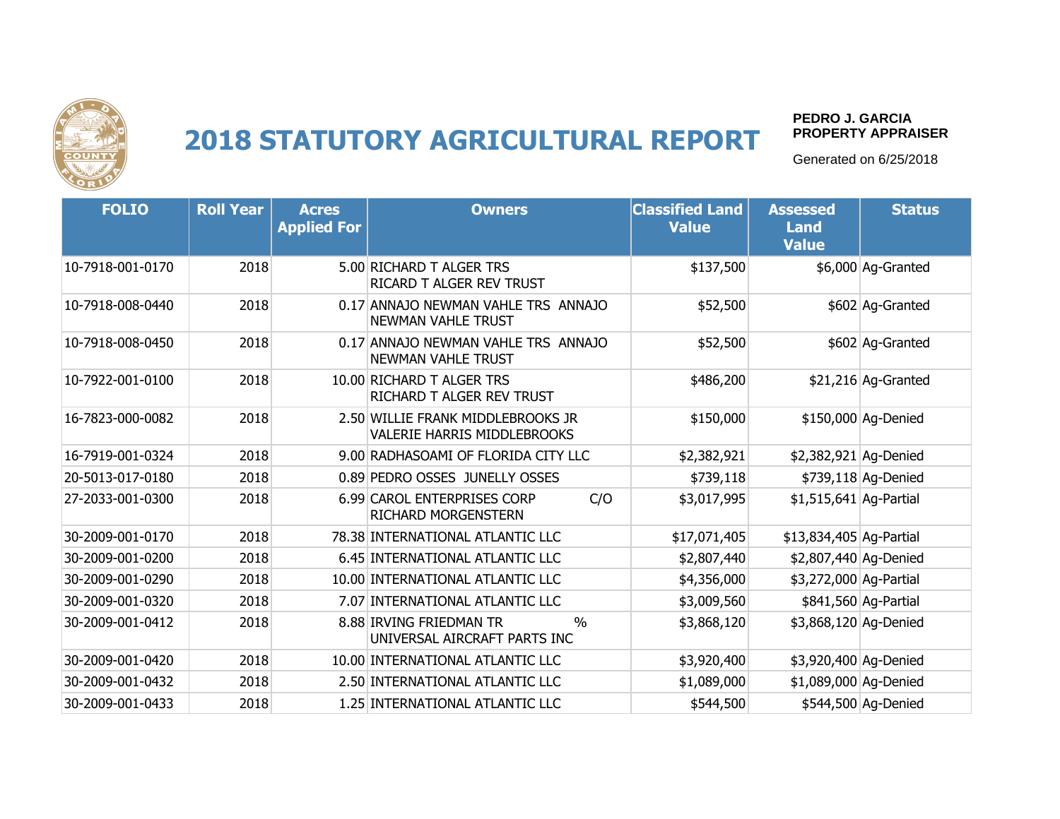# 2018 STATUTORY AGRICULTURAL REPORT

**PEDRO J. GARCIA**
**PROPERTY APPRAISER**

Generated on 6/25/2018

| FOLIO | Roll Year | Acres Applied For | Owners | Classified Land Value | Assessed Land Value | Status |
|---|---|---|---|---|---|---|
| 10-7918-001-0170 | 2018 | 5.00 | RICHARD T ALGER TRS RICARD T ALGER REV TRUST | $137,500 | $6,000 | Ag-Granted |
| 10-7918-008-0440 | 2018 | 0.17 | ANNAJO NEWMAN VAHLE TRS ANNAJO NEWMAN VAHLE TRUST | $52,500 | $602 | Ag-Granted |
| 10-7918-008-0450 | 2018 | 0.17 | ANNAJO NEWMAN VAHLE TRS ANNAJO NEWMAN VAHLE TRUST | $52,500 | $602 | Ag-Granted |
| 10-7922-001-0100 | 2018 | 10.00 | RICHARD T ALGER TRS RICHARD T ALGER REV TRUST | $486,200 | $21,216 | Ag-Granted |
| 16-7823-000-0082 | 2018 | 2.50 | WILLIE FRANK MIDDLEBROOKS JR VALERIE HARRIS MIDDLEBROOKS | $150,000 | $150,000 | Ag-Denied |
| 16-7919-001-0324 | 2018 | 9.00 | RADHASOAMI OF FLORIDA CITY LLC | $2,382,921 | $2,382,921 | Ag-Denied |
| 20-5013-017-0180 | 2018 | 0.89 | PEDRO OSSES JUNELLY OSSES | $739,118 | $739,118 | Ag-Denied |
| 27-2033-001-0300 | 2018 | 6.99 | CAROL ENTERPRISES CORP C/O RICHARD MORGENSTERN | $3,017,995 | $1,515,641 | Ag-Partial |
| 30-2009-001-0170 | 2018 | 78.38 | INTERNATIONAL ATLANTIC LLC | $17,071,405 | $13,834,405 | Ag-Partial |
| 30-2009-001-0200 | 2018 | 6.45 | INTERNATIONAL ATLANTIC LLC | $2,807,440 | $2,807,440 | Ag-Denied |
| 30-2009-001-0290 | 2018 | 10.00 | INTERNATIONAL ATLANTIC LLC | $4,356,000 | $3,272,000 | Ag-Partial |
| 30-2009-001-0320 | 2018 | 7.07 | INTERNATIONAL ATLANTIC LLC | $3,009,560 | $841,560 | Ag-Partial |
| 30-2009-001-0412 | 2018 | 8.88 | IRVING FRIEDMAN TR % UNIVERSAL AIRCRAFT PARTS INC | $3,868,120 | $3,868,120 | Ag-Denied |
| 30-2009-001-0420 | 2018 | 10.00 | INTERNATIONAL ATLANTIC LLC | $3,920,400 | $3,920,400 | Ag-Denied |
| 30-2009-001-0432 | 2018 | 2.50 | INTERNATIONAL ATLANTIC LLC | $1,089,000 | $1,089,000 | Ag-Denied |
| 30-2009-001-0433 | 2018 | 1.25 | INTERNATIONAL ATLANTIC LLC | $544,500 | $544,500 | Ag-Denied |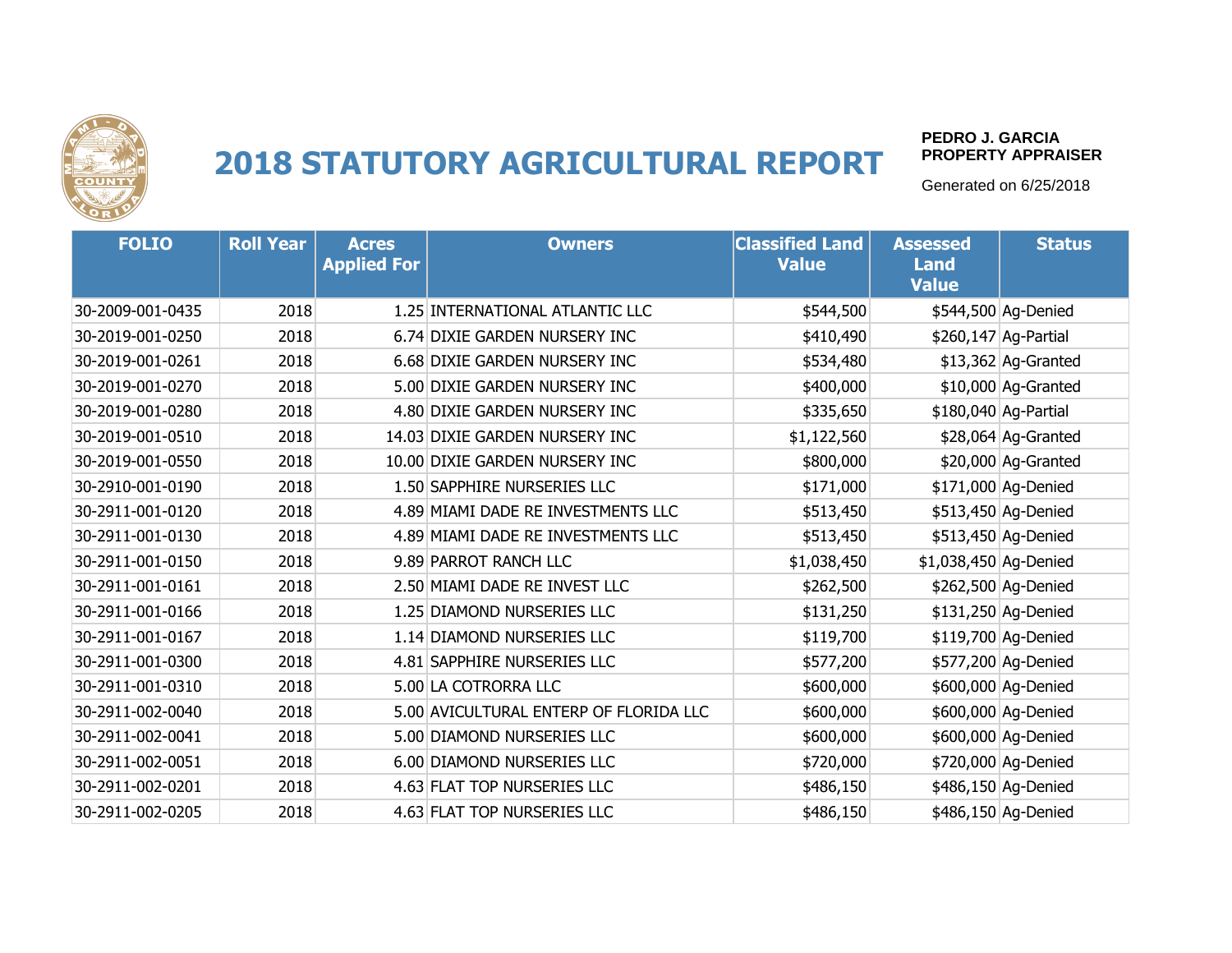# 2018 STATUTORY AGRICULTURAL REPORT

**PEDRO J. GARCIA**
**PROPERTY APPRAISER**

Generated on 6/25/2018

| FOLIO | Roll Year | Acres Applied For | Owners | Classified Land Value | Assessed Land Value | Status |
|---|---|---|---|---|---|---|
| 30-2009-001-0435 | 2018 | 1.25 | INTERNATIONAL ATLANTIC LLC | $544,500 | $544,500 | Ag-Denied |
| 30-2019-001-0250 | 2018 | 6.74 | DIXIE GARDEN NURSERY INC | $410,490 | $260,147 | Ag-Partial |
| 30-2019-001-0261 | 2018 | 6.68 | DIXIE GARDEN NURSERY INC | $534,480 | $13,362 | Ag-Granted |
| 30-2019-001-0270 | 2018 | 5.00 | DIXIE GARDEN NURSERY INC | $400,000 | $10,000 | Ag-Granted |
| 30-2019-001-0280 | 2018 | 4.80 | DIXIE GARDEN NURSERY INC | $335,650 | $180,040 | Ag-Partial |
| 30-2019-001-0510 | 2018 | 14.03 | DIXIE GARDEN NURSERY INC | $1,122,560 | $28,064 | Ag-Granted |
| 30-2019-001-0550 | 2018 | 10.00 | DIXIE GARDEN NURSERY INC | $800,000 | $20,000 | Ag-Granted |
| 30-2910-001-0190 | 2018 | 1.50 | SAPPHIRE NURSERIES LLC | $171,000 | $171,000 | Ag-Denied |
| 30-2911-001-0120 | 2018 | 4.89 | MIAMI DADE RE INVESTMENTS LLC | $513,450 | $513,450 | Ag-Denied |
| 30-2911-001-0130 | 2018 | 4.89 | MIAMI DADE RE INVESTMENTS LLC | $513,450 | $513,450 | Ag-Denied |
| 30-2911-001-0150 | 2018 | 9.89 | PARROT RANCH LLC | $1,038,450 | $1,038,450 | Ag-Denied |
| 30-2911-001-0161 | 2018 | 2.50 | MIAMI DADE RE INVEST LLC | $262,500 | $262,500 | Ag-Denied |
| 30-2911-001-0166 | 2018 | 1.25 | DIAMOND NURSERIES LLC | $131,250 | $131,250 | Ag-Denied |
| 30-2911-001-0167 | 2018 | 1.14 | DIAMOND NURSERIES LLC | $119,700 | $119,700 | Ag-Denied |
| 30-2911-001-0300 | 2018 | 4.81 | SAPPHIRE NURSERIES LLC | $577,200 | $577,200 | Ag-Denied |
| 30-2911-001-0310 | 2018 | 5.00 | LA COTORRA LLC | $600,000 | $600,000 | Ag-Denied |
| 30-2911-002-0040 | 2018 | 5.00 | AVICULTURAL ENTERP OF FLORIDA LLC | $600,000 | $600,000 | Ag-Denied |
| 30-2911-002-0041 | 2018 | 5.00 | DIAMOND NURSERIES LLC | $600,000 | $600,000 | Ag-Denied |
| 30-2911-002-0051 | 2018 | 6.00 | DIAMOND NURSERIES LLC | $720,000 | $720,000 | Ag-Denied |
| 30-2911-002-0201 | 2018 | 4.63 | FLAT TOP NURSERIES LLC | $486,150 | $486,150 | Ag-Denied |
| 30-2911-002-0205 | 2018 | 4.63 | FLAT TOP NURSERIES LLC | $486,150 | $486,150 | Ag-Denied |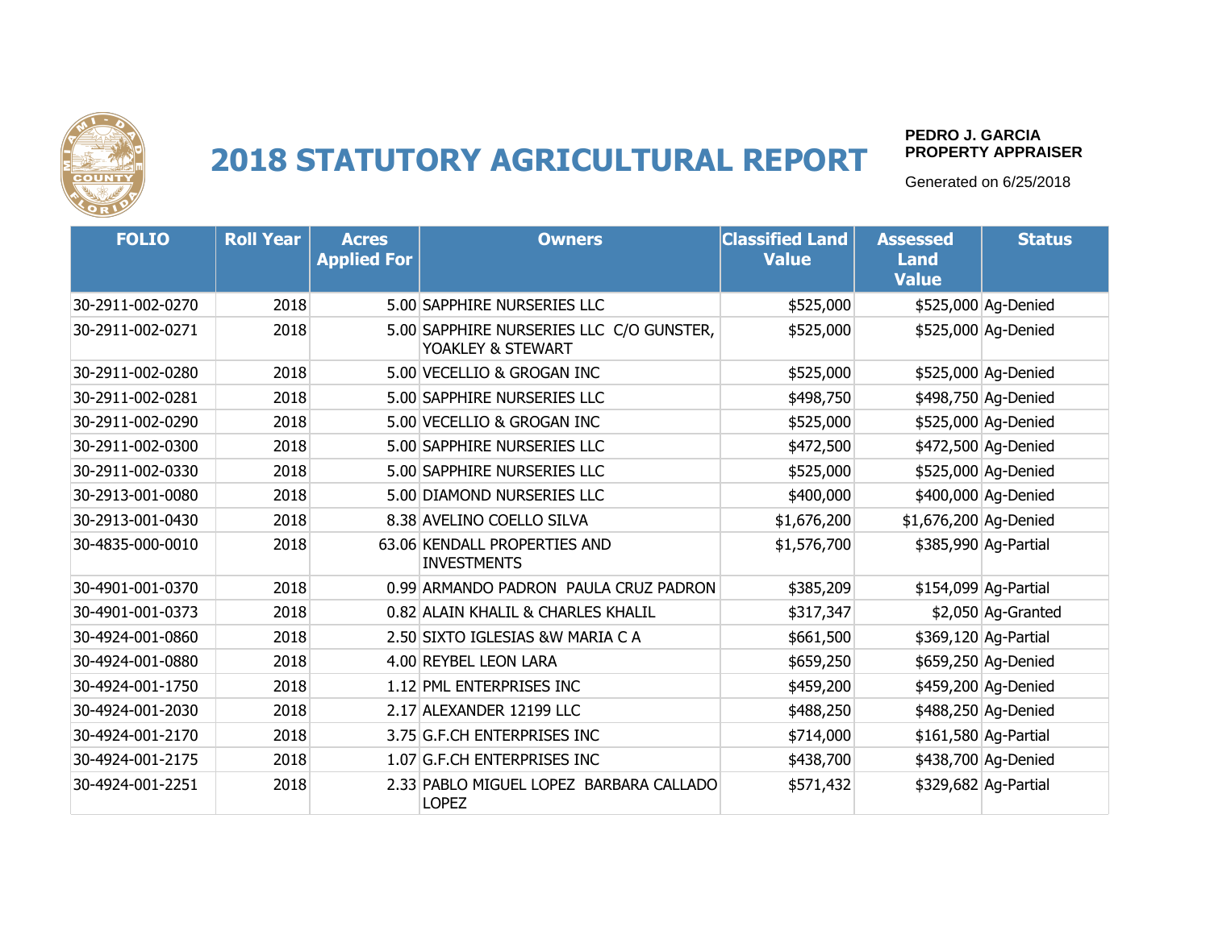# 2018 STATUTORY AGRICULTURAL REPORT

**PEDRO J. GARCIA**
**PROPERTY APPRAISER**

Generated on 6/25/2018

| FOLIO | Roll Year | Acres Applied For | Owners | Classified Land Value | Assessed Land Value | Status |
|---|---|---|---|---|---|---|
| 30-2911-002-0270 | 2018 | 5.00 | SAPPHIRE NURSERIES LLC | $525,000 | $525,000 | Ag-Denied |
| 30-2911-002-0271 | 2018 | 5.00 | SAPPHIRE NURSERIES LLC C/O GUNSTER, YOAKLEY & STEWART | $525,000 | $525,000 | Ag-Denied |
| 30-2911-002-0280 | 2018 | 5.00 | VECELLIO & GROGAN INC | $525,000 | $525,000 | Ag-Denied |
| 30-2911-002-0281 | 2018 | 5.00 | SAPPHIRE NURSERIES LLC | $498,750 | $498,750 | Ag-Denied |
| 30-2911-002-0290 | 2018 | 5.00 | VECELLIO & GROGAN INC | $525,000 | $525,000 | Ag-Denied |
| 30-2911-002-0300 | 2018 | 5.00 | SAPPHIRE NURSERIES LLC | $472,500 | $472,500 | Ag-Denied |
| 30-2911-002-0330 | 2018 | 5.00 | SAPPHIRE NURSERIES LLC | $525,000 | $525,000 | Ag-Denied |
| 30-2913-001-0080 | 2018 | 5.00 | DIAMOND NURSERIES LLC | $400,000 | $400,000 | Ag-Denied |
| 30-2913-001-0430 | 2018 | 8.38 | AVELINO COELLO SILVA | $1,676,200 | $1,676,200 | Ag-Denied |
| 30-4835-000-0010 | 2018 | 63.06 | KENDALL PROPERTIES AND INVESTMENTS | $1,576,700 | $385,990 | Ag-Partial |
| 30-4901-001-0370 | 2018 | 0.99 | ARMANDO PADRON PAULA CRUZ PADRON | $385,209 | $154,099 | Ag-Partial |
| 30-4901-001-0373 | 2018 | 0.82 | ALAIN KHALIL & CHARLES KHALIL | $317,347 | $2,050 | Ag-Granted |
| 30-4924-001-0860 | 2018 | 2.50 | SIXTO IGLESIAS &W MARIA C A | $661,500 | $369,120 | Ag-Partial |
| 30-4924-001-0880 | 2018 | 4.00 | REYBEL LEON LARA | $659,250 | $659,250 | Ag-Denied |
| 30-4924-001-1750 | 2018 | 1.12 | PML ENTERPRISES INC | $459,200 | $459,200 | Ag-Denied |
| 30-4924-001-2030 | 2018 | 2.17 | ALEXANDER 12199 LLC | $488,250 | $488,250 | Ag-Denied |
| 30-4924-001-2170 | 2018 | 3.75 | G.F.CH ENTERPRISES INC | $714,000 | $161,580 | Ag-Partial |
| 30-4924-001-2175 | 2018 | 1.07 | G.F.CH ENTERPRISES INC | $438,700 | $438,700 | Ag-Denied |
| 30-4924-001-2251 | 2018 | 2.33 | PABLO MIGUEL LOPEZ BARBARA CALLADO LOPEZ | $571,432 | $329,682 | Ag-Partial |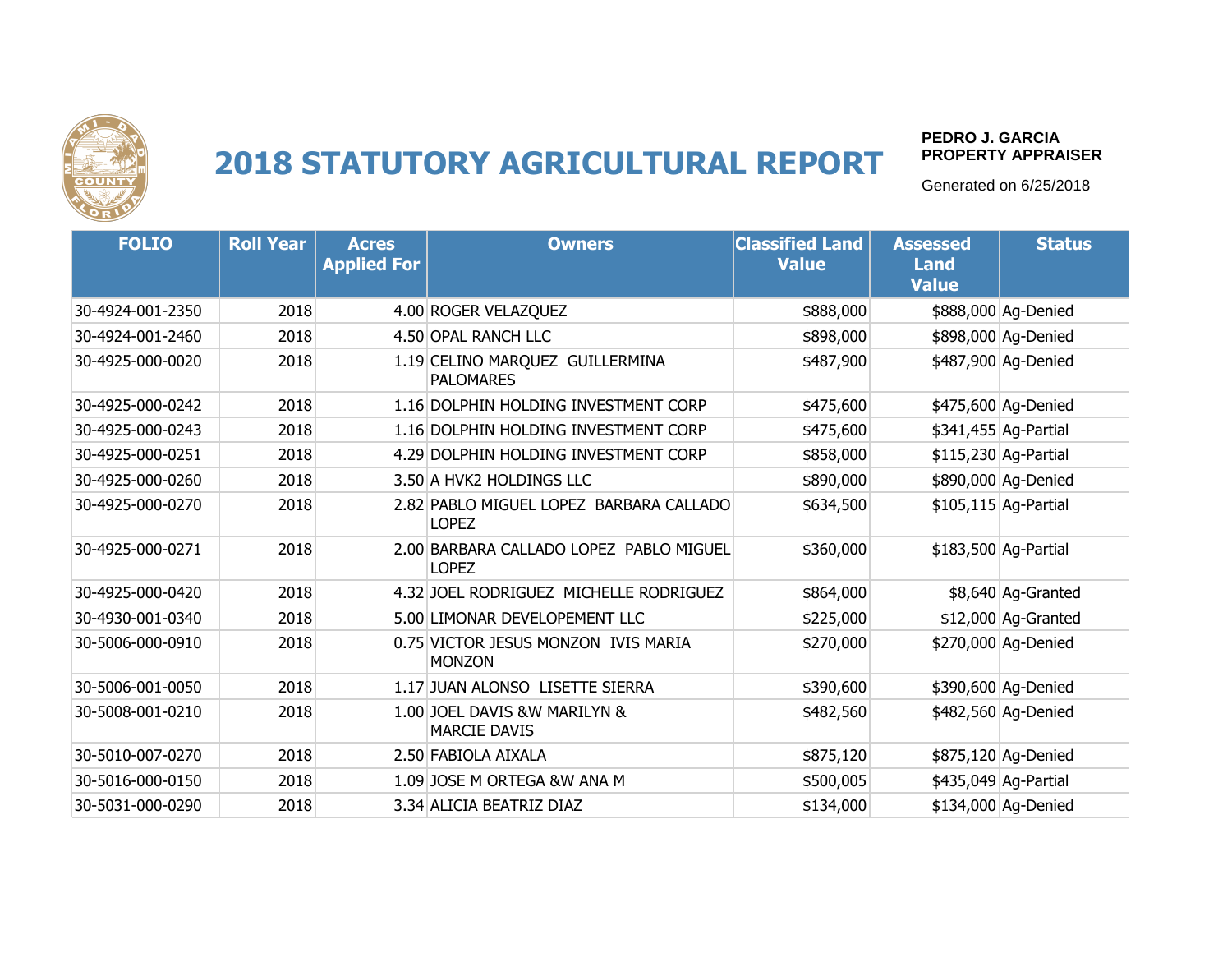# 2018 STATUTORY AGRICULTURAL REPORT

**PEDRO J. GARCIA**
**PROPERTY APPRAISER**

Generated on 6/25/2018

| FOLIO | Roll Year | Acres Applied For | Owners | Classified Land Value | Assessed Land Value | Status |
|---|---|---|---|---|---|---|
| 30-4924-001-2350 | 2018 | 4.00 | ROGER VELAZQUEZ | $888,000 | $888,000 | Ag-Denied |
| 30-4924-001-2460 | 2018 | 4.50 | OPAL RANCH LLC | $898,000 | $898,000 | Ag-Denied |
| 30-4925-000-0020 | 2018 | 1.19 | CELINO MARQUEZ GUILLERMINA PALOMARES | $487,900 | $487,900 | Ag-Denied |
| 30-4925-000-0242 | 2018 | 1.16 | DOLPHIN HOLDING INVESTMENT CORP | $475,600 | $475,600 | Ag-Denied |
| 30-4925-000-0243 | 2018 | 1.16 | DOLPHIN HOLDING INVESTMENT CORP | $475,600 | $341,455 | Ag-Partial |
| 30-4925-000-0251 | 2018 | 4.29 | DOLPHIN HOLDING INVESTMENT CORP | $858,000 | $115,230 | Ag-Partial |
| 30-4925-000-0260 | 2018 | 3.50 | A HVK2 HOLDINGS LLC | $890,000 | $890,000 | Ag-Denied |
| 30-4925-000-0270 | 2018 | 2.82 | PABLO MIGUEL LOPEZ BARBARA CALLADO LOPEZ | $634,500 | $105,115 | Ag-Partial |
| 30-4925-000-0271 | 2018 | 2.00 | BARBARA CALLADO LOPEZ PABLO MIGUEL LOPEZ | $360,000 | $183,500 | Ag-Partial |
| 30-4925-000-0420 | 2018 | 4.32 | JOEL RODRIGUEZ MICHELLE RODRIGUEZ | $864,000 | $8,640 | Ag-Granted |
| 30-4930-001-0340 | 2018 | 5.00 | LIMONAR DEVELOPEMENT LLC | $225,000 | $12,000 | Ag-Granted |
| 30-5006-000-0910 | 2018 | 0.75 | VICTOR JESUS MONZON IVIS MARIA MONZON | $270,000 | $270,000 | Ag-Denied |
| 30-5006-001-0050 | 2018 | 1.17 | JUAN ALONSO LISETTE SIERRA | $390,600 | $390,600 | Ag-Denied |
| 30-5008-001-0210 | 2018 | 1.00 | JOEL DAVIS &W MARILYN & MARCIE DAVIS | $482,560 | $482,560 | Ag-Denied |
| 30-5010-007-0270 | 2018 | 2.50 | FABIOLA AIXALA | $875,120 | $875,120 | Ag-Denied |
| 30-5016-000-0150 | 2018 | 1.09 | JOSE M ORTEGA &W ANA M | $500,005 | $435,049 | Ag-Partial |
| 30-5031-000-0290 | 2018 | 3.34 | ALICIA BEATRIZ DIAZ | $134,000 | $134,000 | Ag-Denied |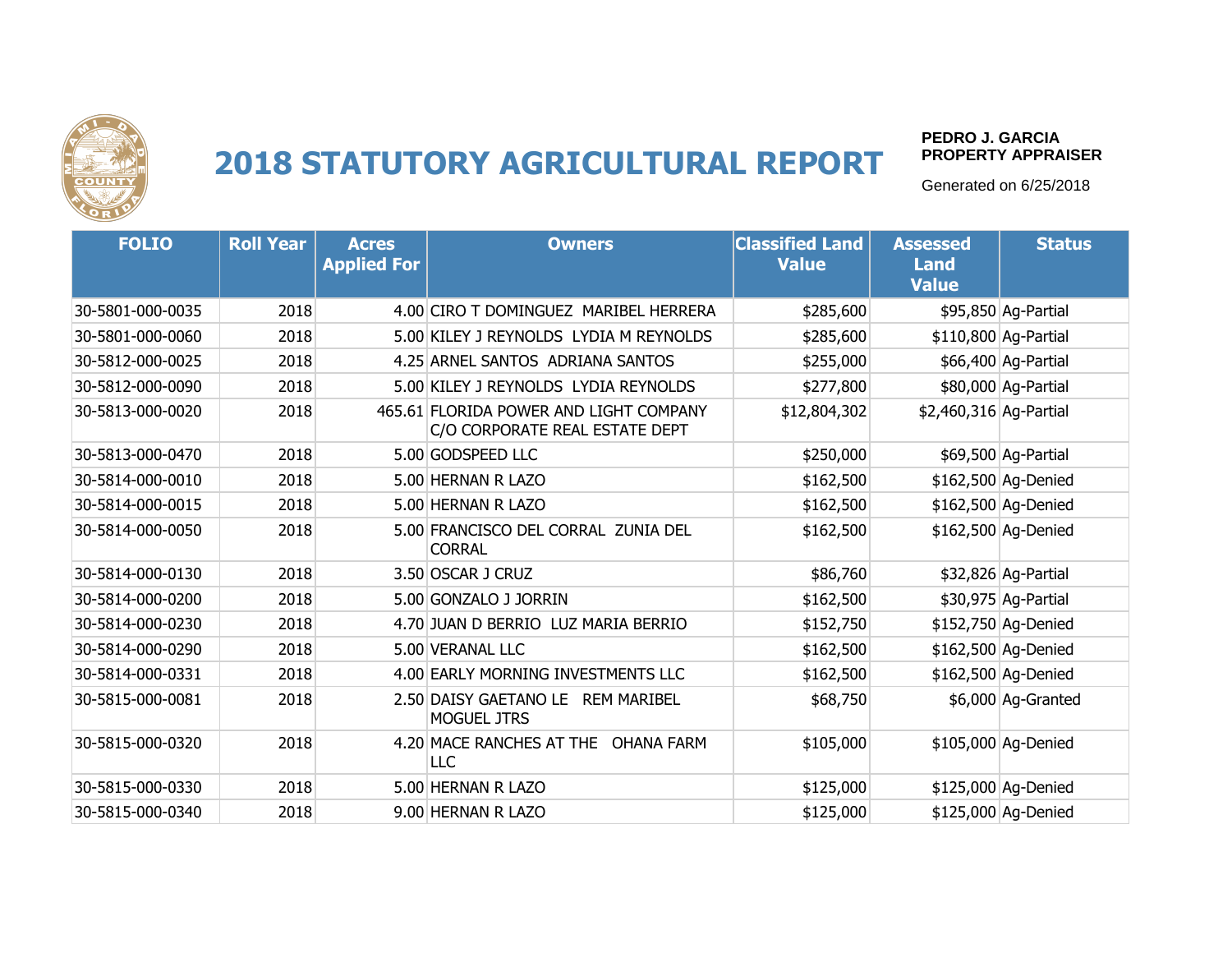# 2018 STATUTORY AGRICULTURAL REPORT

**PEDRO J. GARCIA**
**PROPERTY APPRAISER**

Generated on 6/25/2018

| FOLIO | Roll Year | Acres Applied For | Owners | Classified Land Value | Assessed Land Value | Status |
|---|---|---|---|---|---|---|
| 30-5801-000-0035 | 2018 | 4.00 | CIRO T DOMINGUEZ MARIBEL HERRERA | $285,600 | $95,850 | Ag-Partial |
| 30-5801-000-0060 | 2018 | 5.00 | KILEY J REYNOLDS LYDIA M REYNOLDS | $285,600 | $110,800 | Ag-Partial |
| 30-5812-000-0025 | 2018 | 4.25 | ARNEL SANTOS ADRIANA SANTOS | $255,000 | $66,400 | Ag-Partial |
| 30-5812-000-0090 | 2018 | 5.00 | KILEY J REYNOLDS LYDIA REYNOLDS | $277,800 | $80,000 | Ag-Partial |
| 30-5813-000-0020 | 2018 | 465.61 | FLORIDA POWER AND LIGHT COMPANY C/O CORPORATE REAL ESTATE DEPT | $12,804,302 | $2,460,316 | Ag-Partial |
| 30-5813-000-0470 | 2018 | 5.00 | GODSPEED LLC | $250,000 | $69,500 | Ag-Partial |
| 30-5814-000-0010 | 2018 | 5.00 | HERNAN R LAZO | $162,500 | $162,500 | Ag-Denied |
| 30-5814-000-0015 | 2018 | 5.00 | HERNAN R LAZO | $162,500 | $162,500 | Ag-Denied |
| 30-5814-000-0050 | 2018 | 5.00 | FRANCISCO DEL CORRAL ZUNIA DEL CORRAL | $162,500 | $162,500 | Ag-Denied |
| 30-5814-000-0130 | 2018 | 3.50 | OSCAR J CRUZ | $86,760 | $32,826 | Ag-Partial |
| 30-5814-000-0200 | 2018 | 5.00 | GONZALO J JORRIN | $162,500 | $30,975 | Ag-Partial |
| 30-5814-000-0230 | 2018 | 4.70 | JUAN D BERRIO LUZ MARIA BERRIO | $152,750 | $152,750 | Ag-Denied |
| 30-5814-000-0290 | 2018 | 5.00 | VERANAL LLC | $162,500 | $162,500 | Ag-Denied |
| 30-5814-000-0331 | 2018 | 4.00 | EARLY MORNING INVESTMENTS LLC | $162,500 | $162,500 | Ag-Denied |
| 30-5815-000-0081 | 2018 | 2.50 | DAISY GAETANO LE REM MARIBEL MOGUEL JTRS | $68,750 | $6,000 | Ag-Granted |
| 30-5815-000-0320 | 2018 | 4.20 | MACE RANCHES AT THE OHANA FARM LLC | $105,000 | $105,000 | Ag-Denied |
| 30-5815-000-0330 | 2018 | 5.00 | HERNAN R LAZO | $125,000 | $125,000 | Ag-Denied |
| 30-5815-000-0340 | 2018 | 9.00 | HERNAN R LAZO | $125,000 | $125,000 | Ag-Denied |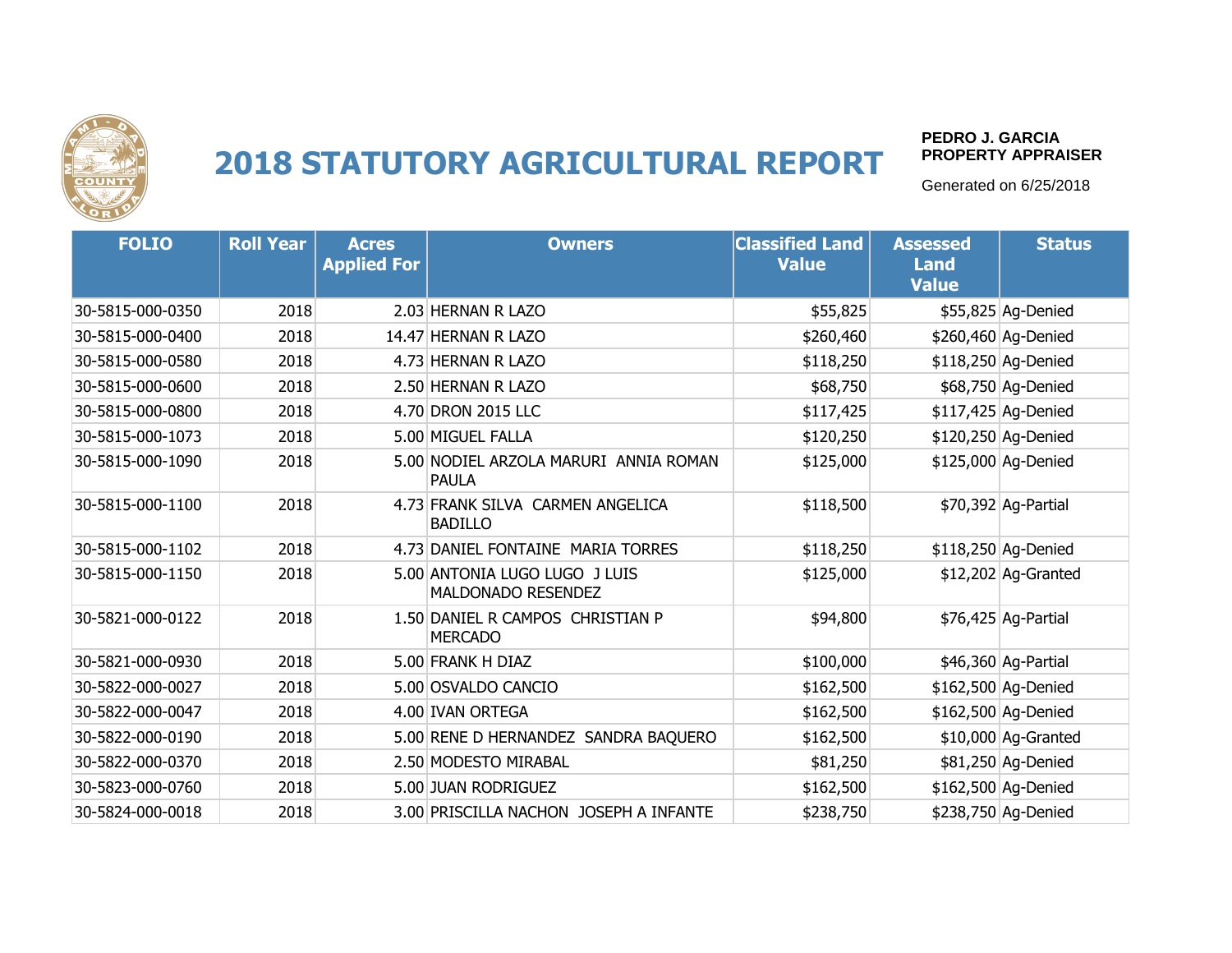# 2018 STATUTORY AGRICULTURAL REPORT

**PEDRO J. GARCIA**
**PROPERTY APPRAISER**

Generated on 6/25/2018

| FOLIO | Roll Year | Acres Applied For | Owners | Classified Land Value | Assessed Land Value | Status |
|---|---|---|---|---|---|---|
| 30-5815-000-0350 | 2018 | 2.03 | HERNAN R LAZO | $55,825 | $55,825 | Ag-Denied |
| 30-5815-000-0400 | 2018 | 14.47 | HERNAN R LAZO | $260,460 | $260,460 | Ag-Denied |
| 30-5815-000-0580 | 2018 | 4.73 | HERNAN R LAZO | $118,250 | $118,250 | Ag-Denied |
| 30-5815-000-0600 | 2018 | 2.50 | HERNAN R LAZO | $68,750 | $68,750 | Ag-Denied |
| 30-5815-000-0800 | 2018 | 4.70 | DRON 2015 LLC | $117,425 | $117,425 | Ag-Denied |
| 30-5815-000-1073 | 2018 | 5.00 | MIGUEL FALLA | $120,250 | $120,250 | Ag-Denied |
| 30-5815-000-1090 | 2018 | 5.00 | NODIEL ARZOLA MARURI ANNIA ROMAN PAULA | $125,000 | $125,000 | Ag-Denied |
| 30-5815-000-1100 | 2018 | 4.73 | FRANK SILVA CARMEN ANGELICA BADILLO | $118,500 | $70,392 | Ag-Partial |
| 30-5815-000-1102 | 2018 | 4.73 | DANIEL FONTAINE MARIA TORRES | $118,250 | $118,250 | Ag-Denied |
| 30-5815-000-1150 | 2018 | 5.00 | ANTONIA LUGO LUGO J LUIS MALDONADO RESENDEZ | $125,000 | $12,202 | Ag-Granted |
| 30-5821-000-0122 | 2018 | 1.50 | DANIEL R CAMPOS CHRISTIAN P MERCADO | $94,800 | $76,425 | Ag-Partial |
| 30-5821-000-0930 | 2018 | 5.00 | FRANK H DIAZ | $100,000 | $46,360 | Ag-Partial |
| 30-5822-000-0027 | 2018 | 5.00 | OSVALDO CANCIO | $162,500 | $162,500 | Ag-Denied |
| 30-5822-000-0047 | 2018 | 4.00 | IVAN ORTEGA | $162,500 | $162,500 | Ag-Denied |
| 30-5822-000-0190 | 2018 | 5.00 | RENE D HERNANDEZ SANDRA BAQUERO | $162,500 | $10,000 | Ag-Granted |
| 30-5822-000-0370 | 2018 | 2.50 | MODESTO MIRABAL | $81,250 | $81,250 | Ag-Denied |
| 30-5823-000-0760 | 2018 | 5.00 | JUAN RODRIGUEZ | $162,500 | $162,500 | Ag-Denied |
| 30-5824-000-0018 | 2018 | 3.00 | PRISCILLA NACHON JOSEPH A INFANTE | $238,750 | $238,750 | Ag-Denied |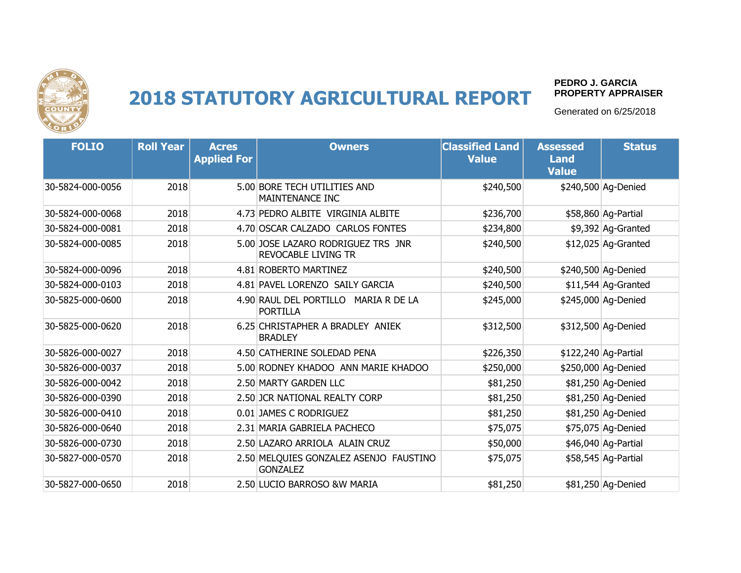# 2018 STATUTORY AGRICULTURAL REPORT

**PEDRO J. GARCIA**
**PROPERTY APPRAISER**

Generated on 6/25/2018

| FOLIO | Roll Year | Acres Applied For | Owners | Classified Land Value | Assessed Land Value | Status |
|---|---|---|---|---|---|---|
| 30-5824-000-0056 | 2018 | 5.00 | BORE TECH UTILITIES AND MAINTENANCE INC | $240,500 | $240,500 | Ag-Denied |
| 30-5824-000-0068 | 2018 | 4.73 | PEDRO ALBITE VIRGINIA ALBITE | $236,700 | $58,860 | Ag-Partial |
| 30-5824-000-0081 | 2018 | 4.70 | OSCAR CALZADO CARLOS FONTES | $234,800 | $9,392 | Ag-Granted |
| 30-5824-000-0085 | 2018 | 5.00 | JOSE LAZARO RODRIGUEZ TRS JNR REVOCABLE LIVING TR | $240,500 | $12,025 | Ag-Granted |
| 30-5824-000-0096 | 2018 | 4.81 | ROBERTO MARTINEZ | $240,500 | $240,500 | Ag-Denied |
| 30-5824-000-0103 | 2018 | 4.81 | PAVEL LORENZO SAILY GARCIA | $240,500 | $11,544 | Ag-Granted |
| 30-5825-000-0600 | 2018 | 4.90 | RAUL DEL PORTILLO MARIA R DE LA PORTILLA | $245,000 | $245,000 | Ag-Denied |
| 30-5825-000-0620 | 2018 | 6.25 | CHRISTAPHER A BRADLEY ANIEK BRADLEY | $312,500 | $312,500 | Ag-Denied |
| 30-5826-000-0027 | 2018 | 4.50 | CATHERINE SOLEDAD PENA | $226,350 | $122,240 | Ag-Partial |
| 30-5826-000-0037 | 2018 | 5.00 | RODNEY KHADOO ANN MARIE KHADOO | $250,000 | $250,000 | Ag-Denied |
| 30-5826-000-0042 | 2018 | 2.50 | MARTY GARDEN LLC | $81,250 | $81,250 | Ag-Denied |
| 30-5826-000-0390 | 2018 | 2.50 | JCR NATIONAL REALTY CORP | $81,250 | $81,250 | Ag-Denied |
| 30-5826-000-0410 | 2018 | 0.01 | JAMES C RODRIGUEZ | $81,250 | $81,250 | Ag-Denied |
| 30-5826-000-0640 | 2018 | 2.31 | MARIA GABRIELA PACHECO | $75,075 | $75,075 | Ag-Denied |
| 30-5826-000-0730 | 2018 | 2.50 | LAZARO ARRIOLA ALAIN CRUZ | $50,000 | $46,040 | Ag-Partial |
| 30-5827-000-0570 | 2018 | 2.50 | MELQUIES GONZALEZ ASENJO FAUSTINO GONZALEZ | $75,075 | $58,545 | Ag-Partial |
| 30-5827-000-0650 | 2018 | 2.50 | LUCIO BARROSO &W MARIA | $81,250 | $81,250 | Ag-Denied |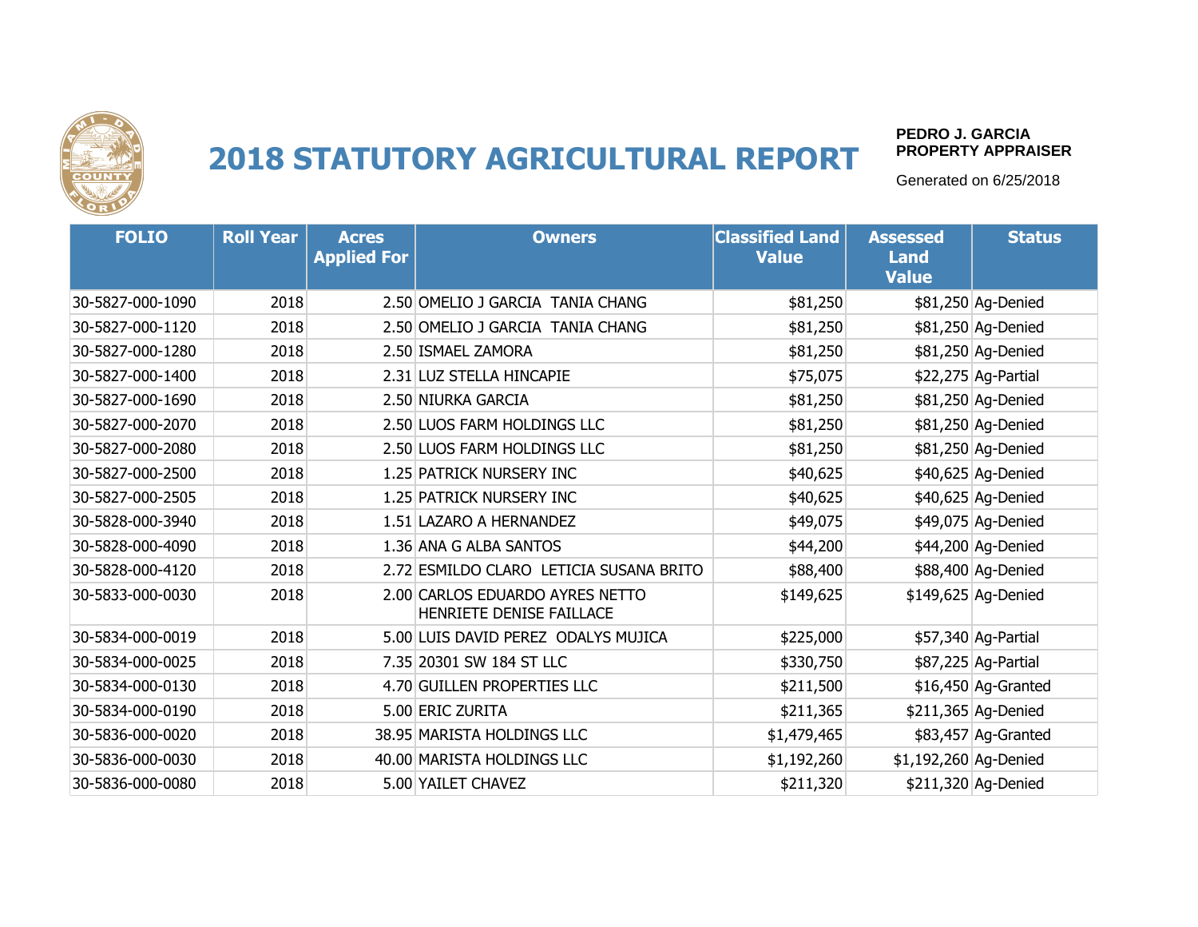# 2018 STATUTORY AGRICULTURAL REPORT

**PEDRO J. GARCIA**
**PROPERTY APPRAISER**

Generated on 6/25/2018

| FOLIO | Roll Year | Acres Applied For | Owners | Classified Land Value | Assessed Land Value | Status |
|---|---|---|---|---|---|---|
| 30-5827-000-1090 | 2018 | 2.50 | OMELIO J GARCIA TANIA CHANG | $81,250 | $81,250 | Ag-Denied |
| 30-5827-000-1120 | 2018 | 2.50 | OMELIO J GARCIA TANIA CHANG | $81,250 | $81,250 | Ag-Denied |
| 30-5827-000-1280 | 2018 | 2.50 | ISMAEL ZAMORA | $81,250 | $81,250 | Ag-Denied |
| 30-5827-000-1400 | 2018 | 2.31 | LUZ STELLA HINCAPIE | $75,075 | $22,275 | Ag-Partial |
| 30-5827-000-1690 | 2018 | 2.50 | NIURKA GARCIA | $81,250 | $81,250 | Ag-Denied |
| 30-5827-000-2070 | 2018 | 2.50 | LUOS FARM HOLDINGS LLC | $81,250 | $81,250 | Ag-Denied |
| 30-5827-000-2080 | 2018 | 2.50 | LUOS FARM HOLDINGS LLC | $81,250 | $81,250 | Ag-Denied |
| 30-5827-000-2500 | 2018 | 1.25 | PATRICK NURSERY INC | $40,625 | $40,625 | Ag-Denied |
| 30-5827-000-2505 | 2018 | 1.25 | PATRICK NURSERY INC | $40,625 | $40,625 | Ag-Denied |
| 30-5828-000-3940 | 2018 | 1.51 | LAZARO A HERNANDEZ | $49,075 | $49,075 | Ag-Denied |
| 30-5828-000-4090 | 2018 | 1.36 | ANA G ALBA SANTOS | $44,200 | $44,200 | Ag-Denied |
| 30-5828-000-4120 | 2018 | 2.72 | ESMILDO CLARO LETICIA SUSANA BRITO | $88,400 | $88,400 | Ag-Denied |
| 30-5833-000-0030 | 2018 | 2.00 | CARLOS EDUARDO AYRES NETTO HENRIETE DENISE FAILLACE | $149,625 | $149,625 | Ag-Denied |
| 30-5834-000-0019 | 2018 | 5.00 | LUIS DAVID PEREZ ODALYS MUJICA | $225,000 | $57,340 | Ag-Partial |
| 30-5834-000-0025 | 2018 | 7.35 | 20301 SW 184 ST LLC | $330,750 | $87,225 | Ag-Partial |
| 30-5834-000-0130 | 2018 | 4.70 | GUILLEN PROPERTIES LLC | $211,500 | $16,450 | Ag-Granted |
| 30-5834-000-0190 | 2018 | 5.00 | ERIC ZURITA | $211,365 | $211,365 | Ag-Denied |
| 30-5836-000-0020 | 2018 | 38.95 | MARISTA HOLDINGS LLC | $1,479,465 | $83,457 | Ag-Granted |
| 30-5836-000-0030 | 2018 | 40.00 | MARISTA HOLDINGS LLC | $1,192,260 | $1,192,260 | Ag-Denied |
| 30-5836-000-0080 | 2018 | 5.00 | YAILET CHAVEZ | $211,320 | $211,320 | Ag-Denied |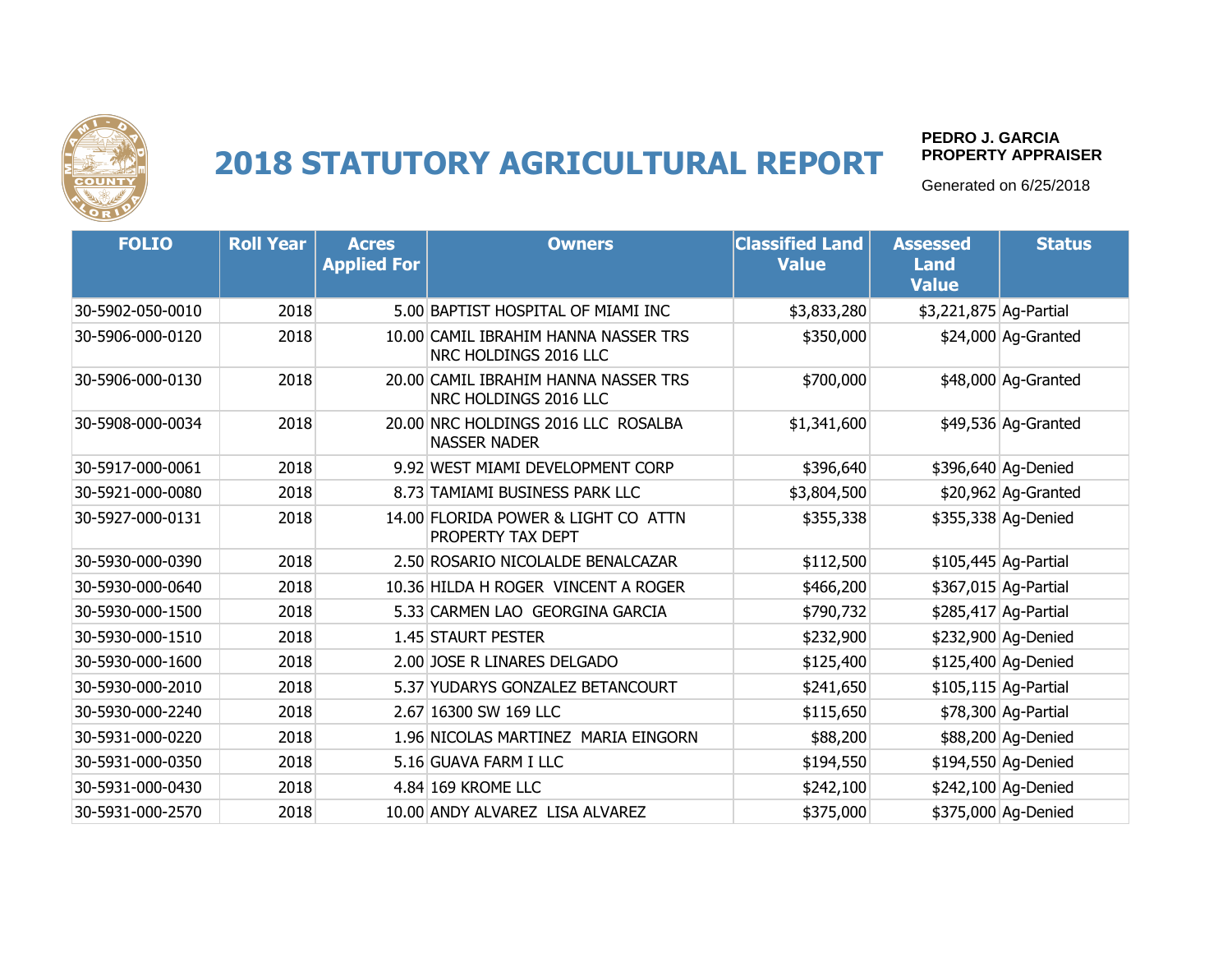# 2018 STATUTORY AGRICULTURAL REPORT

**PEDRO J. GARCIA**
**PROPERTY APPRAISER**

Generated on 6/25/2018

| FOLIO | Roll Year | Acres Applied For | Owners | Classified Land Value | Assessed Land Value | Status |
|---|---|---|---|---|---|---|
| 30-5902-050-0010 | 2018 | 5.00 | BAPTIST HOSPITAL OF MIAMI INC | $3,833,280 | $3,221,875 | Ag-Partial |
| 30-5906-000-0120 | 2018 | 10.00 | CAMIL IBRAHIM HANNA NASSER TRS NRC HOLDINGS 2016 LLC | $350,000 | $24,000 | Ag-Granted |
| 30-5906-000-0130 | 2018 | 20.00 | CAMIL IBRAHIM HANNA NASSER TRS NRC HOLDINGS 2016 LLC | $700,000 | $48,000 | Ag-Granted |
| 30-5908-000-0034 | 2018 | 20.00 | NRC HOLDINGS 2016 LLC ROSALBA NASSER NADER | $1,341,600 | $49,536 | Ag-Granted |
| 30-5917-000-0061 | 2018 | 9.92 | WEST MIAMI DEVELOPMENT CORP | $396,640 | $396,640 | Ag-Denied |
| 30-5921-000-0080 | 2018 | 8.73 | TAMIAMI BUSINESS PARK LLC | $3,804,500 | $20,962 | Ag-Granted |
| 30-5927-000-0131 | 2018 | 14.00 | FLORIDA POWER & LIGHT CO ATTN PROPERTY TAX DEPT | $355,338 | $355,338 | Ag-Denied |
| 30-5930-000-0390 | 2018 | 2.50 | ROSARIO NICOLALDE BENALCAZAR | $112,500 | $105,445 | Ag-Partial |
| 30-5930-000-0640 | 2018 | 10.36 | HILDA H ROGER VINCENT A ROGER | $466,200 | $367,015 | Ag-Partial |
| 30-5930-000-1500 | 2018 | 5.33 | CARMEN LAO GEORGINA GARCIA | $790,732 | $285,417 | Ag-Partial |
| 30-5930-000-1510 | 2018 | 1.45 | STAURT PESTER | $232,900 | $232,900 | Ag-Denied |
| 30-5930-000-1600 | 2018 | 2.00 | JOSE R LINARES DELGADO | $125,400 | $125,400 | Ag-Denied |
| 30-5930-000-2010 | 2018 | 5.37 | YUDARYS GONZALEZ BETANCOURT | $241,650 | $105,115 | Ag-Partial |
| 30-5930-000-2240 | 2018 | 2.67 | 16300 SW 169 LLC | $115,650 | $78,300 | Ag-Partial |
| 30-5931-000-0220 | 2018 | 1.96 | NICOLAS MARTINEZ MARIA EINGORN | $88,200 | $88,200 | Ag-Denied |
| 30-5931-000-0350 | 2018 | 5.16 | GUAVA FARM I LLC | $194,550 | $194,550 | Ag-Denied |
| 30-5931-000-0430 | 2018 | 4.84 | 169 KROME LLC | $242,100 | $242,100 | Ag-Denied |
| 30-5931-000-2570 | 2018 | 10.00 | ANDY ALVAREZ LISA ALVAREZ | $375,000 | $375,000 | Ag-Denied |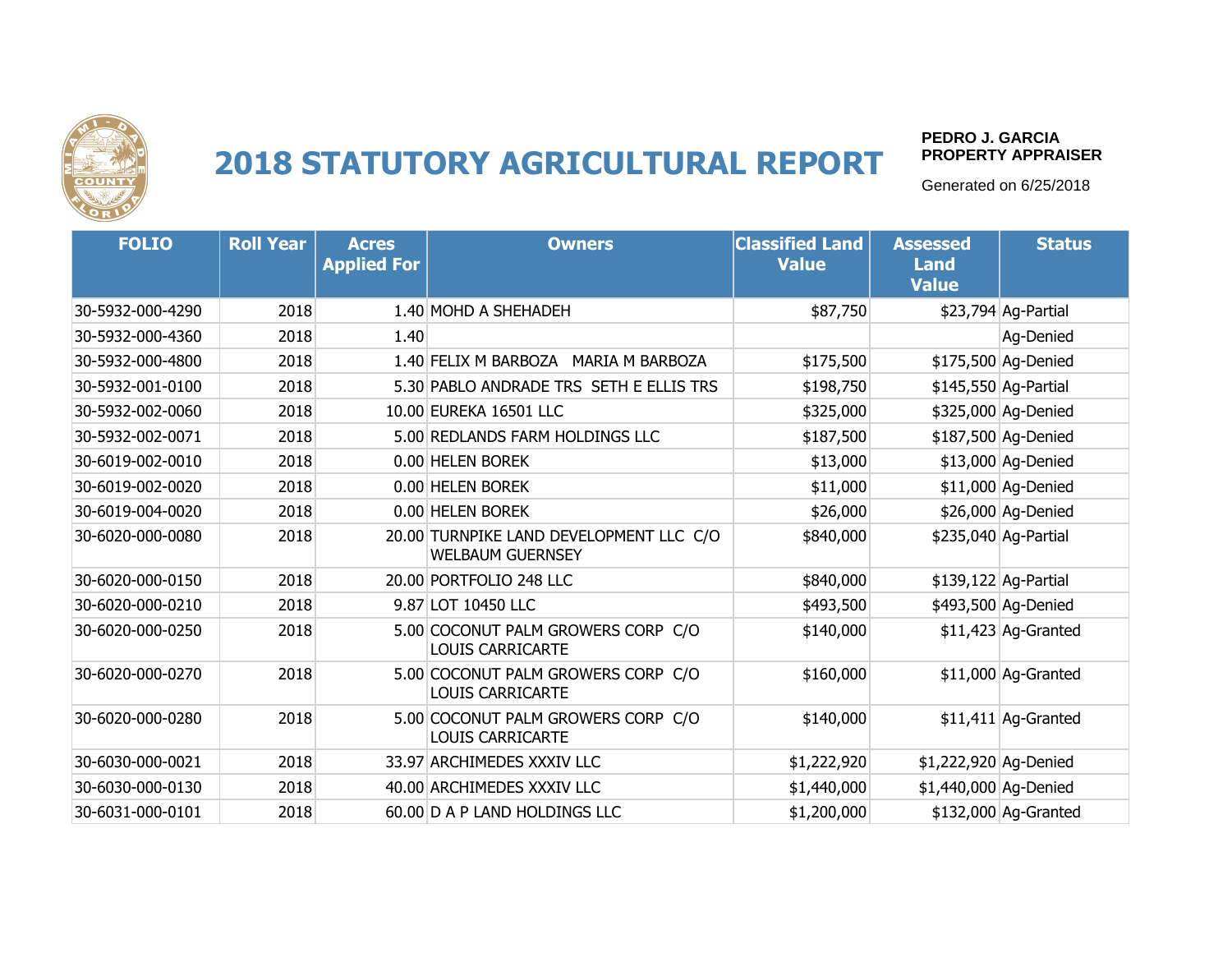# 2018 STATUTORY AGRICULTURAL REPORT

**PEDRO J. GARCIA**
**PROPERTY APPRAISER**

Generated on 6/25/2018

| FOLIO | Roll Year | Acres Applied For | Owners | Classified Land Value | Assessed Land Value | Status |
|---|---|---|---|---|---|---|
| 30-5932-000-4290 | 2018 | 1.40 | MOHD A SHEHADEH | $87,750 | $23,794 | Ag-Partial |
| 30-5932-000-4360 | 2018 | 1.40 | | | | Ag-Denied |
| 30-5932-000-4800 | 2018 | 1.40 | FELIX M BARBOZA MARIA M BARBOZA | $175,500 | $175,500 | Ag-Denied |
| 30-5932-001-0100 | 2018 | 5.30 | PABLO ANDRADE TRS SETH E ELLIS TRS | $198,750 | $145,550 | Ag-Partial |
| 30-5932-002-0060 | 2018 | 10.00 | EUREKA 16501 LLC | $325,000 | $325,000 | Ag-Denied |
| 30-5932-002-0071 | 2018 | 5.00 | REDLANDS FARM HOLDINGS LLC | $187,500 | $187,500 | Ag-Denied |
| 30-6019-002-0010 | 2018 | 0.00 | HELEN BOREK | $13,000 | $13,000 | Ag-Denied |
| 30-6019-002-0020 | 2018 | 0.00 | HELEN BOREK | $11,000 | $11,000 | Ag-Denied |
| 30-6019-004-0020 | 2018 | 0.00 | HELEN BOREK | $26,000 | $26,000 | Ag-Denied |
| 30-6020-000-0080 | 2018 | 20.00 | TURNPIKE LAND DEVELOPMENT LLC C/O WELBAUM GUERNSEY | $840,000 | $235,040 | Ag-Partial |
| 30-6020-000-0150 | 2018 | 20.00 | PORTFOLIO 248 LLC | $840,000 | $139,122 | Ag-Partial |
| 30-6020-000-0210 | 2018 | 9.87 | LOT 10450 LLC | $493,500 | $493,500 | Ag-Denied |
| 30-6020-000-0250 | 2018 | 5.00 | COCONUT PALM GROWERS CORP C/O LOUIS CARRICARTE | $140,000 | $11,423 | Ag-Granted |
| 30-6020-000-0270 | 2018 | 5.00 | COCONUT PALM GROWERS CORP C/O LOUIS CARRICARTE | $160,000 | $11,000 | Ag-Granted |
| 30-6020-000-0280 | 2018 | 5.00 | COCONUT PALM GROWERS CORP C/O LOUIS CARRICARTE | $140,000 | $11,411 | Ag-Granted |
| 30-6030-000-0021 | 2018 | 33.97 | ARCHIMEDES XXXIV LLC | $1,222,920 | $1,222,920 | Ag-Denied |
| 30-6030-000-0130 | 2018 | 40.00 | ARCHIMEDES XXXIV LLC | $1,440,000 | $1,440,000 | Ag-Denied |
| 30-6031-000-0101 | 2018 | 60.00 | D A P LAND HOLDINGS LLC | $1,200,000 | $132,000 | Ag-Granted |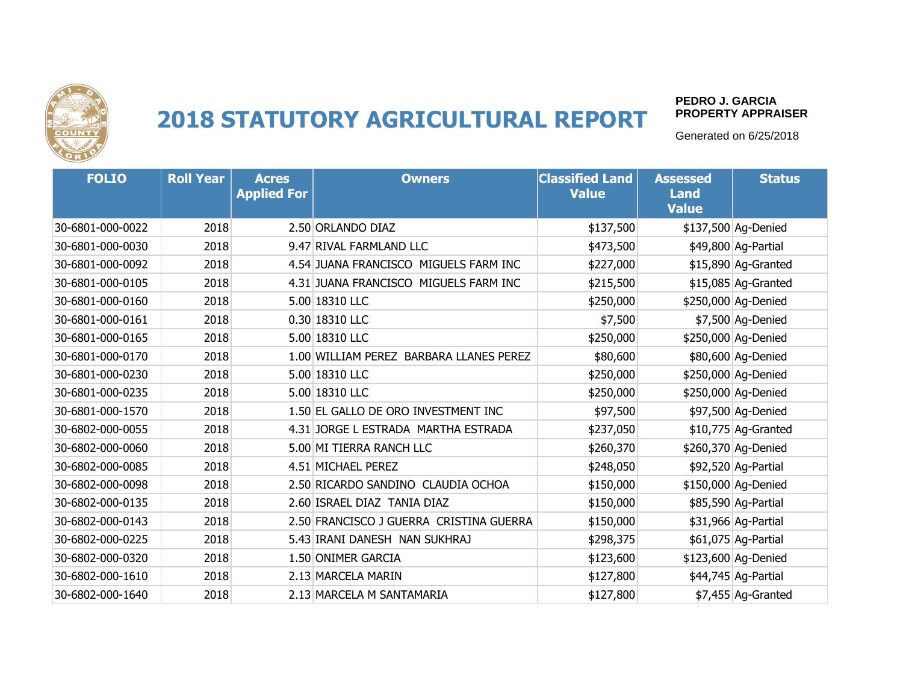# 2018 STATUTORY AGRICULTURAL REPORT

**PEDRO J. GARCIA**
**PROPERTY APPRAISER**

Generated on 6/25/2018

| FOLIO | Roll Year | Acres Applied For | Owners | Classified Land Value | Assessed Land Value | Status |
|---|---|---|---|---|---|---|
| 30-6801-000-0022 | 2018 | 2.50 | ORLANDO DIAZ | $137,500 | $137,500 | Ag-Denied |
| 30-6801-000-0030 | 2018 | 9.47 | RIVAL FARMLAND LLC | $473,500 | $49,800 | Ag-Partial |
| 30-6801-000-0092 | 2018 | 4.54 | JUANA FRANCISCO MIGUELS FARM INC | $227,000 | $15,890 | Ag-Granted |
| 30-6801-000-0105 | 2018 | 4.31 | JUANA FRANCISCO MIGUELS FARM INC | $215,500 | $15,085 | Ag-Granted |
| 30-6801-000-0160 | 2018 | 5.00 | 18310 LLC | $250,000 | $250,000 | Ag-Denied |
| 30-6801-000-0161 | 2018 | 0.30 | 18310 LLC | $7,500 | $7,500 | Ag-Denied |
| 30-6801-000-0165 | 2018 | 5.00 | 18310 LLC | $250,000 | $250,000 | Ag-Denied |
| 30-6801-000-0170 | 2018 | 1.00 | WILLIAM PEREZ BARBARA LLANES PEREZ | $80,600 | $80,600 | Ag-Denied |
| 30-6801-000-0230 | 2018 | 5.00 | 18310 LLC | $250,000 | $250,000 | Ag-Denied |
| 30-6801-000-0235 | 2018 | 5.00 | 18310 LLC | $250,000 | $250,000 | Ag-Denied |
| 30-6801-000-1570 | 2018 | 1.50 | EL GALLO DE ORO INVESTMENT INC | $97,500 | $97,500 | Ag-Denied |
| 30-6802-000-0055 | 2018 | 4.31 | JORGE L ESTRADA MARTHA ESTRADA | $237,050 | $10,775 | Ag-Granted |
| 30-6802-000-0060 | 2018 | 5.00 | MI TIERRA RANCH LLC | $260,370 | $260,370 | Ag-Denied |
| 30-6802-000-0085 | 2018 | 4.51 | MICHAEL PEREZ | $248,050 | $92,520 | Ag-Partial |
| 30-6802-000-0098 | 2018 | 2.50 | RICARDO SANDINO CLAUDIA OCHOA | $150,000 | $150,000 | Ag-Denied |
| 30-6802-000-0135 | 2018 | 2.60 | ISRAEL DIAZ TANIA DIAZ | $150,000 | $85,590 | Ag-Partial |
| 30-6802-000-0143 | 2018 | 2.50 | FRANCISCO J GUERRA CRISTINA GUERRA | $150,000 | $31,966 | Ag-Partial |
| 30-6802-000-0225 | 2018 | 5.43 | IRANI DANESH NAN SUKHRAJ | $298,375 | $61,075 | Ag-Partial |
| 30-6802-000-0320 | 2018 | 1.50 | ONIMER GARCIA | $123,600 | $123,600 | Ag-Denied |
| 30-6802-000-1610 | 2018 | 2.13 | MARCELA MARIN | $127,800 | $44,745 | Ag-Partial |
| 30-6802-000-1640 | 2018 | 2.13 | MARCELA M SANTAMARIA | $127,800 | $7,455 | Ag-Granted |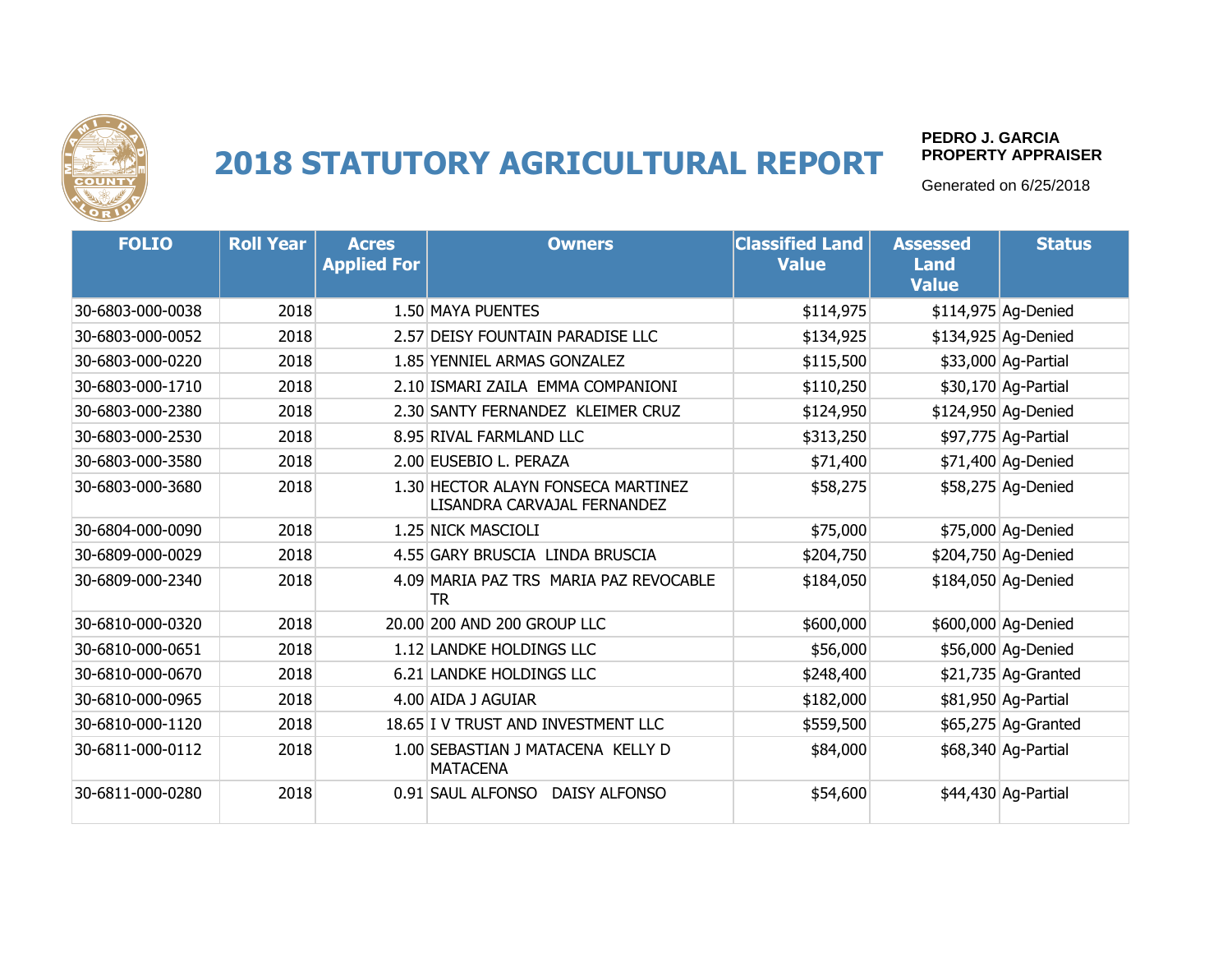# 2018 STATUTORY AGRICULTURAL REPORT

**PEDRO J. GARCIA**
**PROPERTY APPRAISER**

Generated on 6/25/2018

| FOLIO | Roll Year | Acres Applied For | Owners | Classified Land Value | Assessed Land Value | Status |
|---|---|---|---|---|---|---|
| 30-6803-000-0038 | 2018 | 1.50 | MAYA PUENTES | $114,975 | $114,975 | Ag-Denied |
| 30-6803-000-0052 | 2018 | 2.57 | DEISY FOUNTAIN PARADISE LLC | $134,925 | $134,925 | Ag-Denied |
| 30-6803-000-0220 | 2018 | 1.85 | YENNIEL ARMAS GONZALEZ | $115,500 | $33,000 | Ag-Partial |
| 30-6803-000-1710 | 2018 | 2.10 | ISMARI ZAILA EMMA COMPANIONI | $110,250 | $30,170 | Ag-Partial |
| 30-6803-000-2380 | 2018 | 2.30 | SANTY FERNANDEZ KLEIMER CRUZ | $124,950 | $124,950 | Ag-Denied |
| 30-6803-000-2530 | 2018 | 8.95 | RIVAL FARMLAND LLC | $313,250 | $97,775 | Ag-Partial |
| 30-6803-000-3580 | 2018 | 2.00 | EUSEBIO L. PERAZA | $71,400 | $71,400 | Ag-Denied |
| 30-6803-000-3680 | 2018 | 1.30 | HECTOR ALAYN FONSECA MARTINEZ LISANDRA CARVAJAL FERNANDEZ | $58,275 | $58,275 | Ag-Denied |
| 30-6804-000-0090 | 2018 | 1.25 | NICK MASCIOLI | $75,000 | $75,000 | Ag-Denied |
| 30-6809-000-0029 | 2018 | 4.55 | GARY BRUSCIA LINDA BRUSCIA | $204,750 | $204,750 | Ag-Denied |
| 30-6809-000-2340 | 2018 | 4.09 | MARIA PAZ TRS MARIA PAZ REVOCABLE TR | $184,050 | $184,050 | Ag-Denied |
| 30-6810-000-0320 | 2018 | 20.00 | 200 AND 200 GROUP LLC | $600,000 | $600,000 | Ag-Denied |
| 30-6810-000-0651 | 2018 | 1.12 | LANDKE HOLDINGS LLC | $56,000 | $56,000 | Ag-Denied |
| 30-6810-000-0670 | 2018 | 6.21 | LANDKE HOLDINGS LLC | $248,400 | $21,735 | Ag-Granted |
| 30-6810-000-0965 | 2018 | 4.00 | AIDA J AGUIAR | $182,000 | $81,950 | Ag-Partial |
| 30-6810-000-1120 | 2018 | 18.65 | I V TRUST AND INVESTMENT LLC | $559,500 | $65,275 | Ag-Granted |
| 30-6811-000-0112 | 2018 | 1.00 | SEBASTIAN J MATACENA KELLY D MATACENA | $84,000 | $68,340 | Ag-Partial |
| 30-6811-000-0280 | 2018 | 0.91 | SAUL ALFONSO DAISY ALFONSO | $54,600 | $44,430 | Ag-Partial |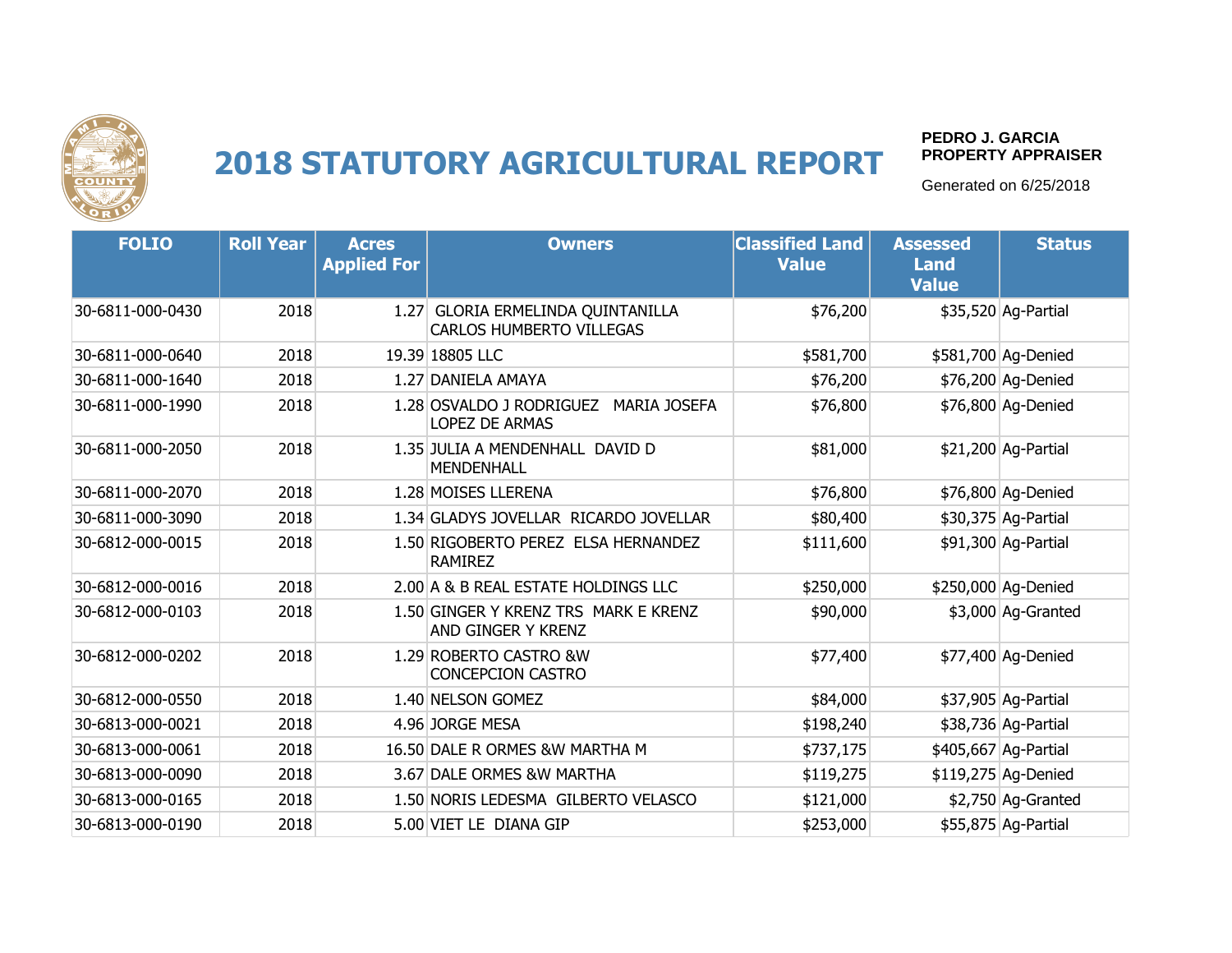# 2018 STATUTORY AGRICULTURAL REPORT

**PEDRO J. GARCIA**
**PROPERTY APPRAISER**

Generated on 6/25/2018

| FOLIO | Roll Year | Acres Applied For | Owners | Classified Land Value | Assessed Land Value | Status |
|---|---|---|---|---|---|---|
| 30-6811-000-0430 | 2018 | 1.27 | GLORIA ERMELINDA QUINTANILLA CARLOS HUMBERTO VILLEGAS | $76,200 | $35,520 | Ag-Partial |
| 30-6811-000-0640 | 2018 | 19.39 | 18805 LLC | $581,700 | $581,700 | Ag-Denied |
| 30-6811-000-1640 | 2018 | 1.27 | DANIELA AMAYA | $76,200 | $76,200 | Ag-Denied |
| 30-6811-000-1990 | 2018 | 1.28 | OSVALDO J RODRIGUEZ MARIA JOSEFA LOPEZ DE ARMAS | $76,800 | $76,800 | Ag-Denied |
| 30-6811-000-2050 | 2018 | 1.35 | JULIA A MENDENHALL DAVID D MENDENHALL | $81,000 | $21,200 | Ag-Partial |
| 30-6811-000-2070 | 2018 | 1.28 | MOISES LLERENA | $76,800 | $76,800 | Ag-Denied |
| 30-6811-000-3090 | 2018 | 1.34 | GLADYS JOVELLAR RICARDO JOVELLAR | $80,400 | $30,375 | Ag-Partial |
| 30-6812-000-0015 | 2018 | 1.50 | RIGOBERTO PEREZ ELSA HERNANDEZ RAMIREZ | $111,600 | $91,300 | Ag-Partial |
| 30-6812-000-0016 | 2018 | 2.00 | A & B REAL ESTATE HOLDINGS LLC | $250,000 | $250,000 | Ag-Denied |
| 30-6812-000-0103 | 2018 | 1.50 | GINGER Y KRENZ TRS MARK E KRENZ AND GINGER Y KRENZ | $90,000 | $3,000 | Ag-Granted |
| 30-6812-000-0202 | 2018 | 1.29 | ROBERTO CASTRO &W CONCEPCION CASTRO | $77,400 | $77,400 | Ag-Denied |
| 30-6812-000-0550 | 2018 | 1.40 | NELSON GOMEZ | $84,000 | $37,905 | Ag-Partial |
| 30-6813-000-0021 | 2018 | 4.96 | JORGE MESA | $198,240 | $38,736 | Ag-Partial |
| 30-6813-000-0061 | 2018 | 16.50 | DALE R ORMES &W MARTHA M | $737,175 | $405,667 | Ag-Partial |
| 30-6813-000-0090 | 2018 | 3.67 | DALE ORMES &W MARTHA | $119,275 | $119,275 | Ag-Denied |
| 30-6813-000-0165 | 2018 | 1.50 | NORIS LEDESMA GILBERTO VELASCO | $121,000 | $2,750 | Ag-Granted |
| 30-6813-000-0190 | 2018 | 5.00 | VIET LE DIANA GIP | $253,000 | $55,875 | Ag-Partial |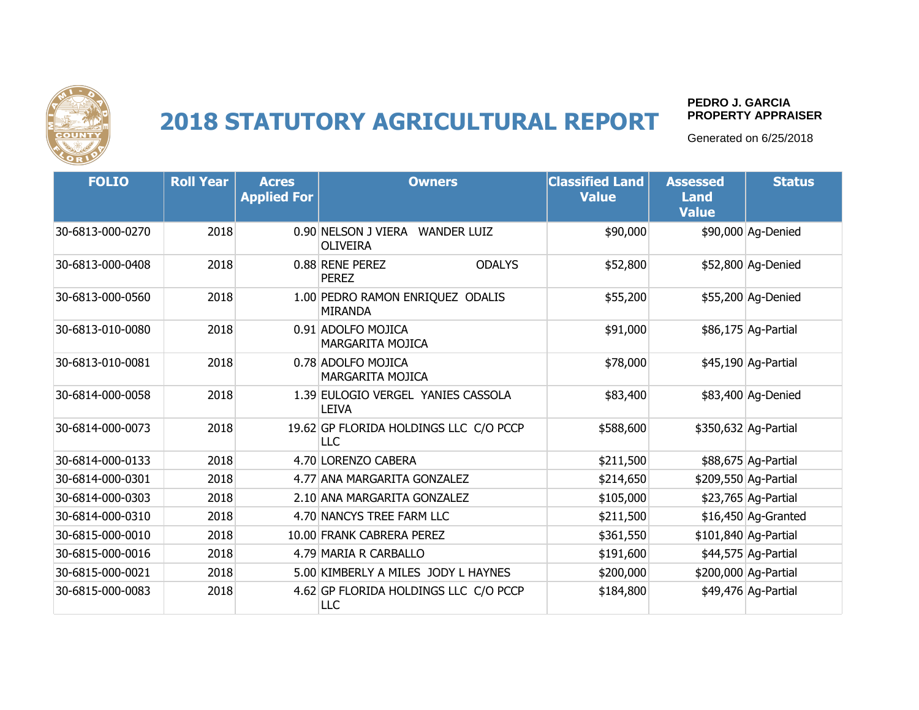# 2018 STATUTORY AGRICULTURAL REPORT

**PEDRO J. GARCIA**
**PROPERTY APPRAISER**

Generated on 6/25/2018

| FOLIO | Roll Year | Acres Applied For | Owners | Classified Land Value | Assessed Land Value | Status |
|---|---|---|---|---|---|---|
| 30-6813-000-0270 | 2018 | 0.90 | NELSON J VIERA WANDER LUIZ OLIVEIRA | $90,000 | $90,000 | Ag-Denied |
| 30-6813-000-0408 | 2018 | 0.88 | RENE PEREZ ODALYS PEREZ | $52,800 | $52,800 | Ag-Denied |
| 30-6813-000-0560 | 2018 | 1.00 | PEDRO RAMON ENRIQUEZ ODALIS MIRANDA | $55,200 | $55,200 | Ag-Denied |
| 30-6813-010-0080 | 2018 | 0.91 | ADOLFO MOJICA MARGARITA MOJICA | $91,000 | $86,175 | Ag-Partial |
| 30-6813-010-0081 | 2018 | 0.78 | ADOLFO MOJICA MARGARITA MOJICA | $78,000 | $45,190 | Ag-Partial |
| 30-6814-000-0058 | 2018 | 1.39 | EULOGIO VERGEL YANIES CASSOLA LEIVA | $83,400 | $83,400 | Ag-Denied |
| 30-6814-000-0073 | 2018 | 19.62 | GP FLORIDA HOLDINGS LLC C/O PCCP LLC | $588,600 | $350,632 | Ag-Partial |
| 30-6814-000-0133 | 2018 | 4.70 | LORENZO CABERA | $211,500 | $88,675 | Ag-Partial |
| 30-6814-000-0301 | 2018 | 4.77 | ANA MARGARITA GONZALEZ | $214,650 | $209,550 | Ag-Partial |
| 30-6814-000-0303 | 2018 | 2.10 | ANA MARGARITA GONZALEZ | $105,000 | $23,765 | Ag-Partial |
| 30-6814-000-0310 | 2018 | 4.70 | NANCYS TREE FARM LLC | $211,500 | $16,450 | Ag-Granted |
| 30-6815-000-0010 | 2018 | 10.00 | FRANK CABRERA PEREZ | $361,550 | $101,840 | Ag-Partial |
| 30-6815-000-0016 | 2018 | 4.79 | MARIA R CARBALLO | $191,600 | $44,575 | Ag-Partial |
| 30-6815-000-0021 | 2018 | 5.00 | KIMBERLY A MILES JODY L HAYNES | $200,000 | $200,000 | Ag-Partial |
| 30-6815-000-0083 | 2018 | 4.62 | GP FLORIDA HOLDINGS LLC C/O PCCP LLC | $184,800 | $49,476 | Ag-Partial |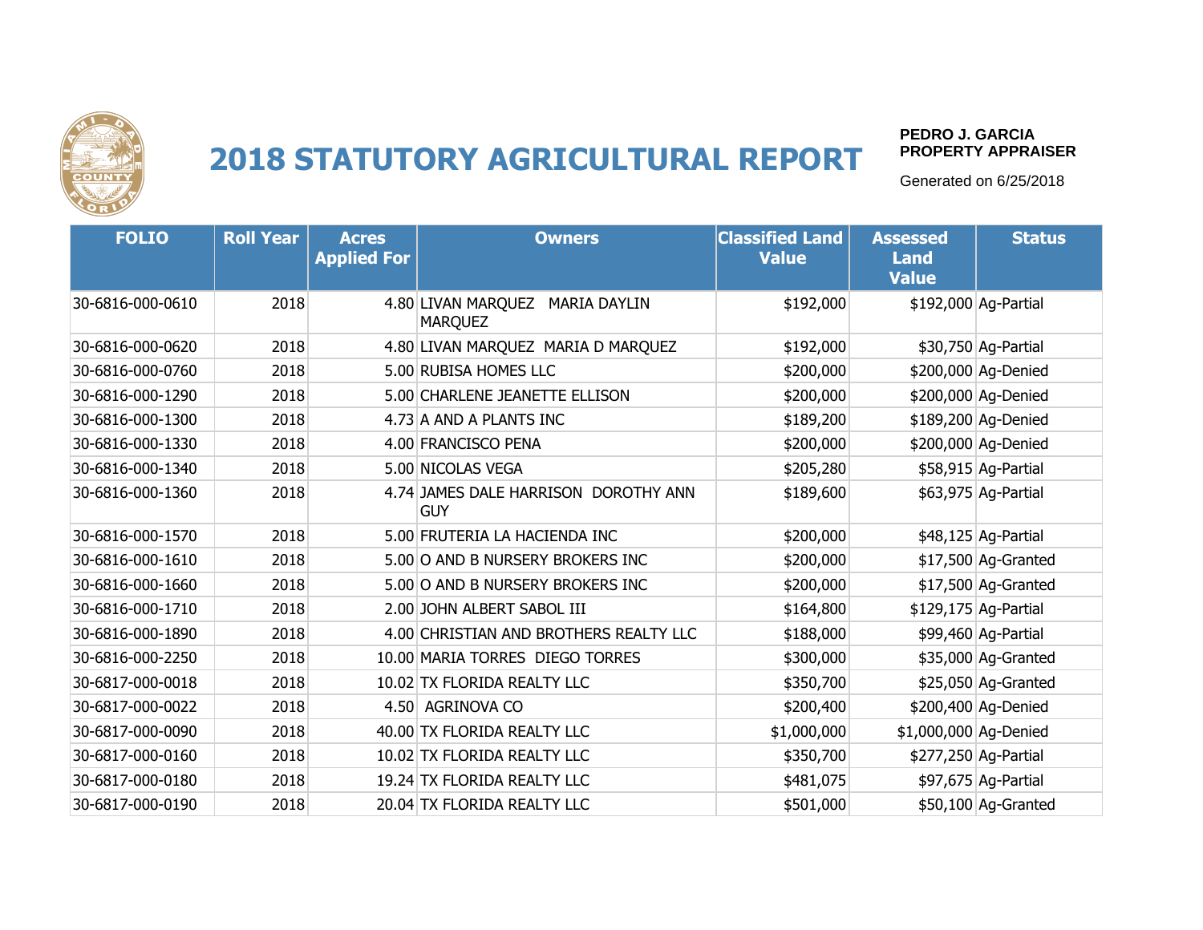# 2018 STATUTORY AGRICULTURAL REPORT

**PEDRO J. GARCIA**
**PROPERTY APPRAISER**

Generated on 6/25/2018

| FOLIO | Roll Year | Acres Applied For | Owners | Classified Land Value | Assessed Land Value | Status |
|---|---|---|---|---|---|---|
| 30-6816-000-0610 | 2018 | 4.80 | LIVAN MARQUEZ MARIA DAYLIN MARQUEZ | $192,000 | $192,000 | Ag-Partial |
| 30-6816-000-0620 | 2018 | 4.80 | LIVAN MARQUEZ MARIA D MARQUEZ | $192,000 | $30,750 | Ag-Partial |
| 30-6816-000-0760 | 2018 | 5.00 | RUBISA HOMES LLC | $200,000 | $200,000 | Ag-Denied |
| 30-6816-000-1290 | 2018 | 5.00 | CHARLENE JEANETTE ELLISON | $200,000 | $200,000 | Ag-Denied |
| 30-6816-000-1300 | 2018 | 4.73 | A AND A PLANTS INC | $189,200 | $189,200 | Ag-Denied |
| 30-6816-000-1330 | 2018 | 4.00 | FRANCISCO PENA | $200,000 | $200,000 | Ag-Denied |
| 30-6816-000-1340 | 2018 | 5.00 | NICOLAS VEGA | $205,280 | $58,915 | Ag-Partial |
| 30-6816-000-1360 | 2018 | 4.74 | JAMES DALE HARRISON DOROTHY ANN GUY | $189,600 | $63,975 | Ag-Partial |
| 30-6816-000-1570 | 2018 | 5.00 | FRUTERIA LA HACIENDA INC | $200,000 | $48,125 | Ag-Partial |
| 30-6816-000-1610 | 2018 | 5.00 | O AND B NURSERY BROKERS INC | $200,000 | $17,500 | Ag-Granted |
| 30-6816-000-1660 | 2018 | 5.00 | O AND B NURSERY BROKERS INC | $200,000 | $17,500 | Ag-Granted |
| 30-6816-000-1710 | 2018 | 2.00 | JOHN ALBERT SABOL III | $164,800 | $129,175 | Ag-Partial |
| 30-6816-000-1890 | 2018 | 4.00 | CHRISTIAN AND BROTHERS REALTY LLC | $188,000 | $99,460 | Ag-Partial |
| 30-6816-000-2250 | 2018 | 10.00 | MARIA TORRES DIEGO TORRES | $300,000 | $35,000 | Ag-Granted |
| 30-6817-000-0018 | 2018 | 10.02 | TX FLORIDA REALTY LLC | $350,700 | $25,050 | Ag-Granted |
| 30-6817-000-0022 | 2018 | 4.50 | AGRINOVA CO | $200,400 | $200,400 | Ag-Denied |
| 30-6817-000-0090 | 2018 | 40.00 | TX FLORIDA REALTY LLC | $1,000,000 | $1,000,000 | Ag-Denied |
| 30-6817-000-0160 | 2018 | 10.02 | TX FLORIDA REALTY LLC | $350,700 | $277,250 | Ag-Partial |
| 30-6817-000-0180 | 2018 | 19.24 | TX FLORIDA REALTY LLC | $481,075 | $97,675 | Ag-Partial |
| 30-6817-000-0190 | 2018 | 20.04 | TX FLORIDA REALTY LLC | $501,000 | $50,100 | Ag-Granted |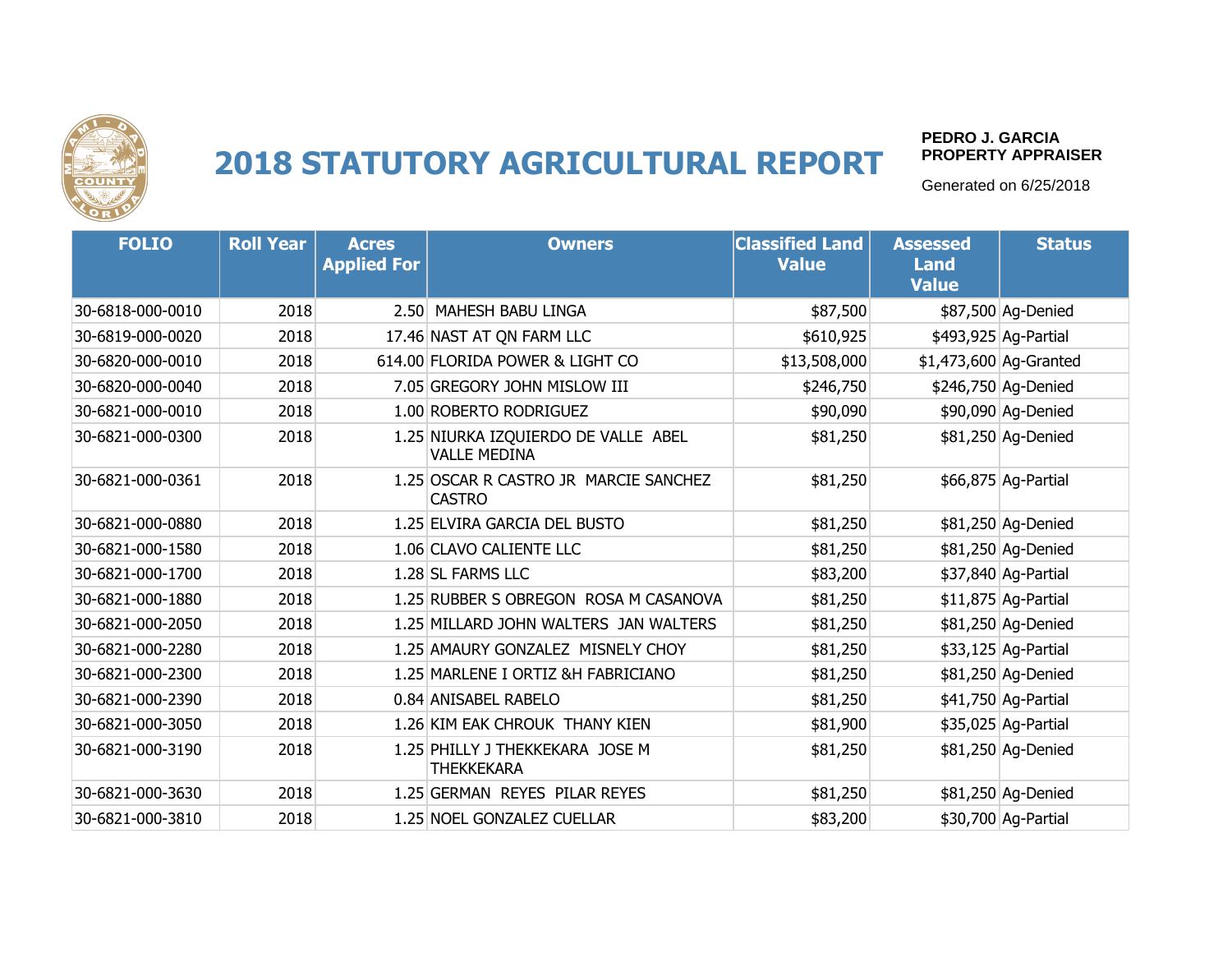# 2018 STATUTORY AGRICULTURAL REPORT

**PEDRO J. GARCIA**
**PROPERTY APPRAISER**

Generated on 6/25/2018

| FOLIO | Roll Year | Acres Applied For | Owners | Classified Land Value | Assessed Land Value | Status |
|---|---|---|---|---|---|---|
| 30-6818-000-0010 | 2018 | 2.50 | MAHESH BABU LINGA | $87,500 | $87,500 | Ag-Denied |
| 30-6819-000-0020 | 2018 | 17.46 | NAST AT QN FARM LLC | $610,925 | $493,925 | Ag-Partial |
| 30-6820-000-0010 | 2018 | 614.00 | FLORIDA POWER & LIGHT CO | $13,508,000 | $1,473,600 | Ag-Granted |
| 30-6820-000-0040 | 2018 | 7.05 | GREGORY JOHN MISLOW III | $246,750 | $246,750 | Ag-Denied |
| 30-6821-000-0010 | 2018 | 1.00 | ROBERTO RODRIGUEZ | $90,090 | $90,090 | Ag-Denied |
| 30-6821-000-0300 | 2018 | 1.25 | NIURKA IZQUIERDO DE VALLE ABEL VALLE MEDINA | $81,250 | $81,250 | Ag-Denied |
| 30-6821-000-0361 | 2018 | 1.25 | OSCAR R CASTRO JR MARCIE SANCHEZ CASTRO | $81,250 | $66,875 | Ag-Partial |
| 30-6821-000-0880 | 2018 | 1.25 | ELVIRA GARCIA DEL BUSTO | $81,250 | $81,250 | Ag-Denied |
| 30-6821-000-1580 | 2018 | 1.06 | CLAVO CALIENTE LLC | $81,250 | $81,250 | Ag-Denied |
| 30-6821-000-1700 | 2018 | 1.28 | SL FARMS LLC | $83,200 | $37,840 | Ag-Partial |
| 30-6821-000-1880 | 2018 | 1.25 | RUBBER S OBREGON ROSA M CASANOVA | $81,250 | $11,875 | Ag-Partial |
| 30-6821-000-2050 | 2018 | 1.25 | MILLARD JOHN WALTERS JAN WALTERS | $81,250 | $81,250 | Ag-Denied |
| 30-6821-000-2280 | 2018 | 1.25 | AMAURY GONZALEZ MISNELY CHOY | $81,250 | $33,125 | Ag-Partial |
| 30-6821-000-2300 | 2018 | 1.25 | MARLENE I ORTIZ &H FABRICIANO | $81,250 | $81,250 | Ag-Denied |
| 30-6821-000-2390 | 2018 | 0.84 | ANISABEL RABELO | $81,250 | $41,750 | Ag-Partial |
| 30-6821-000-3050 | 2018 | 1.26 | KIM EAK CHROUK THANY KIEN | $81,900 | $35,025 | Ag-Partial |
| 30-6821-000-3190 | 2018 | 1.25 | PHILLY J THEKKEKARA JOSE M THEKKEKARA | $81,250 | $81,250 | Ag-Denied |
| 30-6821-000-3630 | 2018 | 1.25 | GERMAN REYES PILAR REYES | $81,250 | $81,250 | Ag-Denied |
| 30-6821-000-3810 | 2018 | 1.25 | NOEL GONZALEZ CUELLAR | $83,200 | $30,700 | Ag-Partial |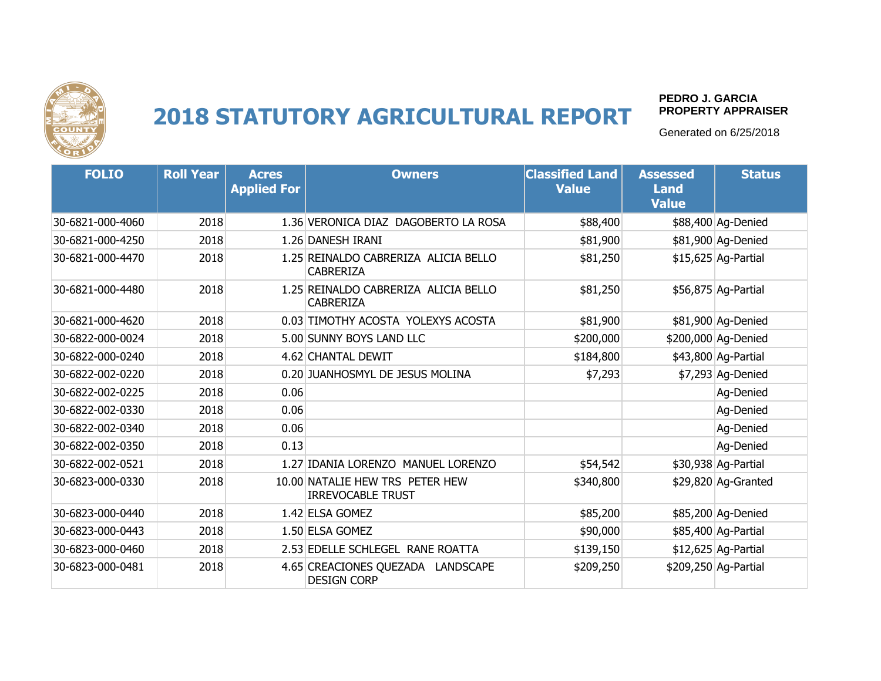# 2018 STATUTORY AGRICULTURAL REPORT

**PEDRO J. GARCIA**
**PROPERTY APPRAISER**

Generated on 6/25/2018

| FOLIO | Roll Year | Acres Applied For | Owners | Classified Land Value | Assessed Land Value | Status |
|---|---|---|---|---|---|---|
| 30-6821-000-4060 | 2018 | 1.36 | VERONICA DIAZ DAGOBERTO LA ROSA | $88,400 | $88,400 | Ag-Denied |
| 30-6821-000-4250 | 2018 | 1.26 | DANESH IRANI | $81,900 | $81,900 | Ag-Denied |
| 30-6821-000-4470 | 2018 | 1.25 | REINALDO CABRERIZA ALICIA BELLO CABRERIZA | $81,250 | $15,625 | Ag-Partial |
| 30-6821-000-4480 | 2018 | 1.25 | REINALDO CABRERIZA ALICIA BELLO CABRERIZA | $81,250 | $56,875 | Ag-Partial |
| 30-6821-000-4620 | 2018 | 0.03 | TIMOTHY ACOSTA YOLEXYS ACOSTA | $81,900 | $81,900 | Ag-Denied |
| 30-6822-000-0024 | 2018 | 5.00 | SUNNY BOYS LAND LLC | $200,000 | $200,000 | Ag-Denied |
| 30-6822-000-0240 | 2018 | 4.62 | CHANTAL DEWIT | $184,800 | $43,800 | Ag-Partial |
| 30-6822-002-0220 | 2018 | 0.20 | JUANHOSMYL DE JESUS MOLINA | $7,293 | $7,293 | Ag-Denied |
| 30-6822-002-0225 | 2018 | 0.06 | | | | Ag-Denied |
| 30-6822-002-0330 | 2018 | 0.06 | | | | Ag-Denied |
| 30-6822-002-0340 | 2018 | 0.06 | | | | Ag-Denied |
| 30-6822-002-0350 | 2018 | 0.13 | | | | Ag-Denied |
| 30-6822-002-0521 | 2018 | 1.27 | IDANIA LORENZO MANUEL LORENZO | $54,542 | $30,938 | Ag-Partial |
| 30-6823-000-0330 | 2018 | 10.00 | NATALIE HEW TRS PETER HEW IRREVOCABLE TRUST | $340,800 | $29,820 | Ag-Granted |
| 30-6823-000-0440 | 2018 | 1.42 | ELSA GOMEZ | $85,200 | $85,200 | Ag-Denied |
| 30-6823-000-0443 | 2018 | 1.50 | ELSA GOMEZ | $90,000 | $85,400 | Ag-Partial |
| 30-6823-000-0460 | 2018 | 2.53 | EDELLE SCHLEGEL RANE ROATTA | $139,150 | $12,625 | Ag-Partial |
| 30-6823-000-0481 | 2018 | 4.65 | CREACIONES QUEZADA LANDSCAPE DESIGN CORP | $209,250 | $209,250 | Ag-Partial |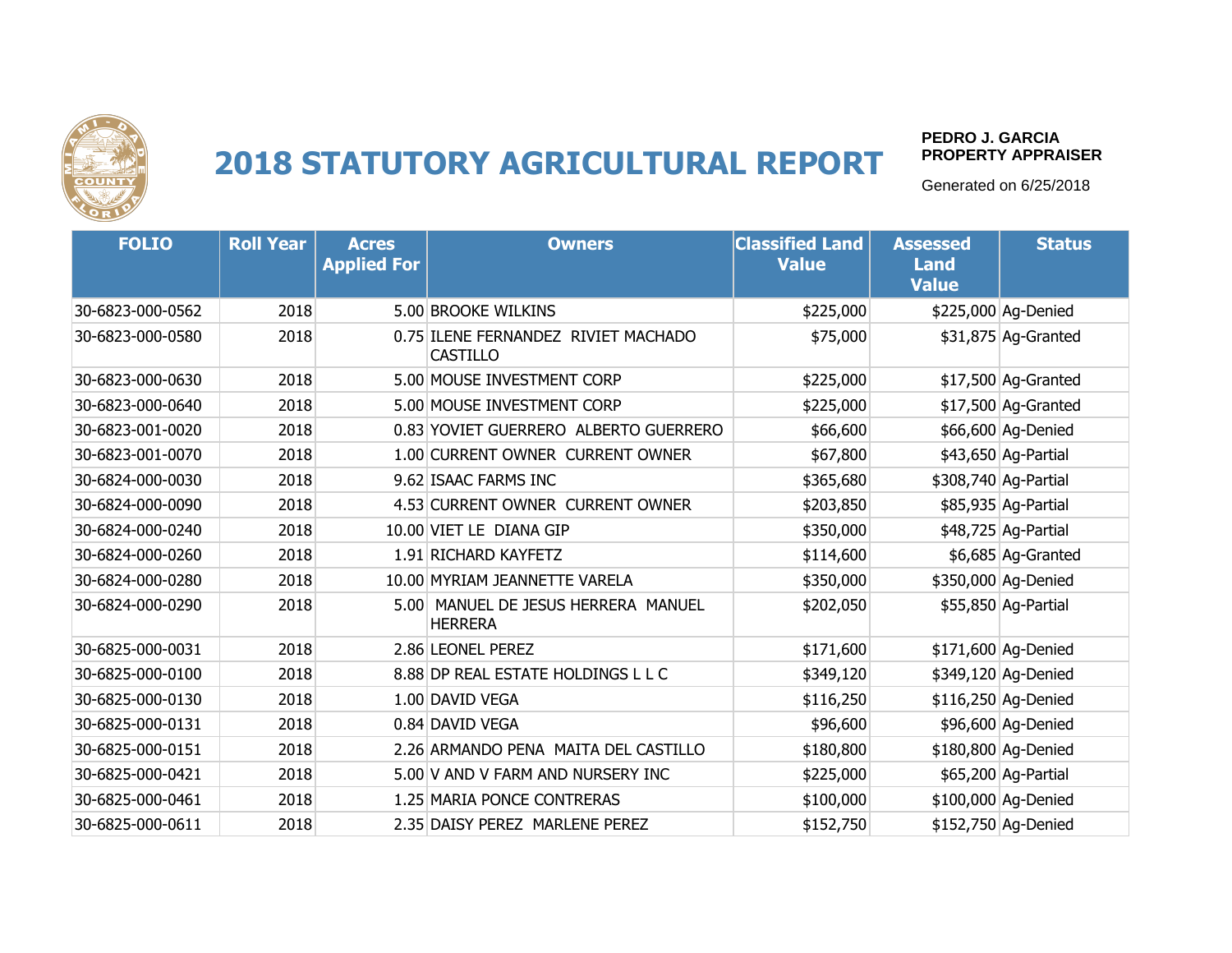# 2018 STATUTORY AGRICULTURAL REPORT

**PEDRO J. GARCIA**
**PROPERTY APPRAISER**

Generated on 6/25/2018

| FOLIO | Roll Year | Acres Applied For | Owners | Classified Land Value | Assessed Land Value | Status |
|---|---|---|---|---|---|---|
| 30-6823-000-0562 | 2018 | 5.00 | BROOKE WILKINS | $225,000 | $225,000 | Ag-Denied |
| 30-6823-000-0580 | 2018 | 0.75 | ILENE FERNANDEZ RIVIET MACHADO CASTILLO | $75,000 | $31,875 | Ag-Granted |
| 30-6823-000-0630 | 2018 | 5.00 | MOUSE INVESTMENT CORP | $225,000 | $17,500 | Ag-Granted |
| 30-6823-000-0640 | 2018 | 5.00 | MOUSE INVESTMENT CORP | $225,000 | $17,500 | Ag-Granted |
| 30-6823-001-0020 | 2018 | 0.83 | YOVIET GUERRERO ALBERTO GUERRERO | $66,600 | $66,600 | Ag-Denied |
| 30-6823-001-0070 | 2018 | 1.00 | CURRENT OWNER CURRENT OWNER | $67,800 | $43,650 | Ag-Partial |
| 30-6824-000-0030 | 2018 | 9.62 | ISAAC FARMS INC | $365,680 | $308,740 | Ag-Partial |
| 30-6824-000-0090 | 2018 | 4.53 | CURRENT OWNER CURRENT OWNER | $203,850 | $85,935 | Ag-Partial |
| 30-6824-000-0240 | 2018 | 10.00 | VIET LE DIANA GIP | $350,000 | $48,725 | Ag-Partial |
| 30-6824-000-0260 | 2018 | 1.91 | RICHARD KAYFETZ | $114,600 | $6,685 | Ag-Granted |
| 30-6824-000-0280 | 2018 | 10.00 | MYRIAM JEANNETTE VARELA | $350,000 | $350,000 | Ag-Denied |
| 30-6824-000-0290 | 2018 | 5.00 | MANUEL DE JESUS HERRERA MANUEL HERRERA | $202,050 | $55,850 | Ag-Partial |
| 30-6825-000-0031 | 2018 | 2.86 | LEONEL PEREZ | $171,600 | $171,600 | Ag-Denied |
| 30-6825-000-0100 | 2018 | 8.88 | DP REAL ESTATE HOLDINGS L L C | $349,120 | $349,120 | Ag-Denied |
| 30-6825-000-0130 | 2018 | 1.00 | DAVID VEGA | $116,250 | $116,250 | Ag-Denied |
| 30-6825-000-0131 | 2018 | 0.84 | DAVID VEGA | $96,600 | $96,600 | Ag-Denied |
| 30-6825-000-0151 | 2018 | 2.26 | ARMANDO PENA MAITA DEL CASTILLO | $180,800 | $180,800 | Ag-Denied |
| 30-6825-000-0421 | 2018 | 5.00 | V AND V FARM AND NURSERY INC | $225,000 | $65,200 | Ag-Partial |
| 30-6825-000-0461 | 2018 | 1.25 | MARIA PONCE CONTRERAS | $100,000 | $100,000 | Ag-Denied |
| 30-6825-000-0611 | 2018 | 2.35 | DAISY PEREZ MARLENE PEREZ | $152,750 | $152,750 | Ag-Denied |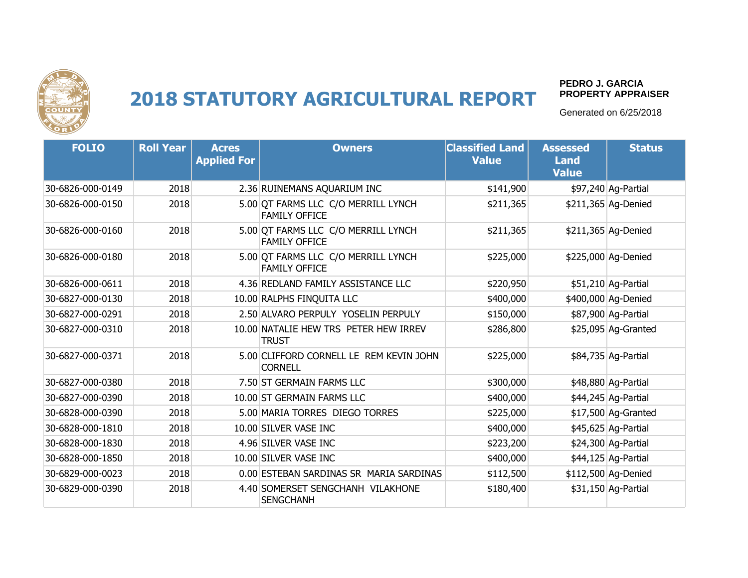# 2018 STATUTORY AGRICULTURAL REPORT

**PEDRO J. GARCIA**
**PROPERTY APPRAISER**

Generated on 6/25/2018

| FOLIO | Roll Year | Acres Applied For | Owners | Classified Land Value | Assessed Land Value | Status |
|---|---|---|---|---|---|---|
| 30-6826-000-0149 | 2018 | 2.36 | RUINEMANS AQUARIUM INC | $141,900 | $97,240 | Ag-Partial |
| 30-6826-000-0150 | 2018 | 5.00 | QT FARMS LLC C/O MERRILL LYNCH FAMILY OFFICE | $211,365 | $211,365 | Ag-Denied |
| 30-6826-000-0160 | 2018 | 5.00 | QT FARMS LLC C/O MERRILL LYNCH FAMILY OFFICE | $211,365 | $211,365 | Ag-Denied |
| 30-6826-000-0180 | 2018 | 5.00 | QT FARMS LLC C/O MERRILL LYNCH FAMILY OFFICE | $225,000 | $225,000 | Ag-Denied |
| 30-6826-000-0611 | 2018 | 4.36 | REDLAND FAMILY ASSISTANCE LLC | $220,950 | $51,210 | Ag-Partial |
| 30-6827-000-0130 | 2018 | 10.00 | RALPHS FINQUITA LLC | $400,000 | $400,000 | Ag-Denied |
| 30-6827-000-0291 | 2018 | 2.50 | ALVARO PERPULY YOSELIN PERPULY | $150,000 | $87,900 | Ag-Partial |
| 30-6827-000-0310 | 2018 | 10.00 | NATALIE HEW TRS PETER HEW IRREV TRUST | $286,800 | $25,095 | Ag-Granted |
| 30-6827-000-0371 | 2018 | 5.00 | CLIFFORD CORNELL LE REM KEVIN JOHN CORNELL | $225,000 | $84,735 | Ag-Partial |
| 30-6827-000-0380 | 2018 | 7.50 | ST GERMAIN FARMS LLC | $300,000 | $48,880 | Ag-Partial |
| 30-6827-000-0390 | 2018 | 10.00 | ST GERMAIN FARMS LLC | $400,000 | $44,245 | Ag-Partial |
| 30-6828-000-0390 | 2018 | 5.00 | MARIA TORRES DIEGO TORRES | $225,000 | $17,500 | Ag-Granted |
| 30-6828-000-1810 | 2018 | 10.00 | SILVER VASE INC | $400,000 | $45,625 | Ag-Partial |
| 30-6828-000-1830 | 2018 | 4.96 | SILVER VASE INC | $223,200 | $24,300 | Ag-Partial |
| 30-6828-000-1850 | 2018 | 10.00 | SILVER VASE INC | $400,000 | $44,125 | Ag-Partial |
| 30-6829-000-0023 | 2018 | 0.00 | ESTEBAN SARDINAS SR MARIA SARDINAS | $112,500 | $112,500 | Ag-Denied |
| 30-6829-000-0390 | 2018 | 4.40 | SOMERSET SENGCHANH VILAKHONE SENGCHANH | $180,400 | $31,150 | Ag-Partial |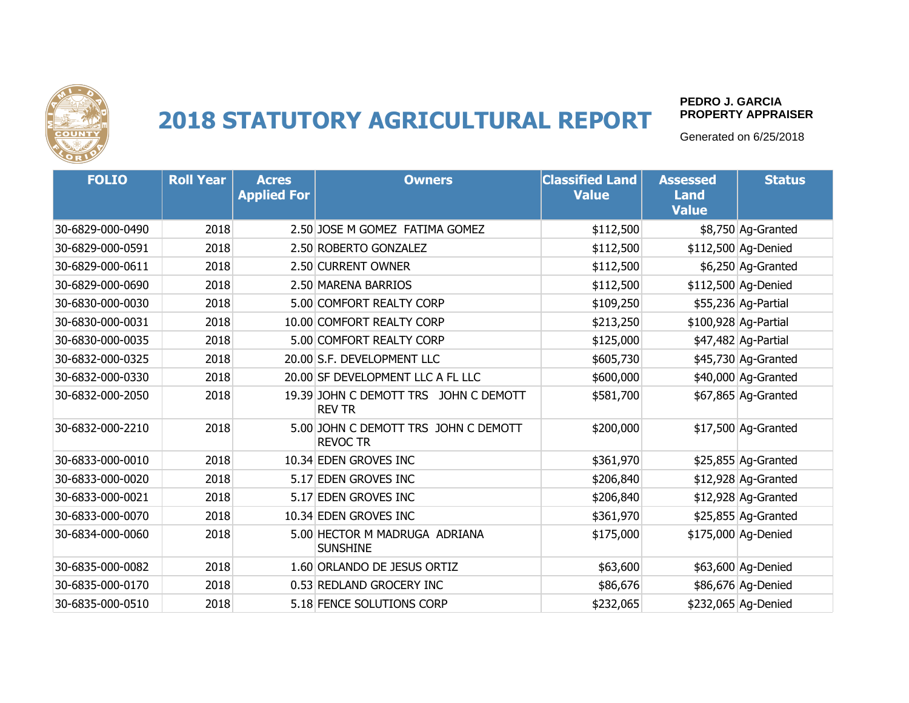# 2018 STATUTORY AGRICULTURAL REPORT

**PEDRO J. GARCIA**
**PROPERTY APPRAISER**

Generated on 6/25/2018

| FOLIO | Roll Year | Acres Applied For | Owners | Classified Land Value | Assessed Land Value | Status |
|---|---|---|---|---|---|---|
| 30-6829-000-0490 | 2018 | 2.50 | JOSE M GOMEZ FATIMA GOMEZ | $112,500 | $8,750 | Ag-Granted |
| 30-6829-000-0591 | 2018 | 2.50 | ROBERTO GONZALEZ | $112,500 | $112,500 | Ag-Denied |
| 30-6829-000-0611 | 2018 | 2.50 | CURRENT OWNER | $112,500 | $6,250 | Ag-Granted |
| 30-6829-000-0690 | 2018 | 2.50 | MARENA BARRIOS | $112,500 | $112,500 | Ag-Denied |
| 30-6830-000-0030 | 2018 | 5.00 | COMFORT REALTY CORP | $109,250 | $55,236 | Ag-Partial |
| 30-6830-000-0031 | 2018 | 10.00 | COMFORT REALTY CORP | $213,250 | $100,928 | Ag-Partial |
| 30-6830-000-0035 | 2018 | 5.00 | COMFORT REALTY CORP | $125,000 | $47,482 | Ag-Partial |
| 30-6832-000-0325 | 2018 | 20.00 | S.F. DEVELOPMENT LLC | $605,730 | $45,730 | Ag-Granted |
| 30-6832-000-0330 | 2018 | 20.00 | SF DEVELOPMENT LLC A FL LLC | $600,000 | $40,000 | Ag-Granted |
| 30-6832-000-2050 | 2018 | 19.39 | JOHN C DEMOTT TRS JOHN C DEMOTT REV TR | $581,700 | $67,865 | Ag-Granted |
| 30-6832-000-2210 | 2018 | 5.00 | JOHN C DEMOTT TRS JOHN C DEMOTT REVOC TR | $200,000 | $17,500 | Ag-Granted |
| 30-6833-000-0010 | 2018 | 10.34 | EDEN GROVES INC | $361,970 | $25,855 | Ag-Granted |
| 30-6833-000-0020 | 2018 | 5.17 | EDEN GROVES INC | $206,840 | $12,928 | Ag-Granted |
| 30-6833-000-0021 | 2018 | 5.17 | EDEN GROVES INC | $206,840 | $12,928 | Ag-Granted |
| 30-6833-000-0070 | 2018 | 10.34 | EDEN GROVES INC | $361,970 | $25,855 | Ag-Granted |
| 30-6834-000-0060 | 2018 | 5.00 | HECTOR M MADRUGA ADRIANA SUNSHINE | $175,000 | $175,000 | Ag-Denied |
| 30-6835-000-0082 | 2018 | 1.60 | ORLANDO DE JESUS ORTIZ | $63,600 | $63,600 | Ag-Denied |
| 30-6835-000-0170 | 2018 | 0.53 | REDLAND GROCERY INC | $86,676 | $86,676 | Ag-Denied |
| 30-6835-000-0510 | 2018 | 5.18 | FENCE SOLUTIONS CORP | $232,065 | $232,065 | Ag-Denied |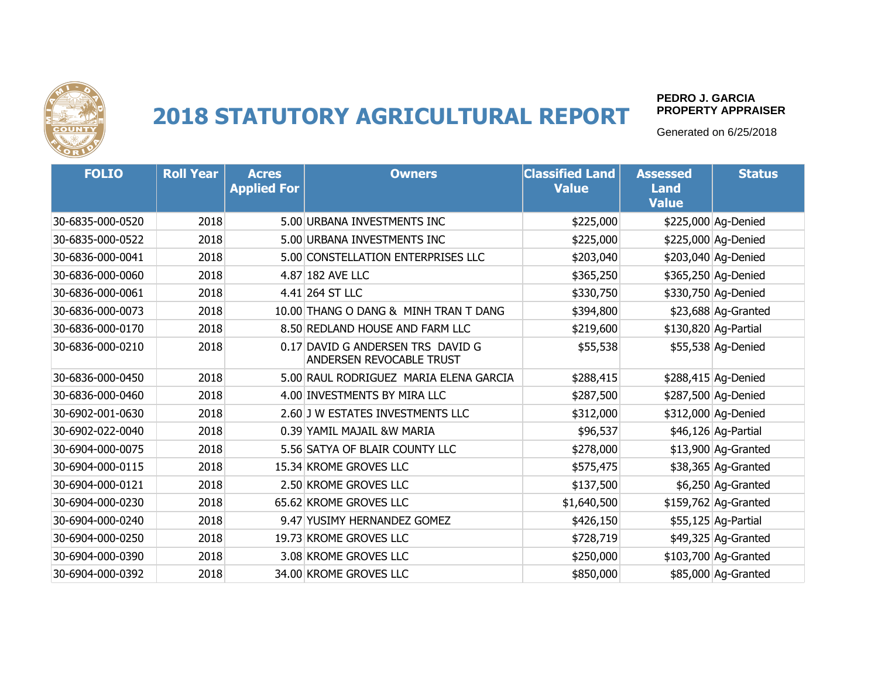# 2018 STATUTORY AGRICULTURAL REPORT

PEDRO J. GARCIA
PROPERTY APPRAISER

Generated on 6/25/2018

| FOLIO | Roll Year | Acres Applied For | Owners | Classified Land Value | Assessed Land Value | Status |
|---|---|---|---|---|---|---|
| 30-6835-000-0520 | 2018 | 5.00 | URBANA INVESTMENTS INC | $225,000 | $225,000 | Ag-Denied |
| 30-6835-000-0522 | 2018 | 5.00 | URBANA INVESTMENTS INC | $225,000 | $225,000 | Ag-Denied |
| 30-6836-000-0041 | 2018 | 5.00 | CONSTELLATION ENTERPRISES LLC | $203,040 | $203,040 | Ag-Denied |
| 30-6836-000-0060 | 2018 | 4.87 | 182 AVE LLC | $365,250 | $365,250 | Ag-Denied |
| 30-6836-000-0061 | 2018 | 4.41 | 264 ST LLC | $330,750 | $330,750 | Ag-Denied |
| 30-6836-000-0073 | 2018 | 10.00 | THANG O DANG & MINH TRAN T DANG | $394,800 | $23,688 | Ag-Granted |
| 30-6836-000-0170 | 2018 | 8.50 | REDLAND HOUSE AND FARM LLC | $219,600 | $130,820 | Ag-Partial |
| 30-6836-000-0210 | 2018 | 0.17 | DAVID G ANDERSEN TRS DAVID G ANDERSEN REVOCABLE TRUST | $55,538 | $55,538 | Ag-Denied |
| 30-6836-000-0450 | 2018 | 5.00 | RAUL RODRIGUEZ MARIA ELENA GARCIA | $288,415 | $288,415 | Ag-Denied |
| 30-6836-000-0460 | 2018 | 4.00 | INVESTMENTS BY MIRA LLC | $287,500 | $287,500 | Ag-Denied |
| 30-6902-001-0630 | 2018 | 2.60 | J W ESTATES INVESTMENTS LLC | $312,000 | $312,000 | Ag-Denied |
| 30-6902-022-0040 | 2018 | 0.39 | YAMIL MAJAIL &W MARIA | $96,537 | $46,126 | Ag-Partial |
| 30-6904-000-0075 | 2018 | 5.56 | SATYA OF BLAIR COUNTY LLC | $278,000 | $13,900 | Ag-Granted |
| 30-6904-000-0115 | 2018 | 15.34 | KROME GROVES LLC | $575,475 | $38,365 | Ag-Granted |
| 30-6904-000-0121 | 2018 | 2.50 | KROME GROVES LLC | $137,500 | $6,250 | Ag-Granted |
| 30-6904-000-0230 | 2018 | 65.62 | KROME GROVES LLC | $1,640,500 | $159,762 | Ag-Granted |
| 30-6904-000-0240 | 2018 | 9.47 | YUSIMY HERNANDEZ GOMEZ | $426,150 | $55,125 | Ag-Partial |
| 30-6904-000-0250 | 2018 | 19.73 | KROME GROVES LLC | $728,719 | $49,325 | Ag-Granted |
| 30-6904-000-0390 | 2018 | 3.08 | KROME GROVES LLC | $250,000 | $103,700 | Ag-Granted |
| 30-6904-000-0392 | 2018 | 34.00 | KROME GROVES LLC | $850,000 | $85,000 | Ag-Granted |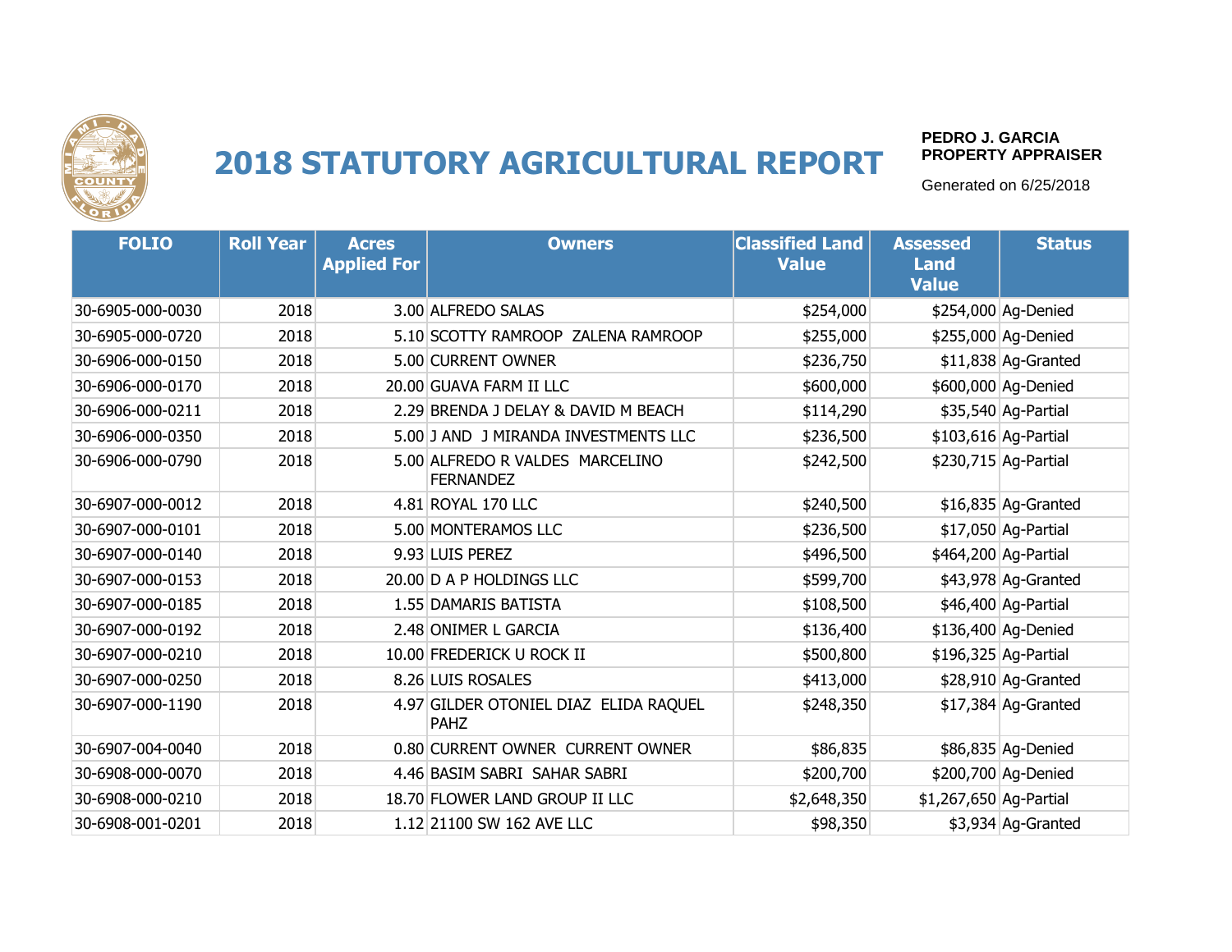# 2018 STATUTORY AGRICULTURAL REPORT

**PEDRO J. GARCIA**
**PROPERTY APPRAISER**

Generated on 6/25/2018

| FOLIO | Roll Year | Acres Applied For | Owners | Classified Land Value | Assessed Land Value | Status |
|---|---|---|---|---|---|---|
| 30-6905-000-0030 | 2018 | 3.00 | ALFREDO SALAS | $254,000 | $254,000 | Ag-Denied |
| 30-6905-000-0720 | 2018 | 5.10 | SCOTTY RAMROOP ZALENA RAMROOP | $255,000 | $255,000 | Ag-Denied |
| 30-6906-000-0150 | 2018 | 5.00 | CURRENT OWNER | $236,750 | $11,838 | Ag-Granted |
| 30-6906-000-0170 | 2018 | 20.00 | GUAVA FARM II LLC | $600,000 | $600,000 | Ag-Denied |
| 30-6906-000-0211 | 2018 | 2.29 | BRENDA J DELAY & DAVID M BEACH | $114,290 | $35,540 | Ag-Partial |
| 30-6906-000-0350 | 2018 | 5.00 | J AND J MIRANDA INVESTMENTS LLC | $236,500 | $103,616 | Ag-Partial |
| 30-6906-000-0790 | 2018 | 5.00 | ALFREDO R VALDES MARCELINO FERNANDEZ | $242,500 | $230,715 | Ag-Partial |
| 30-6907-000-0012 | 2018 | 4.81 | ROYAL 170 LLC | $240,500 | $16,835 | Ag-Granted |
| 30-6907-000-0101 | 2018 | 5.00 | MONTERAMOS LLC | $236,500 | $17,050 | Ag-Partial |
| 30-6907-000-0140 | 2018 | 9.93 | LUIS PEREZ | $496,500 | $464,200 | Ag-Partial |
| 30-6907-000-0153 | 2018 | 20.00 | D A P HOLDINGS LLC | $599,700 | $43,978 | Ag-Granted |
| 30-6907-000-0185 | 2018 | 1.55 | DAMARIS BATISTA | $108,500 | $46,400 | Ag-Partial |
| 30-6907-000-0192 | 2018 | 2.48 | ONIMER L GARCIA | $136,400 | $136,400 | Ag-Denied |
| 30-6907-000-0210 | 2018 | 10.00 | FREDERICK U ROCK II | $500,800 | $196,325 | Ag-Partial |
| 30-6907-000-0250 | 2018 | 8.26 | LUIS ROSALES | $413,000 | $28,910 | Ag-Granted |
| 30-6907-000-1190 | 2018 | 4.97 | GILDER OTONIEL DIAZ ELIDA RAQUEL PAHZ | $248,350 | $17,384 | Ag-Granted |
| 30-6907-004-0040 | 2018 | 0.80 | CURRENT OWNER CURRENT OWNER | $86,835 | $86,835 | Ag-Denied |
| 30-6908-000-0070 | 2018 | 4.46 | BASIM SABRI SAHAR SABRI | $200,700 | $200,700 | Ag-Denied |
| 30-6908-000-0210 | 2018 | 18.70 | FLOWER LAND GROUP II LLC | $2,648,350 | $1,267,650 | Ag-Partial |
| 30-6908-001-0201 | 2018 | 1.12 | 21100 SW 162 AVE LLC | $98,350 | $3,934 | Ag-Granted |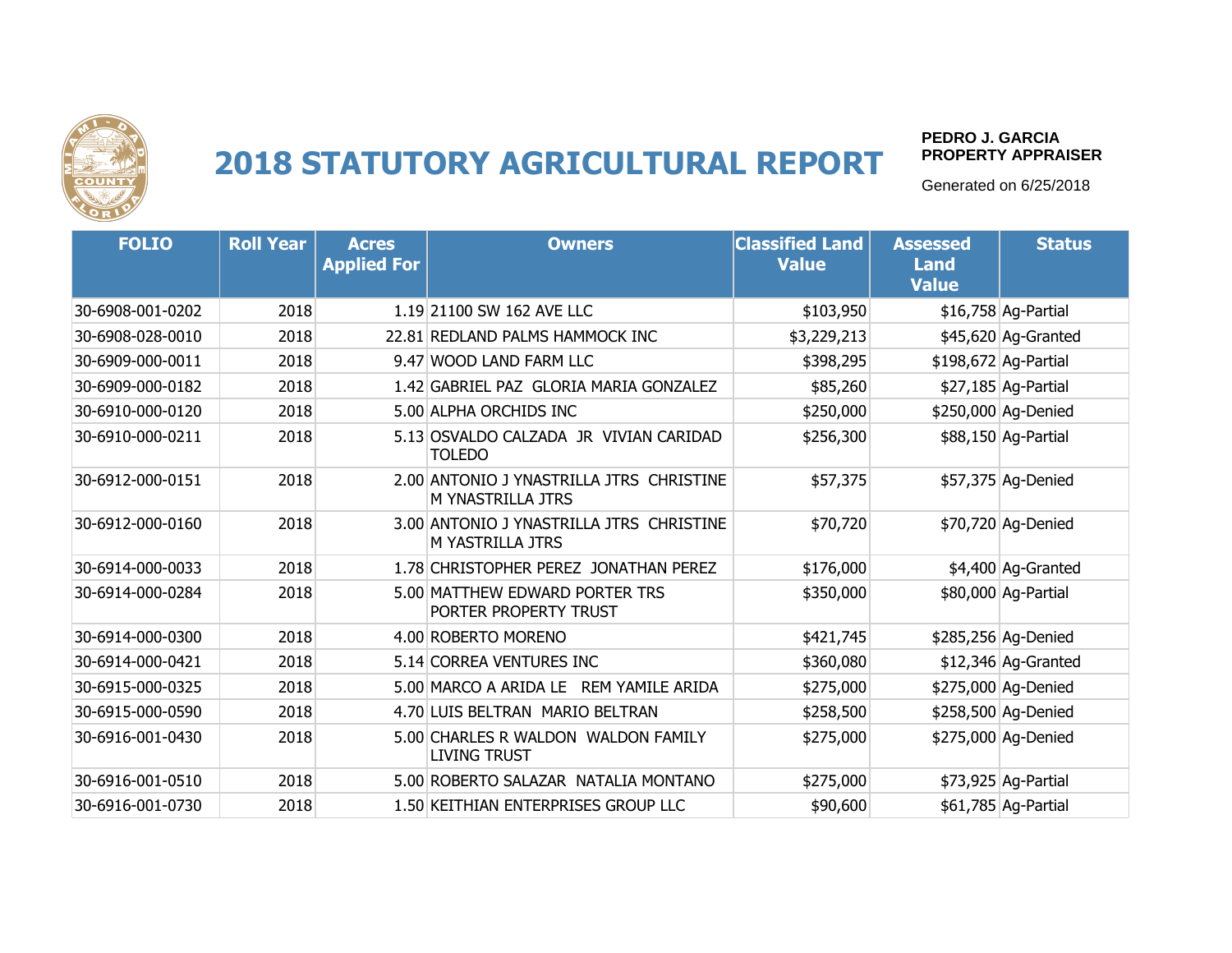# 2018 STATUTORY AGRICULTURAL REPORT

**PEDRO J. GARCIA**
**PROPERTY APPRAISER**

Generated on 6/25/2018

| FOLIO | Roll Year | Acres Applied For | Owners | Classified Land Value | Assessed Land Value | Status |
|---|---|---|---|---|---|---|
| 30-6908-001-0202 | 2018 | 1.19 | 21100 SW 162 AVE LLC | $103,950 | $16,758 | Ag-Partial |
| 30-6908-028-0010 | 2018 | 22.81 | REDLAND PALMS HAMMOCK INC | $3,229,213 | $45,620 | Ag-Granted |
| 30-6909-000-0011 | 2018 | 9.47 | WOOD LAND FARM LLC | $398,295 | $198,672 | Ag-Partial |
| 30-6909-000-0182 | 2018 | 1.42 | GABRIEL PAZ GLORIA MARIA GONZALEZ | $85,260 | $27,185 | Ag-Partial |
| 30-6910-000-0120 | 2018 | 5.00 | ALPHA ORCHIDS INC | $250,000 | $250,000 | Ag-Denied |
| 30-6910-000-0211 | 2018 | 5.13 | OSVALDO CALZADA JR VIVIAN CARIDAD TOLEDO | $256,300 | $88,150 | Ag-Partial |
| 30-6912-000-0151 | 2018 | 2.00 | ANTONIO J YNASTRILLA JTRS CHRISTINE M YNASTRILLA JTRS | $57,375 | $57,375 | Ag-Denied |
| 30-6912-000-0160 | 2018 | 3.00 | ANTONIO J YNASTRILLA JTRS CHRISTINE M YASTRILLA JTRS | $70,720 | $70,720 | Ag-Denied |
| 30-6914-000-0033 | 2018 | 1.78 | CHRISTOPHER PEREZ JONATHAN PEREZ | $176,000 | $4,400 | Ag-Granted |
| 30-6914-000-0284 | 2018 | 5.00 | MATTHEW EDWARD PORTER TRS PORTER PROPERTY TRUST | $350,000 | $80,000 | Ag-Partial |
| 30-6914-000-0300 | 2018 | 4.00 | ROBERTO MORENO | $421,745 | $285,256 | Ag-Denied |
| 30-6914-000-0421 | 2018 | 5.14 | CORREA VENTURES INC | $360,080 | $12,346 | Ag-Granted |
| 30-6915-000-0325 | 2018 | 5.00 | MARCO A ARIDA LE REM YAMILE ARIDA | $275,000 | $275,000 | Ag-Denied |
| 30-6915-000-0590 | 2018 | 4.70 | LUIS BELTRAN MARIO BELTRAN | $258,500 | $258,500 | Ag-Denied |
| 30-6916-001-0430 | 2018 | 5.00 | CHARLES R WALDON WALDON FAMILY LIVING TRUST | $275,000 | $275,000 | Ag-Denied |
| 30-6916-001-0510 | 2018 | 5.00 | ROBERTO SALAZAR NATALIA MONTANO | $275,000 | $73,925 | Ag-Partial |
| 30-6916-001-0730 | 2018 | 1.50 | KEITHIAN ENTERPRISES GROUP LLC | $90,600 | $61,785 | Ag-Partial |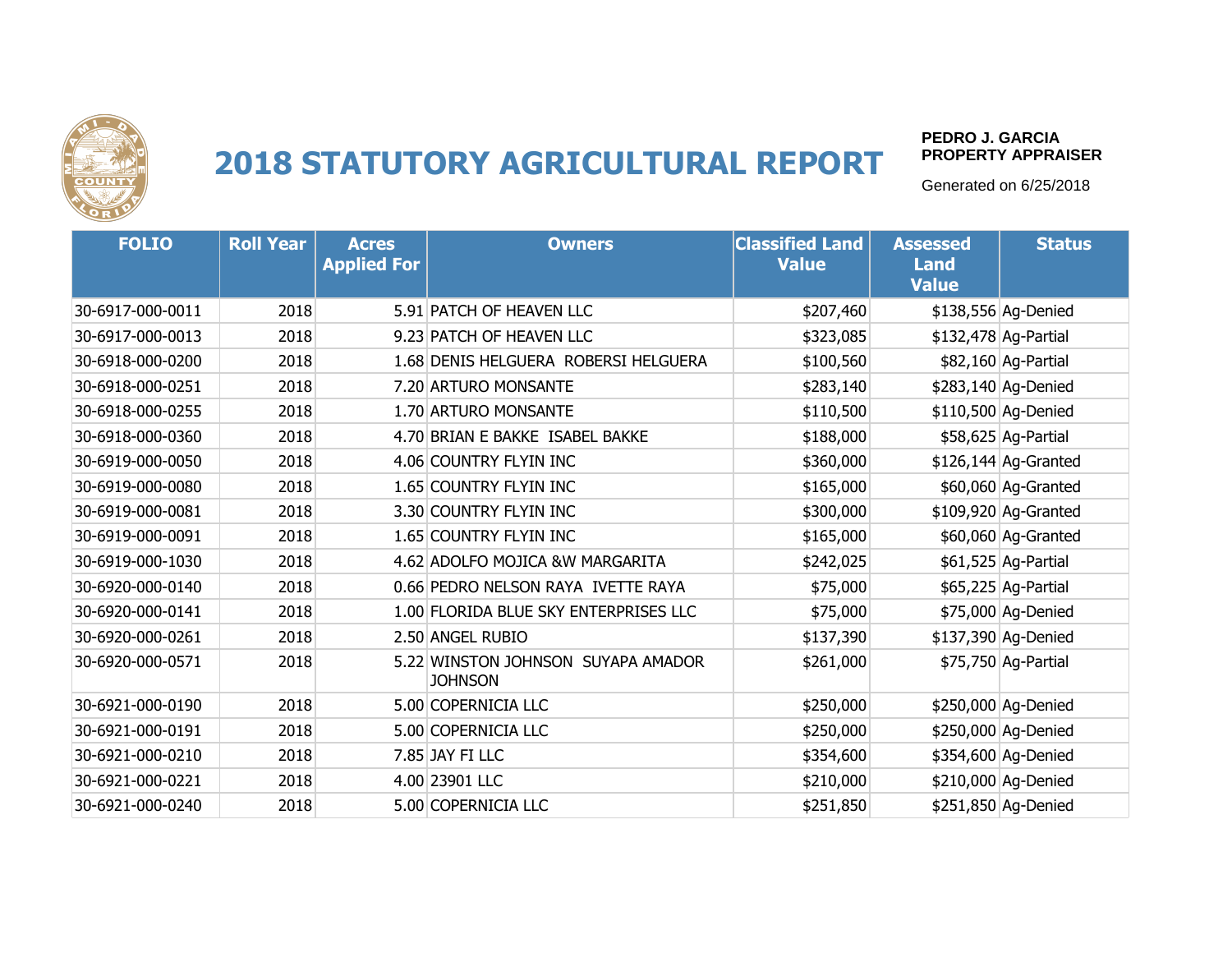# 2018 STATUTORY AGRICULTURAL REPORT

**PEDRO J. GARCIA**
**PROPERTY APPRAISER**

Generated on 6/25/2018

| FOLIO | Roll Year | Acres Applied For | Owners | Classified Land Value | Assessed Land Value | Status |
|---|---|---|---|---|---|---|
| 30-6917-000-0011 | 2018 | 5.91 | PATCH OF HEAVEN LLC | $207,460 | $138,556 | Ag-Denied |
| 30-6917-000-0013 | 2018 | 9.23 | PATCH OF HEAVEN LLC | $323,085 | $132,478 | Ag-Partial |
| 30-6918-000-0200 | 2018 | 1.68 | DENIS HELGUERA ROBERSI HELGUERA | $100,560 | $82,160 | Ag-Partial |
| 30-6918-000-0251 | 2018 | 7.20 | ARTURO MONSANTE | $283,140 | $283,140 | Ag-Denied |
| 30-6918-000-0255 | 2018 | 1.70 | ARTURO MONSANTE | $110,500 | $110,500 | Ag-Denied |
| 30-6918-000-0360 | 2018 | 4.70 | BRIAN E BAKKE ISABEL BAKKE | $188,000 | $58,625 | Ag-Partial |
| 30-6919-000-0050 | 2018 | 4.06 | COUNTRY FLYIN INC | $360,000 | $126,144 | Ag-Granted |
| 30-6919-000-0080 | 2018 | 1.65 | COUNTRY FLYIN INC | $165,000 | $60,060 | Ag-Granted |
| 30-6919-000-0081 | 2018 | 3.30 | COUNTRY FLYIN INC | $300,000 | $109,920 | Ag-Granted |
| 30-6919-000-0091 | 2018 | 1.65 | COUNTRY FLYIN INC | $165,000 | $60,060 | Ag-Granted |
| 30-6919-000-1030 | 2018 | 4.62 | ADOLFO MOJICA &W MARGARITA | $242,025 | $61,525 | Ag-Partial |
| 30-6920-000-0140 | 2018 | 0.66 | PEDRO NELSON RAYA IVETTE RAYA | $75,000 | $65,225 | Ag-Partial |
| 30-6920-000-0141 | 2018 | 1.00 | FLORIDA BLUE SKY ENTERPRISES LLC | $75,000 | $75,000 | Ag-Denied |
| 30-6920-000-0261 | 2018 | 2.50 | ANGEL RUBIO | $137,390 | $137,390 | Ag-Denied |
| 30-6920-000-0571 | 2018 | 5.22 | WINSTON JOHNSON SUYAPA AMADOR JOHNSON | $261,000 | $75,750 | Ag-Partial |
| 30-6921-000-0190 | 2018 | 5.00 | COPERNICIA LLC | $250,000 | $250,000 | Ag-Denied |
| 30-6921-000-0191 | 2018 | 5.00 | COPERNICIA LLC | $250,000 | $250,000 | Ag-Denied |
| 30-6921-000-0210 | 2018 | 7.85 | JAY FI LLC | $354,600 | $354,600 | Ag-Denied |
| 30-6921-000-0221 | 2018 | 4.00 | 23901 LLC | $210,000 | $210,000 | Ag-Denied |
| 30-6921-000-0240 | 2018 | 5.00 | COPERNICIA LLC | $251,850 | $251,850 | Ag-Denied |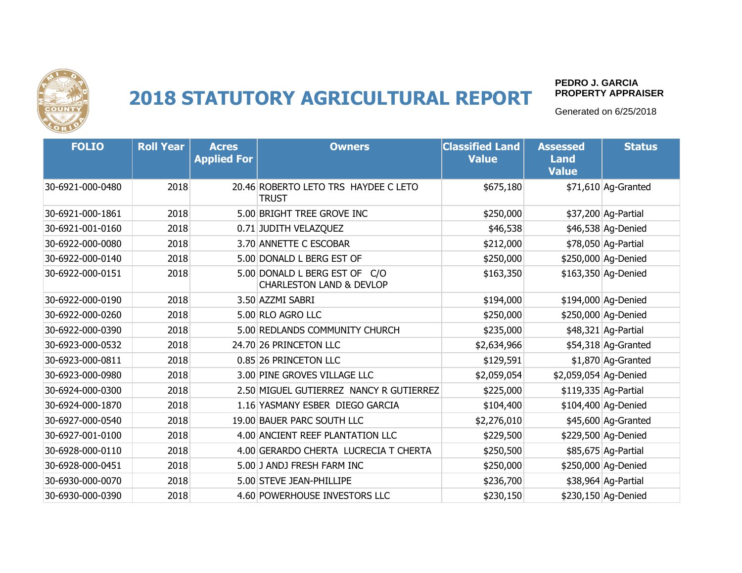# 2018 STATUTORY AGRICULTURAL REPORT

**PEDRO J. GARCIA**
**PROPERTY APPRAISER**

Generated on 6/25/2018

| FOLIO | Roll Year | Acres Applied For | Owners | Classified Land Value | Assessed Land Value | Status |
|---|---|---|---|---|---|---|
| 30-6921-000-0480 | 2018 | 20.46 | ROBERTO LETO TRS HAYDEE C LETO TRUST | $675,180 | $71,610 | Ag-Granted |
| 30-6921-000-1861 | 2018 | 5.00 | BRIGHT TREE GROVE INC | $250,000 | $37,200 | Ag-Partial |
| 30-6921-001-0160 | 2018 | 0.71 | JUDITH VELAZQUEZ | $46,538 | $46,538 | Ag-Denied |
| 30-6922-000-0080 | 2018 | 3.70 | ANNETTE C ESCOBAR | $212,000 | $78,050 | Ag-Partial |
| 30-6922-000-0140 | 2018 | 5.00 | DONALD L BERG EST OF | $250,000 | $250,000 | Ag-Denied |
| 30-6922-000-0151 | 2018 | 5.00 | DONALD L BERG EST OF C/O CHARLESTON LAND & DEVLOP | $163,350 | $163,350 | Ag-Denied |
| 30-6922-000-0190 | 2018 | 3.50 | AZZMI SABRI | $194,000 | $194,000 | Ag-Denied |
| 30-6922-000-0260 | 2018 | 5.00 | RLO AGRO LLC | $250,000 | $250,000 | Ag-Denied |
| 30-6922-000-0390 | 2018 | 5.00 | REDLANDS COMMUNITY CHURCH | $235,000 | $48,321 | Ag-Partial |
| 30-6923-000-0532 | 2018 | 24.70 | 26 PRINCETON LLC | $2,634,966 | $54,318 | Ag-Granted |
| 30-6923-000-0811 | 2018 | 0.85 | 26 PRINCETON LLC | $129,591 | $1,870 | Ag-Granted |
| 30-6923-000-0980 | 2018 | 3.00 | PINE GROVES VILLAGE LLC | $2,059,054 | $2,059,054 | Ag-Denied |
| 30-6924-000-0300 | 2018 | 2.50 | MIGUEL GUTIERREZ NANCY R GUTIERREZ | $225,000 | $119,335 | Ag-Partial |
| 30-6924-000-1870 | 2018 | 1.16 | YASMANY ESBER DIEGO GARCIA | $104,400 | $104,400 | Ag-Denied |
| 30-6927-000-0540 | 2018 | 19.00 | BAUER PARC SOUTH LLC | $2,276,010 | $45,600 | Ag-Granted |
| 30-6927-001-0100 | 2018 | 4.00 | ANCIENT REEF PLANTATION LLC | $229,500 | $229,500 | Ag-Denied |
| 30-6928-000-0110 | 2018 | 4.00 | GERARDO CHERTA LUCRECIA T CHERTA | $250,500 | $85,675 | Ag-Partial |
| 30-6928-000-0451 | 2018 | 5.00 | J ANDJ FRESH FARM INC | $250,000 | $250,000 | Ag-Denied |
| 30-6930-000-0070 | 2018 | 5.00 | STEVE JEAN-PHILLIPE | $236,700 | $38,964 | Ag-Partial |
| 30-6930-000-0390 | 2018 | 4.60 | POWERHOUSE INVESTORS LLC | $230,150 | $230,150 | Ag-Denied |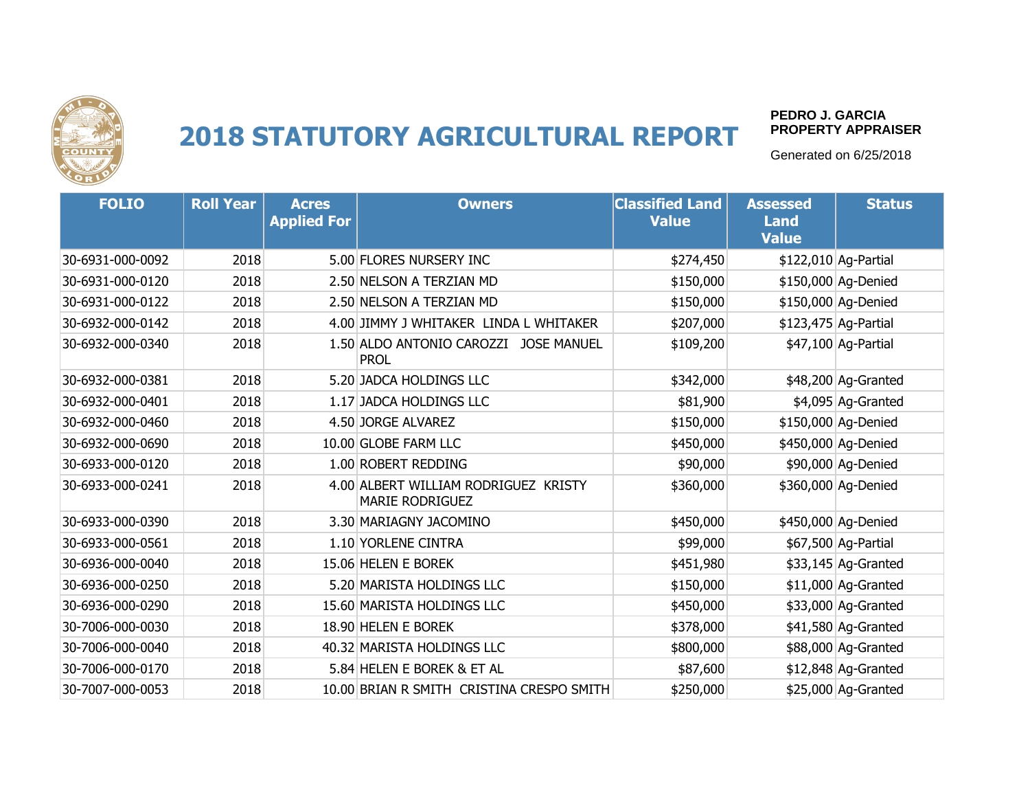# 2018 STATUTORY AGRICULTURAL REPORT

**PEDRO J. GARCIA**
**PROPERTY APPRAISER**

Generated on 6/25/2018

| FOLIO | Roll Year | Acres Applied For | Owners | Classified Land Value | Assessed Land Value | Status |
|---|---|---|---|---|---|---|
| 30-6931-000-0092 | 2018 | 5.00 | FLORES NURSERY INC | $274,450 | $122,010 | Ag-Partial |
| 30-6931-000-0120 | 2018 | 2.50 | NELSON A TERZIAN MD | $150,000 | $150,000 | Ag-Denied |
| 30-6931-000-0122 | 2018 | 2.50 | NELSON A TERZIAN MD | $150,000 | $150,000 | Ag-Denied |
| 30-6932-000-0142 | 2018 | 4.00 | JIMMY J WHITAKER LINDA L WHITAKER | $207,000 | $123,475 | Ag-Partial |
| 30-6932-000-0340 | 2018 | 1.50 | ALDO ANTONIO CAROZZI JOSE MANUEL PROL | $109,200 | $47,100 | Ag-Partial |
| 30-6932-000-0381 | 2018 | 5.20 | JADCA HOLDINGS LLC | $342,000 | $48,200 | Ag-Granted |
| 30-6932-000-0401 | 2018 | 1.17 | JADCA HOLDINGS LLC | $81,900 | $4,095 | Ag-Granted |
| 30-6932-000-0460 | 2018 | 4.50 | JORGE ALVAREZ | $150,000 | $150,000 | Ag-Denied |
| 30-6932-000-0690 | 2018 | 10.00 | GLOBE FARM LLC | $450,000 | $450,000 | Ag-Denied |
| 30-6933-000-0120 | 2018 | 1.00 | ROBERT REDDING | $90,000 | $90,000 | Ag-Denied |
| 30-6933-000-0241 | 2018 | 4.00 | ALBERT WILLIAM RODRIGUEZ KRISTY MARIE RODRIGUEZ | $360,000 | $360,000 | Ag-Denied |
| 30-6933-000-0390 | 2018 | 3.30 | MARIAGNY JACOMINO | $450,000 | $450,000 | Ag-Denied |
| 30-6933-000-0561 | 2018 | 1.10 | YORLENE CINTRA | $99,000 | $67,500 | Ag-Partial |
| 30-6936-000-0040 | 2018 | 15.06 | HELEN E BOREK | $451,980 | $33,145 | Ag-Granted |
| 30-6936-000-0250 | 2018 | 5.20 | MARISTA HOLDINGS LLC | $150,000 | $11,000 | Ag-Granted |
| 30-6936-000-0290 | 2018 | 15.60 | MARISTA HOLDINGS LLC | $450,000 | $33,000 | Ag-Granted |
| 30-7006-000-0030 | 2018 | 18.90 | HELEN E BOREK | $378,000 | $41,580 | Ag-Granted |
| 30-7006-000-0040 | 2018 | 40.32 | MARISTA HOLDINGS LLC | $800,000 | $88,000 | Ag-Granted |
| 30-7006-000-0170 | 2018 | 5.84 | HELEN E BOREK & ET AL | $87,600 | $12,848 | Ag-Granted |
| 30-7007-000-0053 | 2018 | 10.00 | BRIAN R SMITH CRISTINA CRESPO SMITH | $250,000 | $25,000 | Ag-Granted |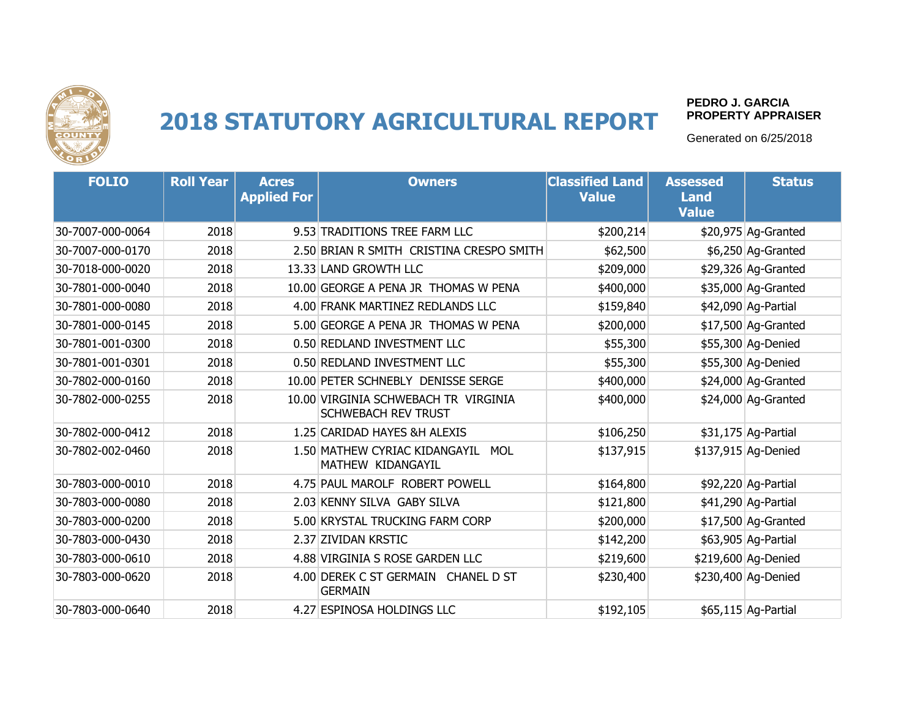# 2018 STATUTORY AGRICULTURAL REPORT

**PEDRO J. GARCIA**
**PROPERTY APPRAISER**

Generated on 6/25/2018

| FOLIO | Roll Year | Acres Applied For | Owners | Classified Land Value | Assessed Land Value | Status |
|---|---|---|---|---|---|---|
| 30-7007-000-0064 | 2018 | 9.53 | TRADITIONS TREE FARM LLC | $200,214 | $20,975 | Ag-Granted |
| 30-7007-000-0170 | 2018 | 2.50 | BRIAN R SMITH CRISTINA CRESPO SMITH | $62,500 | $6,250 | Ag-Granted |
| 30-7018-000-0020 | 2018 | 13.33 | LAND GROWTH LLC | $209,000 | $29,326 | Ag-Granted |
| 30-7801-000-0040 | 2018 | 10.00 | GEORGE A PENA JR THOMAS W PENA | $400,000 | $35,000 | Ag-Granted |
| 30-7801-000-0080 | 2018 | 4.00 | FRANK MARTINEZ REDLANDS LLC | $159,840 | $42,090 | Ag-Partial |
| 30-7801-000-0145 | 2018 | 5.00 | GEORGE A PENA JR THOMAS W PENA | $200,000 | $17,500 | Ag-Granted |
| 30-7801-001-0300 | 2018 | 0.50 | REDLAND INVESTMENT LLC | $55,300 | $55,300 | Ag-Denied |
| 30-7801-001-0301 | 2018 | 0.50 | REDLAND INVESTMENT LLC | $55,300 | $55,300 | Ag-Denied |
| 30-7802-000-0160 | 2018 | 10.00 | PETER SCHNEBLY DENISSE SERGE | $400,000 | $24,000 | Ag-Granted |
| 30-7802-000-0255 | 2018 | 10.00 | VIRGINIA SCHWEBACH TR VIRGINIA SCHWEBACH REV TRUST | $400,000 | $24,000 | Ag-Granted |
| 30-7802-000-0412 | 2018 | 1.25 | CARIDAD HAYES &H ALEXIS | $106,250 | $31,175 | Ag-Partial |
| 30-7802-002-0460 | 2018 | 1.50 | MATHEW CYRIAC KIDANGAYIL MOL MATHEW KIDANGAYIL | $137,915 | $137,915 | Ag-Denied |
| 30-7803-000-0010 | 2018 | 4.75 | PAUL MAROLF ROBERT POWELL | $164,800 | $92,220 | Ag-Partial |
| 30-7803-000-0080 | 2018 | 2.03 | KENNY SILVA GABY SILVA | $121,800 | $41,290 | Ag-Partial |
| 30-7803-000-0200 | 2018 | 5.00 | KRYSTAL TRUCKING FARM CORP | $200,000 | $17,500 | Ag-Granted |
| 30-7803-000-0430 | 2018 | 2.37 | ZIVIDAN KRSTIC | $142,200 | $63,905 | Ag-Partial |
| 30-7803-000-0610 | 2018 | 4.88 | VIRGINIA S ROSE GARDEN LLC | $219,600 | $219,600 | Ag-Denied |
| 30-7803-000-0620 | 2018 | 4.00 | DEREK C ST GERMAIN CHANEL D ST GERMAIN | $230,400 | $230,400 | Ag-Denied |
| 30-7803-000-0640 | 2018 | 4.27 | ESPINOSA HOLDINGS LLC | $192,105 | $65,115 | Ag-Partial |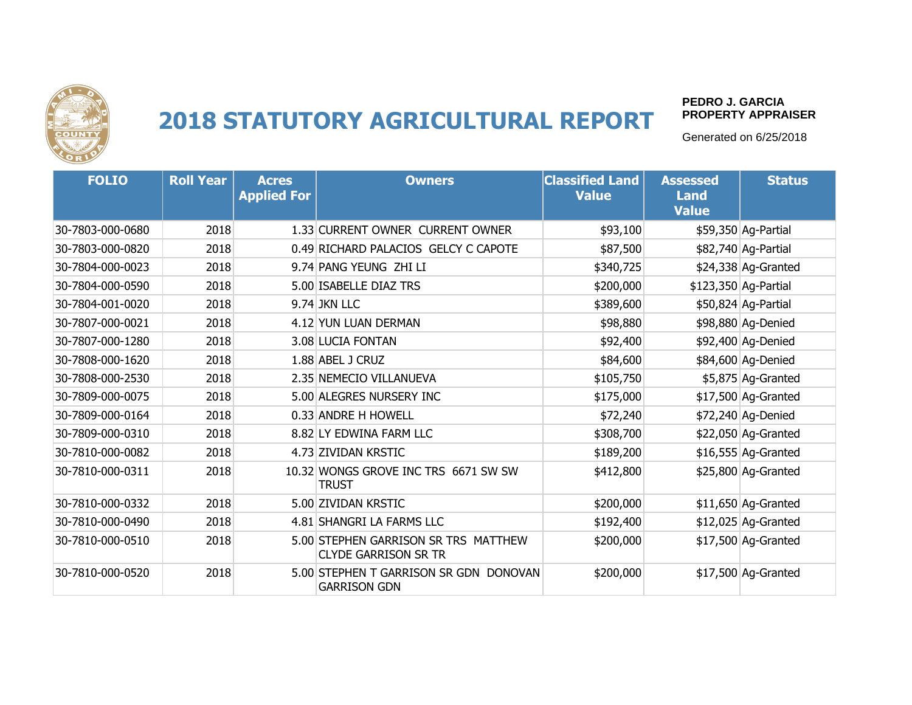# 2018 STATUTORY AGRICULTURAL REPORT

**PEDRO J. GARCIA**
**PROPERTY APPRAISER**

Generated on 6/25/2018

| FOLIO | Roll Year | Acres Applied For | Owners | Classified Land Value | Assessed Land Value | Status |
|---|---|---|---|---|---|---|
| 30-7803-000-0680 | 2018 | 1.33 | CURRENT OWNER CURRENT OWNER | $93,100 | $59,350 | Ag-Partial |
| 30-7803-000-0820 | 2018 | 0.49 | RICHARD PALACIOS GELCY C CAPOTE | $87,500 | $82,740 | Ag-Partial |
| 30-7804-000-0023 | 2018 | 9.74 | PANG YEUNG ZHI LI | $340,725 | $24,338 | Ag-Granted |
| 30-7804-000-0590 | 2018 | 5.00 | ISABELLE DIAZ TRS | $200,000 | $123,350 | Ag-Partial |
| 30-7804-001-0020 | 2018 | 9.74 | JKN LLC | $389,600 | $50,824 | Ag-Partial |
| 30-7807-000-0021 | 2018 | 4.12 | YUN LUAN DERMAN | $98,880 | $98,880 | Ag-Denied |
| 30-7807-000-1280 | 2018 | 3.08 | LUCIA FONTAN | $92,400 | $92,400 | Ag-Denied |
| 30-7808-000-1620 | 2018 | 1.88 | ABEL J CRUZ | $84,600 | $84,600 | Ag-Denied |
| 30-7808-000-2530 | 2018 | 2.35 | NEMECIO VILLANUEVA | $105,750 | $5,875 | Ag-Granted |
| 30-7809-000-0075 | 2018 | 5.00 | ALEGRES NURSERY INC | $175,000 | $17,500 | Ag-Granted |
| 30-7809-000-0164 | 2018 | 0.33 | ANDRE H HOWELL | $72,240 | $72,240 | Ag-Denied |
| 30-7809-000-0310 | 2018 | 8.82 | LY EDWINA FARM LLC | $308,700 | $22,050 | Ag-Granted |
| 30-7810-000-0082 | 2018 | 4.73 | ZIVIDAN KRSTIC | $189,200 | $16,555 | Ag-Granted |
| 30-7810-000-0311 | 2018 | 10.32 | WONGS GROVE INC TRS 6671 SW SW TRUST | $412,800 | $25,800 | Ag-Granted |
| 30-7810-000-0332 | 2018 | 5.00 | ZIVIDAN KRSTIC | $200,000 | $11,650 | Ag-Granted |
| 30-7810-000-0490 | 2018 | 4.81 | SHANGRI LA FARMS LLC | $192,400 | $12,025 | Ag-Granted |
| 30-7810-000-0510 | 2018 | 5.00 | STEPHEN GARRISON SR TRS MATTHEW CLYDE GARRISON SR TR | $200,000 | $17,500 | Ag-Granted |
| 30-7810-000-0520 | 2018 | 5.00 | STEPHEN T GARRISON SR GDN DONOVAN GARRISON GDN | $200,000 | $17,500 | Ag-Granted |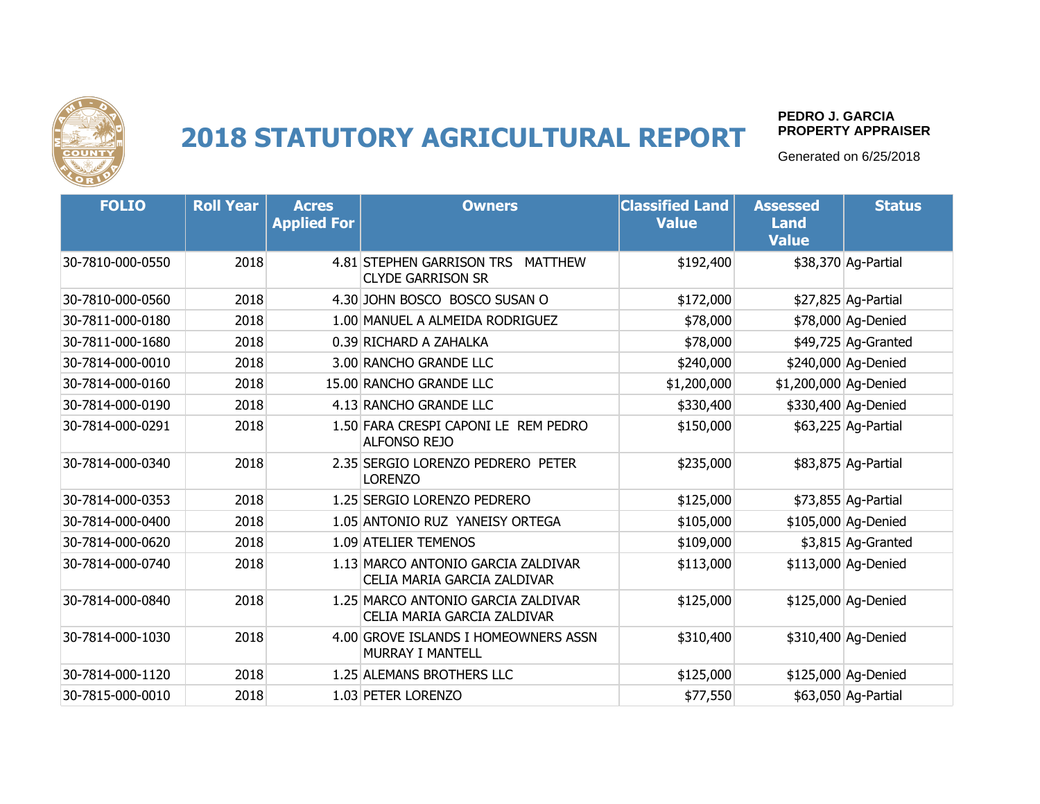# 2018 STATUTORY AGRICULTURAL REPORT

**PEDRO J. GARCIA**
**PROPERTY APPRAISER**

Generated on 6/25/2018

| FOLIO | Roll Year | Acres Applied For | Owners | Classified Land Value | Assessed Land Value | Status |
|---|---|---|---|---|---|---|
| 30-7810-000-0550 | 2018 | 4.81 | STEPHEN GARRISON TRS MATTHEW CLYDE GARRISON SR | $192,400 | $38,370 | Ag-Partial |
| 30-7810-000-0560 | 2018 | 4.30 | JOHN BOSCO BOSCO SUSAN O | $172,000 | $27,825 | Ag-Partial |
| 30-7811-000-0180 | 2018 | 1.00 | MANUEL A ALMEIDA RODRIGUEZ | $78,000 | $78,000 | Ag-Denied |
| 30-7811-000-1680 | 2018 | 0.39 | RICHARD A ZAHALKA | $78,000 | $49,725 | Ag-Granted |
| 30-7814-000-0010 | 2018 | 3.00 | RANCHO GRANDE LLC | $240,000 | $240,000 | Ag-Denied |
| 30-7814-000-0160 | 2018 | 15.00 | RANCHO GRANDE LLC | $1,200,000 | $1,200,000 | Ag-Denied |
| 30-7814-000-0190 | 2018 | 4.13 | RANCHO GRANDE LLC | $330,400 | $330,400 | Ag-Denied |
| 30-7814-000-0291 | 2018 | 1.50 | FARA CRESPI CAPONI LE REM PEDRO ALFONSO REJO | $150,000 | $63,225 | Ag-Partial |
| 30-7814-000-0340 | 2018 | 2.35 | SERGIO LORENZO PEDRERO PETER LORENZO | $235,000 | $83,875 | Ag-Partial |
| 30-7814-000-0353 | 2018 | 1.25 | SERGIO LORENZO PEDRERO | $125,000 | $73,855 | Ag-Partial |
| 30-7814-000-0400 | 2018 | 1.05 | ANTONIO RUZ YANEISY ORTEGA | $105,000 | $105,000 | Ag-Denied |
| 30-7814-000-0620 | 2018 | 1.09 | ATELIER TEMENOS | $109,000 | $3,815 | Ag-Granted |
| 30-7814-000-0740 | 2018 | 1.13 | MARCO ANTONIO GARCIA ZALDIVAR CELIA MARIA GARCIA ZALDIVAR | $113,000 | $113,000 | Ag-Denied |
| 30-7814-000-0840 | 2018 | 1.25 | MARCO ANTONIO GARCIA ZALDIVAR CELIA MARIA GARCIA ZALDIVAR | $125,000 | $125,000 | Ag-Denied |
| 30-7814-000-1030 | 2018 | 4.00 | GROVE ISLANDS I HOMEOWNERS ASSN MURRAY I MANTELL | $310,400 | $310,400 | Ag-Denied |
| 30-7814-000-1120 | 2018 | 1.25 | ALEMANS BROTHERS LLC | $125,000 | $125,000 | Ag-Denied |
| 30-7815-000-0010 | 2018 | 1.03 | PETER LORENZO | $77,550 | $63,050 | Ag-Partial |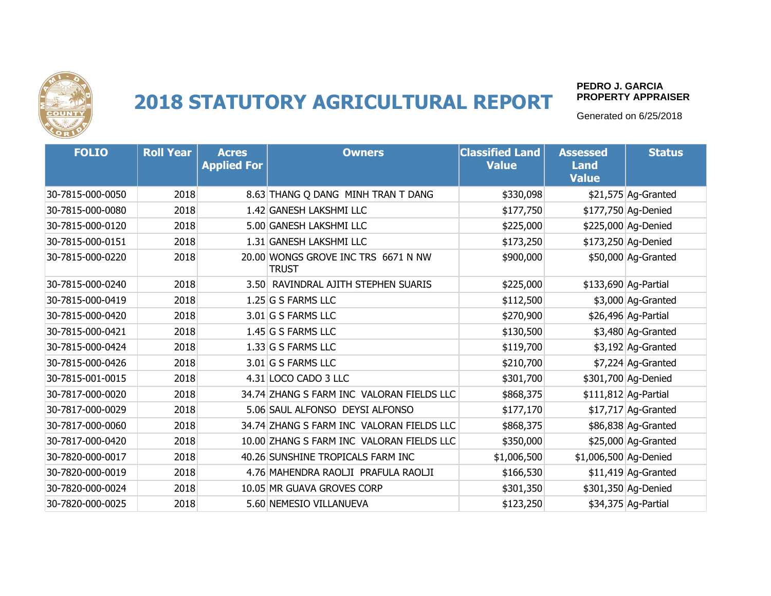# 2018 STATUTORY AGRICULTURAL REPORT

**PEDRO J. GARCIA**
**PROPERTY APPRAISER**

Generated on 6/25/2018

| FOLIO | Roll Year | Acres Applied For | Owners | Classified Land Value | Assessed Land Value | Status |
|---|---|---|---|---|---|---|
| 30-7815-000-0050 | 2018 | 8.63 | THANG Q DANG MINH TRAN T DANG | $330,098 | $21,575 | Ag-Granted |
| 30-7815-000-0080 | 2018 | 1.42 | GANESH LAKSHMI LLC | $177,750 | $177,750 | Ag-Denied |
| 30-7815-000-0120 | 2018 | 5.00 | GANESH LAKSHMI LLC | $225,000 | $225,000 | Ag-Denied |
| 30-7815-000-0151 | 2018 | 1.31 | GANESH LAKSHMI LLC | $173,250 | $173,250 | Ag-Denied |
| 30-7815-000-0220 | 2018 | 20.00 | WONGS GROVE INC TRS 6671 N NW TRUST | $900,000 | $50,000 | Ag-Granted |
| 30-7815-000-0240 | 2018 | 3.50 | RAVINDRAL AJITH STEPHEN SUARIS | $225,000 | $133,690 | Ag-Partial |
| 30-7815-000-0419 | 2018 | 1.25 | G S FARMS LLC | $112,500 | $3,000 | Ag-Granted |
| 30-7815-000-0420 | 2018 | 3.01 | G S FARMS LLC | $270,900 | $26,496 | Ag-Partial |
| 30-7815-000-0421 | 2018 | 1.45 | G S FARMS LLC | $130,500 | $3,480 | Ag-Granted |
| 30-7815-000-0424 | 2018 | 1.33 | G S FARMS LLC | $119,700 | $3,192 | Ag-Granted |
| 30-7815-000-0426 | 2018 | 3.01 | G S FARMS LLC | $210,700 | $7,224 | Ag-Granted |
| 30-7815-001-0015 | 2018 | 4.31 | LOCO CADO 3 LLC | $301,700 | $301,700 | Ag-Denied |
| 30-7817-000-0020 | 2018 | 34.74 | ZHANG S FARM INC VALORAN FIELDS LLC | $868,375 | $111,812 | Ag-Partial |
| 30-7817-000-0029 | 2018 | 5.06 | SAUL ALFONSO DEYSI ALFONSO | $177,170 | $17,717 | Ag-Granted |
| 30-7817-000-0060 | 2018 | 34.74 | ZHANG S FARM INC VALORAN FIELDS LLC | $868,375 | $86,838 | Ag-Granted |
| 30-7817-000-0420 | 2018 | 10.00 | ZHANG S FARM INC VALORAN FIELDS LLC | $350,000 | $25,000 | Ag-Granted |
| 30-7820-000-0017 | 2018 | 40.26 | SUNSHINE TROPICALS FARM INC | $1,006,500 | $1,006,500 | Ag-Denied |
| 30-7820-000-0019 | 2018 | 4.76 | MAHENDRA RAOLJI PRAFULA RAOLJI | $166,530 | $11,419 | Ag-Granted |
| 30-7820-000-0024 | 2018 | 10.05 | MR GUAVA GROVES CORP | $301,350 | $301,350 | Ag-Denied |
| 30-7820-000-0025 | 2018 | 5.60 | NEMESIO VILLANUEVA | $123,250 | $34,375 | Ag-Partial |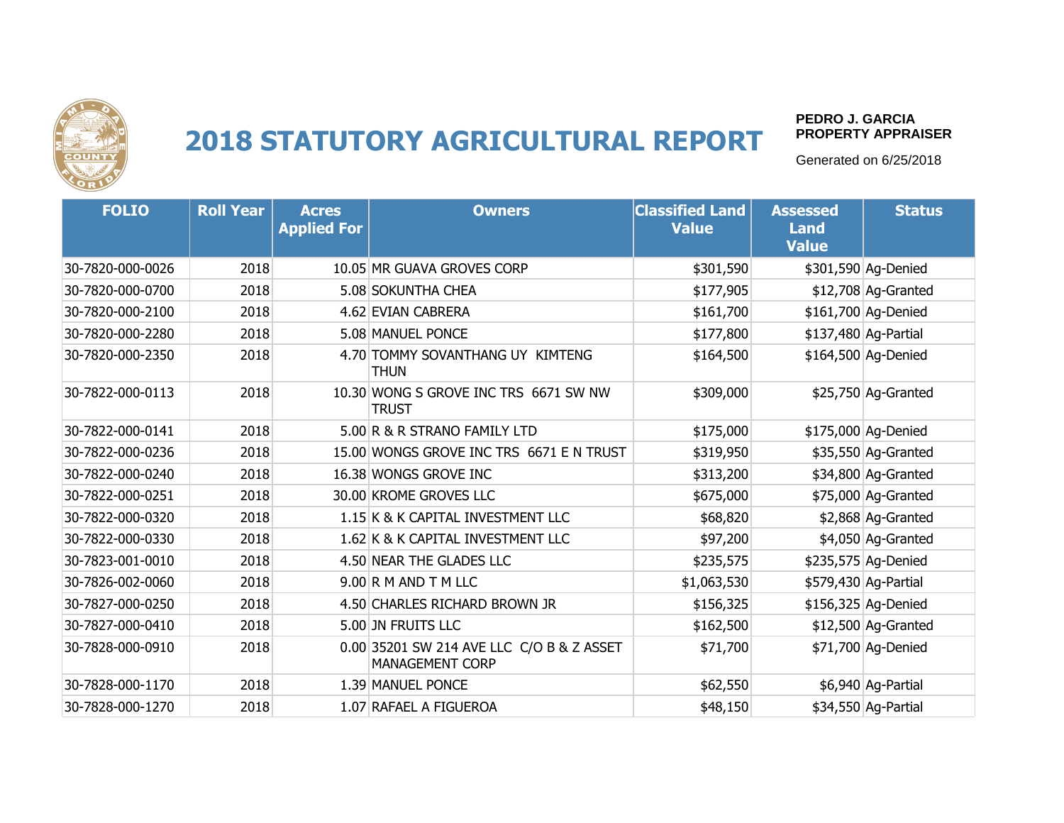# 2018 STATUTORY AGRICULTURAL REPORT

**PEDRO J. GARCIA**
**PROPERTY APPRAISER**

Generated on 6/25/2018

| FOLIO | Roll Year | Acres Applied For | Owners | Classified Land Value | Assessed Land Value | Status |
|---|---|---|---|---|---|---|
| 30-7820-000-0026 | 2018 | 10.05 | MR GUAVA GROVES CORP | $301,590 | $301,590 | Ag-Denied |
| 30-7820-000-0700 | 2018 | 5.08 | SOKUNTHA CHEA | $177,905 | $12,708 | Ag-Granted |
| 30-7820-000-2100 | 2018 | 4.62 | EVIAN CABRERA | $161,700 | $161,700 | Ag-Denied |
| 30-7820-000-2280 | 2018 | 5.08 | MANUEL PONCE | $177,800 | $137,480 | Ag-Partial |
| 30-7820-000-2350 | 2018 | 4.70 | TOMMY SOVANTHANG UY KIMTENG THUN | $164,500 | $164,500 | Ag-Denied |
| 30-7822-000-0113 | 2018 | 10.30 | WONG S GROVE INC TRS 6671 SW NW TRUST | $309,000 | $25,750 | Ag-Granted |
| 30-7822-000-0141 | 2018 | 5.00 | R & R STRANO FAMILY LTD | $175,000 | $175,000 | Ag-Denied |
| 30-7822-000-0236 | 2018 | 15.00 | WONGS GROVE INC TRS 6671 E N TRUST | $319,950 | $35,550 | Ag-Granted |
| 30-7822-000-0240 | 2018 | 16.38 | WONGS GROVE INC | $313,200 | $34,800 | Ag-Granted |
| 30-7822-000-0251 | 2018 | 30.00 | KROME GROVES LLC | $675,000 | $75,000 | Ag-Granted |
| 30-7822-000-0320 | 2018 | 1.15 | K & K CAPITAL INVESTMENT LLC | $68,820 | $2,868 | Ag-Granted |
| 30-7822-000-0330 | 2018 | 1.62 | K & K CAPITAL INVESTMENT LLC | $97,200 | $4,050 | Ag-Granted |
| 30-7823-001-0010 | 2018 | 4.50 | NEAR THE GLADES LLC | $235,575 | $235,575 | Ag-Denied |
| 30-7826-002-0060 | 2018 | 9.00 | R M AND T M LLC | $1,063,530 | $579,430 | Ag-Partial |
| 30-7827-000-0250 | 2018 | 4.50 | CHARLES RICHARD BROWN JR | $156,325 | $156,325 | Ag-Denied |
| 30-7827-000-0410 | 2018 | 5.00 | JN FRUITS LLC | $162,500 | $12,500 | Ag-Granted |
| 30-7828-000-0910 | 2018 | 0.00 | 35201 SW 214 AVE LLC C/O B & Z ASSET MANAGEMENT CORP | $71,700 | $71,700 | Ag-Denied |
| 30-7828-000-1170 | 2018 | 1.39 | MANUEL PONCE | $62,550 | $6,940 | Ag-Partial |
| 30-7828-000-1270 | 2018 | 1.07 | RAFAEL A FIGUEROA | $48,150 | $34,550 | Ag-Partial |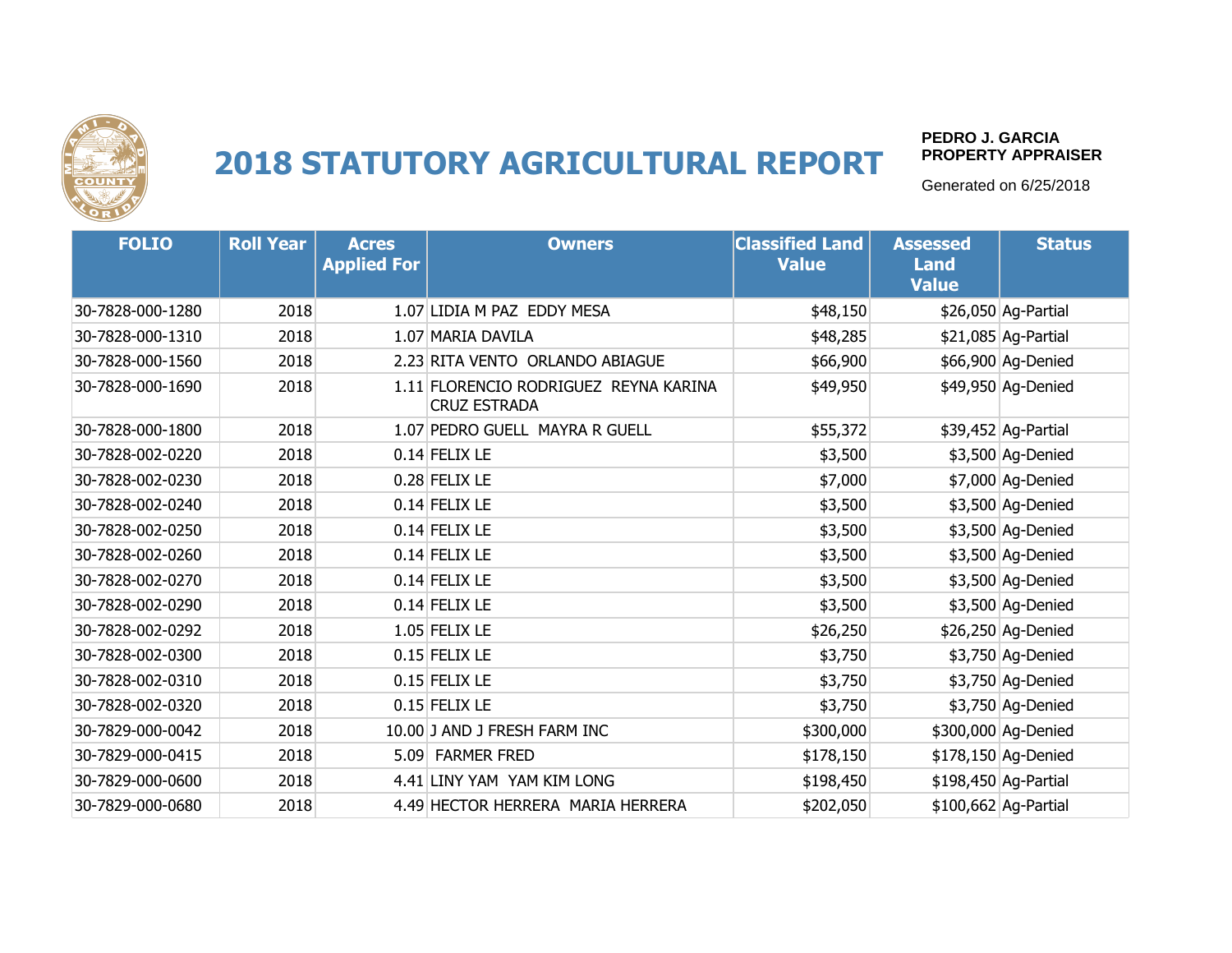# 2018 STATUTORY AGRICULTURAL REPORT

**PEDRO J. GARCIA**
**PROPERTY APPRAISER**

Generated on 6/25/2018

| FOLIO | Roll Year | Acres Applied For | Owners | Classified Land Value | Assessed Land Value | Status |
|---|---|---|---|---|---|---|
| 30-7828-000-1280 | 2018 | 1.07 | LIDIA M PAZ  EDDY MESA | $48,150 | $26,050 | Ag-Partial |
| 30-7828-000-1310 | 2018 | 1.07 | MARIA DAVILA | $48,285 | $21,085 | Ag-Partial |
| 30-7828-000-1560 | 2018 | 2.23 | RITA VENTO  ORLANDO ABIAGUE | $66,900 | $66,900 | Ag-Denied |
| 30-7828-000-1690 | 2018 | 1.11 | FLORENCIO RODRIGUEZ  REYNA KARINA CRUZ ESTRADA | $49,950 | $49,950 | Ag-Denied |
| 30-7828-000-1800 | 2018 | 1.07 | PEDRO GUELL  MAYRA R GUELL | $55,372 | $39,452 | Ag-Partial |
| 30-7828-002-0220 | 2018 | 0.14 | FELIX LE | $3,500 | $3,500 | Ag-Denied |
| 30-7828-002-0230 | 2018 | 0.28 | FELIX LE | $7,000 | $7,000 | Ag-Denied |
| 30-7828-002-0240 | 2018 | 0.14 | FELIX LE | $3,500 | $3,500 | Ag-Denied |
| 30-7828-002-0250 | 2018 | 0.14 | FELIX LE | $3,500 | $3,500 | Ag-Denied |
| 30-7828-002-0260 | 2018 | 0.14 | FELIX LE | $3,500 | $3,500 | Ag-Denied |
| 30-7828-002-0270 | 2018 | 0.14 | FELIX LE | $3,500 | $3,500 | Ag-Denied |
| 30-7828-002-0290 | 2018 | 0.14 | FELIX LE | $3,500 | $3,500 | Ag-Denied |
| 30-7828-002-0292 | 2018 | 1.05 | FELIX LE | $26,250 | $26,250 | Ag-Denied |
| 30-7828-002-0300 | 2018 | 0.15 | FELIX LE | $3,750 | $3,750 | Ag-Denied |
| 30-7828-002-0310 | 2018 | 0.15 | FELIX LE | $3,750 | $3,750 | Ag-Denied |
| 30-7828-002-0320 | 2018 | 0.15 | FELIX LE | $3,750 | $3,750 | Ag-Denied |
| 30-7829-000-0042 | 2018 | 10.00 | J AND J FRESH FARM INC | $300,000 | $300,000 | Ag-Denied |
| 30-7829-000-0415 | 2018 | 5.09 | FARMER FRED | $178,150 | $178,150 | Ag-Denied |
| 30-7829-000-0600 | 2018 | 4.41 | LINY YAM  YAM KIM LONG | $198,450 | $198,450 | Ag-Partial |
| 30-7829-000-0680 | 2018 | 4.49 | HECTOR HERRERA  MARIA HERRERA | $202,050 | $100,662 | Ag-Partial |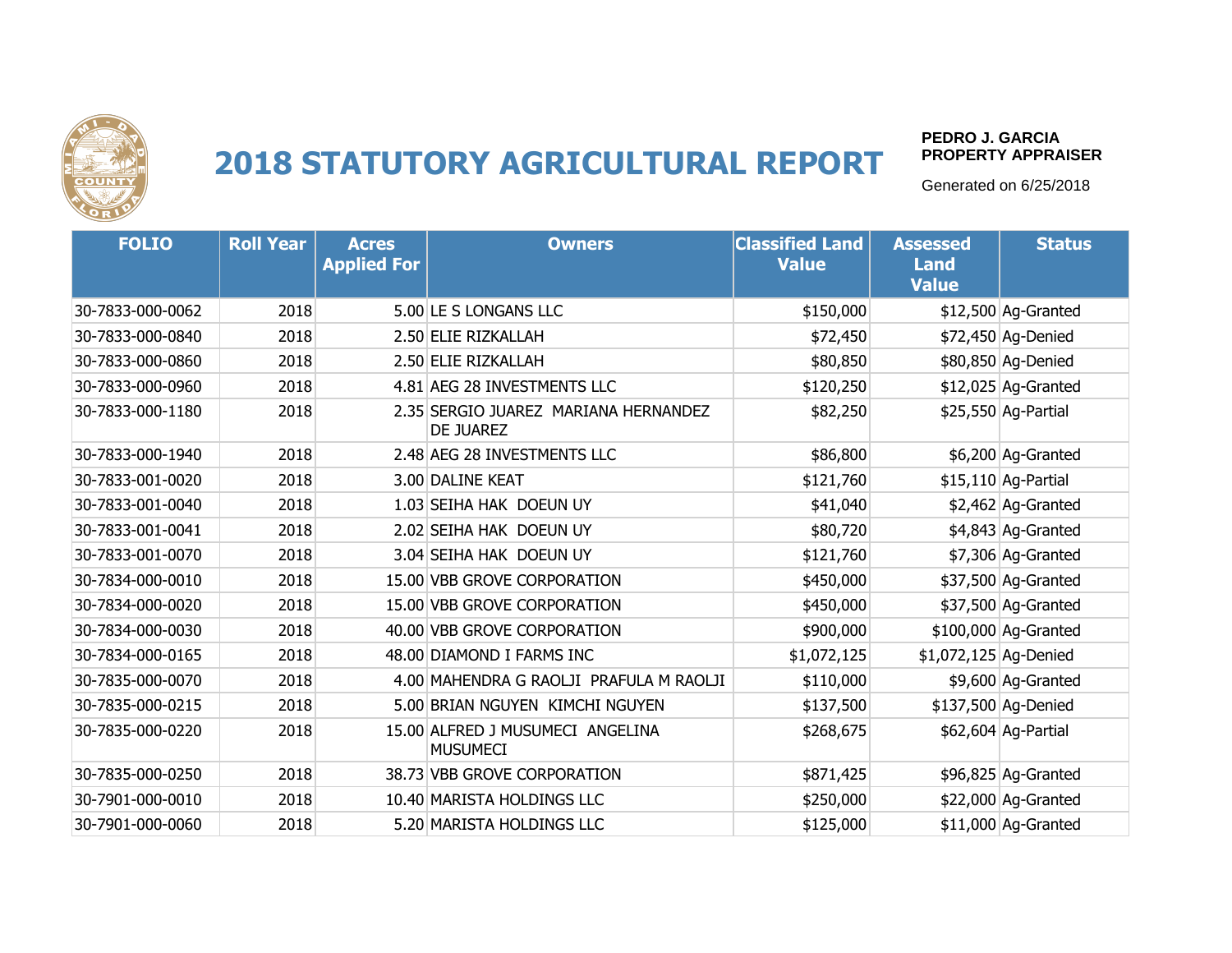# 2018 STATUTORY AGRICULTURAL REPORT

**PEDRO J. GARCIA**
**PROPERTY APPRAISER**

Generated on 6/25/2018

| FOLIO | Roll Year | Acres Applied For | Owners | Classified Land Value | Assessed Land Value | Status |
|---|---|---|---|---|---|---|
| 30-7833-000-0062 | 2018 | 5.00 | LE S LONGANS LLC | $150,000 | $12,500 | Ag-Granted |
| 30-7833-000-0840 | 2018 | 2.50 | ELIE RIZKALLAH | $72,450 | $72,450 | Ag-Denied |
| 30-7833-000-0860 | 2018 | 2.50 | ELIE RIZKALLAH | $80,850 | $80,850 | Ag-Denied |
| 30-7833-000-0960 | 2018 | 4.81 | AEG 28 INVESTMENTS LLC | $120,250 | $12,025 | Ag-Granted |
| 30-7833-000-1180 | 2018 | 2.35 | SERGIO JUAREZ MARIANA HERNANDEZ DE JUAREZ | $82,250 | $25,550 | Ag-Partial |
| 30-7833-000-1940 | 2018 | 2.48 | AEG 28 INVESTMENTS LLC | $86,800 | $6,200 | Ag-Granted |
| 30-7833-001-0020 | 2018 | 3.00 | DALINE KEAT | $121,760 | $15,110 | Ag-Partial |
| 30-7833-001-0040 | 2018 | 1.03 | SEIHA HAK DOEUN UY | $41,040 | $2,462 | Ag-Granted |
| 30-7833-001-0041 | 2018 | 2.02 | SEIHA HAK DOEUN UY | $80,720 | $4,843 | Ag-Granted |
| 30-7833-001-0070 | 2018 | 3.04 | SEIHA HAK DOEUN UY | $121,760 | $7,306 | Ag-Granted |
| 30-7834-000-0010 | 2018 | 15.00 | VBB GROVE CORPORATION | $450,000 | $37,500 | Ag-Granted |
| 30-7834-000-0020 | 2018 | 15.00 | VBB GROVE CORPORATION | $450,000 | $37,500 | Ag-Granted |
| 30-7834-000-0030 | 2018 | 40.00 | VBB GROVE CORPORATION | $900,000 | $100,000 | Ag-Granted |
| 30-7834-000-0165 | 2018 | 48.00 | DIAMOND I FARMS INC | $1,072,125 | $1,072,125 | Ag-Denied |
| 30-7835-000-0070 | 2018 | 4.00 | MAHENDRA G RAOLJI PRAFULA M RAOLJI | $110,000 | $9,600 | Ag-Granted |
| 30-7835-000-0215 | 2018 | 5.00 | BRIAN NGUYEN KIMCHI NGUYEN | $137,500 | $137,500 | Ag-Denied |
| 30-7835-000-0220 | 2018 | 15.00 | ALFRED J MUSUMECI ANGELINA MUSUMECI | $268,675 | $62,604 | Ag-Partial |
| 30-7835-000-0250 | 2018 | 38.73 | VBB GROVE CORPORATION | $871,425 | $96,825 | Ag-Granted |
| 30-7901-000-0010 | 2018 | 10.40 | MARISTA HOLDINGS LLC | $250,000 | $22,000 | Ag-Granted |
| 30-7901-000-0060 | 2018 | 5.20 | MARISTA HOLDINGS LLC | $125,000 | $11,000 | Ag-Granted |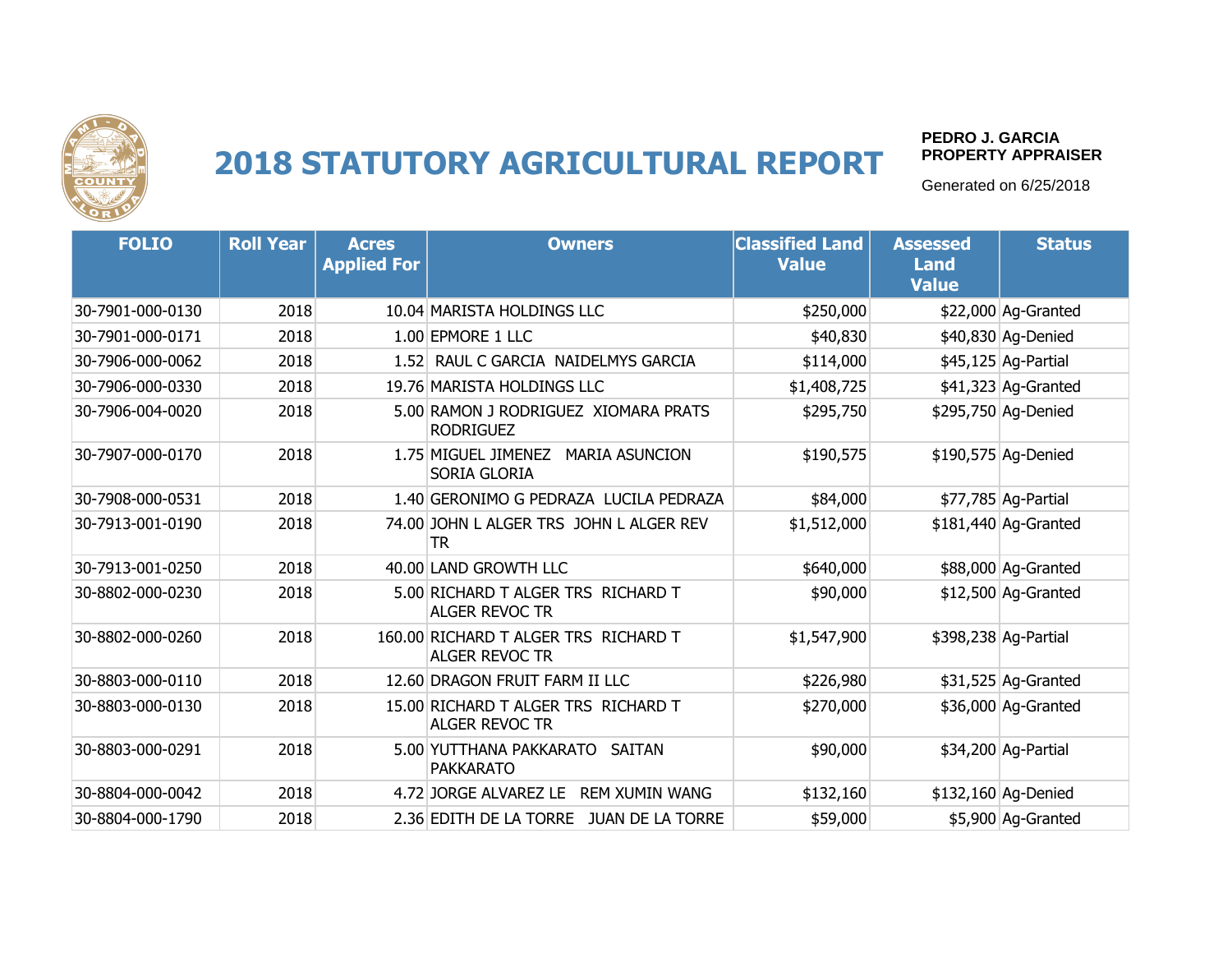# 2018 STATUTORY AGRICULTURAL REPORT

**PEDRO J. GARCIA**
**PROPERTY APPRAISER**

Generated on 6/25/2018

| FOLIO | Roll Year | Acres Applied For | Owners | Classified Land Value | Assessed Land Value | Status |
|---|---|---|---|---|---|---|
| 30-7901-000-0130 | 2018 | 10.04 | MARISTA HOLDINGS LLC | $250,000 | $22,000 | Ag-Granted |
| 30-7901-000-0171 | 2018 | 1.00 | EPMORE 1 LLC | $40,830 | $40,830 | Ag-Denied |
| 30-7906-000-0062 | 2018 | 1.52 | RAUL C GARCIA NAIDELMYS GARCIA | $114,000 | $45,125 | Ag-Partial |
| 30-7906-000-0330 | 2018 | 19.76 | MARISTA HOLDINGS LLC | $1,408,725 | $41,323 | Ag-Granted |
| 30-7906-004-0020 | 2018 | 5.00 | RAMON J RODRIGUEZ XIOMARA PRATS RODRIGUEZ | $295,750 | $295,750 | Ag-Denied |
| 30-7907-000-0170 | 2018 | 1.75 | MIGUEL JIMENEZ MARIA ASUNCION SORIA GLORIA | $190,575 | $190,575 | Ag-Denied |
| 30-7908-000-0531 | 2018 | 1.40 | GERONIMO G PEDRAZA LUCILA PEDRAZA | $84,000 | $77,785 | Ag-Partial |
| 30-7913-001-0190 | 2018 | 74.00 | JOHN L ALGER TRS JOHN L ALGER REV TR | $1,512,000 | $181,440 | Ag-Granted |
| 30-7913-001-0250 | 2018 | 40.00 | LAND GROWTH LLC | $640,000 | $88,000 | Ag-Granted |
| 30-8802-000-0230 | 2018 | 5.00 | RICHARD T ALGER TRS RICHARD T ALGER REVOC TR | $90,000 | $12,500 | Ag-Granted |
| 30-8802-000-0260 | 2018 | 160.00 | RICHARD T ALGER TRS RICHARD T ALGER REVOC TR | $1,547,900 | $398,238 | Ag-Partial |
| 30-8803-000-0110 | 2018 | 12.60 | DRAGON FRUIT FARM II LLC | $226,980 | $31,525 | Ag-Granted |
| 30-8803-000-0130 | 2018 | 15.00 | RICHARD T ALGER TRS RICHARD T ALGER REVOC TR | $270,000 | $36,000 | Ag-Granted |
| 30-8803-000-0291 | 2018 | 5.00 | YUTTHANA PAKKARATO SAITAN PAKKARATO | $90,000 | $34,200 | Ag-Partial |
| 30-8804-000-0042 | 2018 | 4.72 | JORGE ALVAREZ LE REM XUMIN WANG | $132,160 | $132,160 | Ag-Denied |
| 30-8804-000-1790 | 2018 | 2.36 | EDITH DE LA TORRE JUAN DE LA TORRE | $59,000 | $5,900 | Ag-Granted |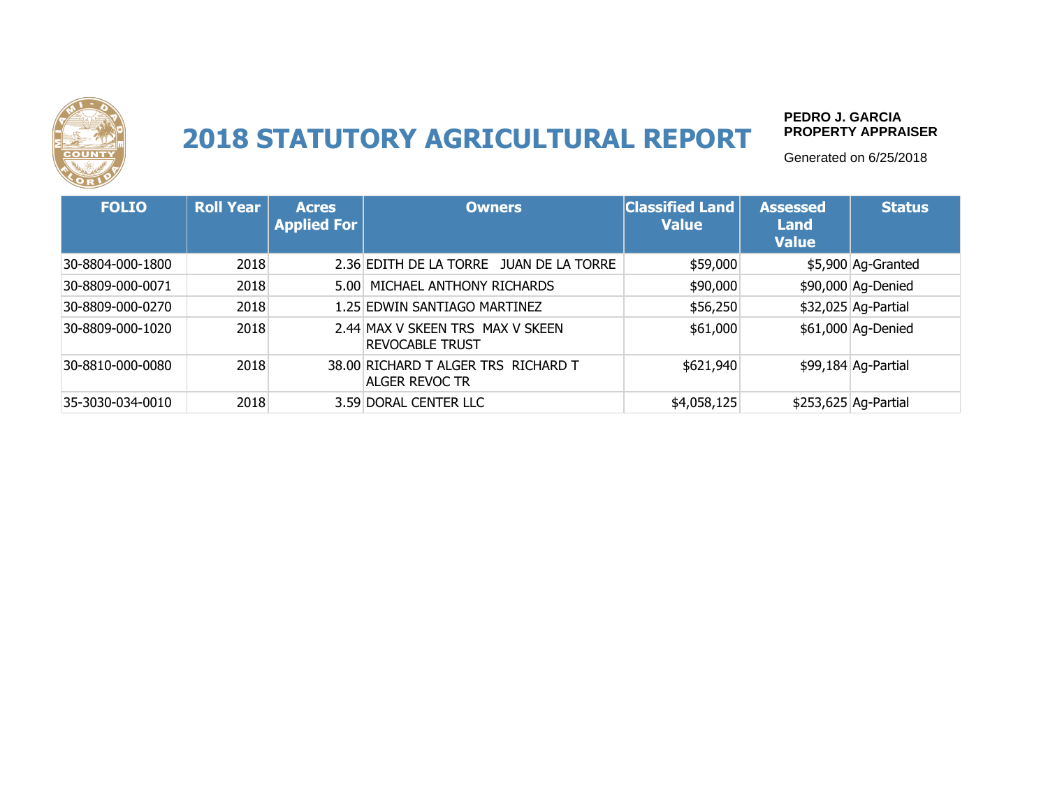# 2018 STATUTORY AGRICULTURAL REPORT

**PEDRO J. GARCIA**
**PROPERTY APPRAISER**

Generated on 6/25/2018

| FOLIO | Roll Year | Acres Applied For | Owners | Classified Land Value | Assessed Land Value | Status |
|---|---|---|---|---|---|---|
| 30-8804-000-1800 | 2018 | 2.36 | EDITH DE LA TORRE JUAN DE LA TORRE | $59,000 | $5,900 | Ag-Granted |
| 30-8809-000-0071 | 2018 | 5.00 | MICHAEL ANTHONY RICHARDS | $90,000 | $90,000 | Ag-Denied |
| 30-8809-000-0270 | 2018 | 1.25 | EDWIN SANTIAGO MARTINEZ | $56,250 | $32,025 | Ag-Partial |
| 30-8809-000-1020 | 2018 | 2.44 | MAX V SKEEN TRS MAX V SKEEN REVOCABLE TRUST | $61,000 | $61,000 | Ag-Denied |
| 30-8810-000-0080 | 2018 | 38.00 | RICHARD T ALGER TRS RICHARD T ALGER REVOC TR | $621,940 | $99,184 | Ag-Partial |
| 35-3030-034-0010 | 2018 | 3.59 | DORAL CENTER LLC | $4,058,125 | $253,625 | Ag-Partial |